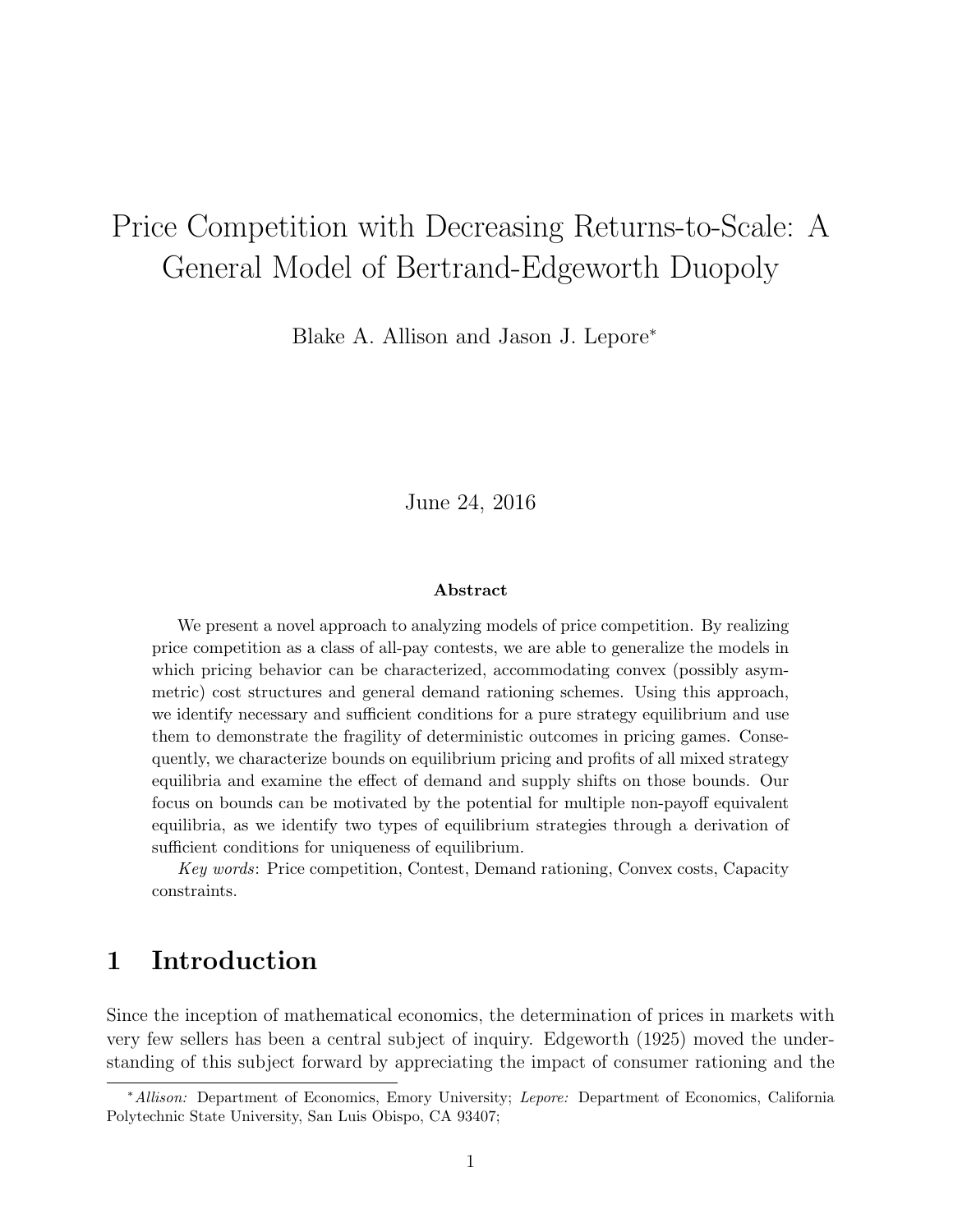# Price Competition with Decreasing Returns-to-Scale: A General Model of Bertrand-Edgeworth Duopoly

Blake A. Allison and Jason J. Lepore*

June 24, 2016

### Abstract

We present a novel approach to analyzing models of price competition. By realizing price competition as a class of all-pay contests, we are able to generalize the models in which pricing behavior can be characterized, accommodating convex (possibly asymmetric) cost structures and general demand rationing schemes. Using this approach, we identify necessary and sufficient conditions for a pure strategy equilibrium and use them to demonstrate the fragility of deterministic outcomes in pricing games. Consequently, we characterize bounds on equilibrium pricing and profits of all mixed strategy equilibria and examine the effect of demand and supply shifts on those bounds. Our focus on bounds can be motivated by the potential for multiple non-payoff equivalent equilibria, as we identify two types of equilibrium strategies through a derivation of sufficient conditions for uniqueness of equilibrium.

*Key words*: Price competition, Contest, Demand rationing, Convex costs, Capacity constraints.

## 1 Introduction

Since the inception of mathematical economics, the determination of prices in markets with very few sellers has been a central subject of inquiry. Edgeworth (1925) moved the understanding of this subject forward by appreciating the impact of consumer rationing and the

---

*Allison: Department of Economics, Emory University; Lepore: Department of Economics, California Polytechnic State University, San Luis Obispo, CA 93407;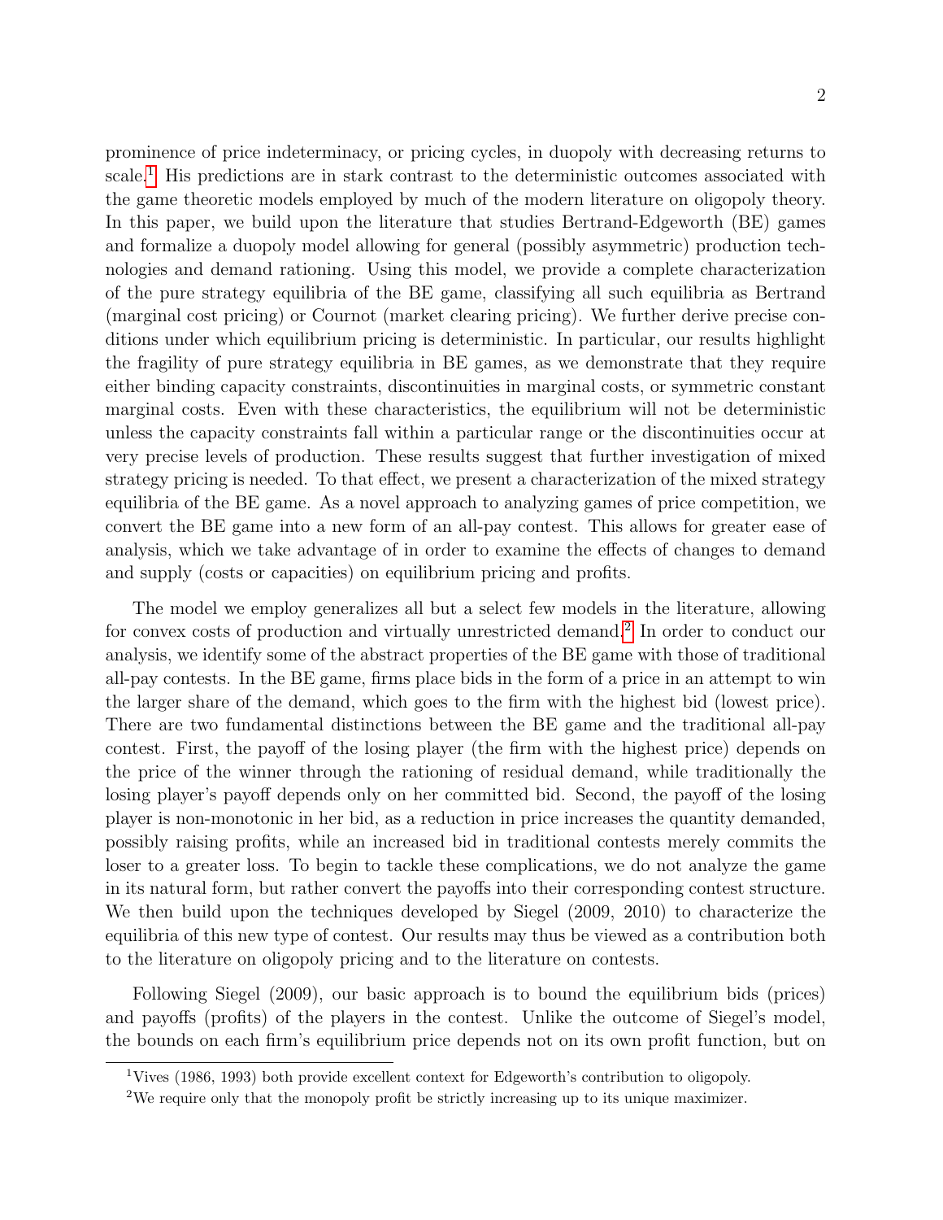prominence of price indeterminacy, or pricing cycles, in duopoly with decreasing returns to scale.[1] His predictions are in stark contrast to the deterministic outcomes associated with the game theoretic models employed by much of the modern literature on oligopoly theory. In this paper, we build upon the literature that studies Bertrand-Edgeworth (BE) games and formalize a duopoly model allowing for general (possibly asymmetric) production technologies and demand rationing. Using this model, we provide a complete characterization of the pure strategy equilibria of the BE game, classifying all such equilibria as Bertrand (marginal cost pricing) or Cournot (market clearing pricing). We further derive precise conditions under which equilibrium pricing is deterministic. In particular, our results highlight the fragility of pure strategy equilibria in BE games, as we demonstrate that they require either binding capacity constraints, discontinuities in marginal costs, or symmetric constant marginal costs. Even with these characteristics, the equilibrium will not be deterministic unless the capacity constraints fall within a particular range or the discontinuities occur at very precise levels of production. These results suggest that further investigation of mixed strategy pricing is needed. To that effect, we present a characterization of the mixed strategy equilibria of the BE game. As a novel approach to analyzing games of price competition, we convert the BE game into a new form of an all-pay contest. This allows for greater ease of analysis, which we take advantage of in order to examine the effects of changes to demand and supply (costs or capacities) on equilibrium pricing and profits.

The model we employ generalizes all but a select few models in the literature, allowing for convex costs of production and virtually unrestricted demand.[2] In order to conduct our analysis, we identify some of the abstract properties of the BE game with those of traditional all-pay contests. In the BE game, firms place bids in the form of a price in an attempt to win the larger share of the demand, which goes to the firm with the highest bid (lowest price). There are two fundamental distinctions between the BE game and the traditional all-pay contest. First, the payoff of the losing player (the firm with the highest price) depends on the price of the winner through the rationing of residual demand, while traditionally the losing player's payoff depends only on her committed bid. Second, the payoff of the losing player is non-monotonic in her bid, as a reduction in price increases the quantity demanded, possibly raising profits, while an increased bid in traditional contests merely commits the loser to a greater loss. To begin to tackle these complications, we do not analyze the game in its natural form, but rather convert the payoffs into their corresponding contest structure. We then build upon the techniques developed by Siegel (2009, 2010) to characterize the equilibria of this new type of contest. Our results may thus be viewed as a contribution both to the literature on oligopoly pricing and to the literature on contests.

Following Siegel (2009), our basic approach is to bound the equilibrium bids (prices) and payoffs (profits) of the players in the contest. Unlike the outcome of Siegel's model, the bounds on each firm's equilibrium price depends not on its own profit function, but on

[1] Vives (1986, 1993) both provide excellent context for Edgeworth's contribution to oligopoly.

[2] We require only that the monopoly profit be strictly increasing up to its unique maximizer.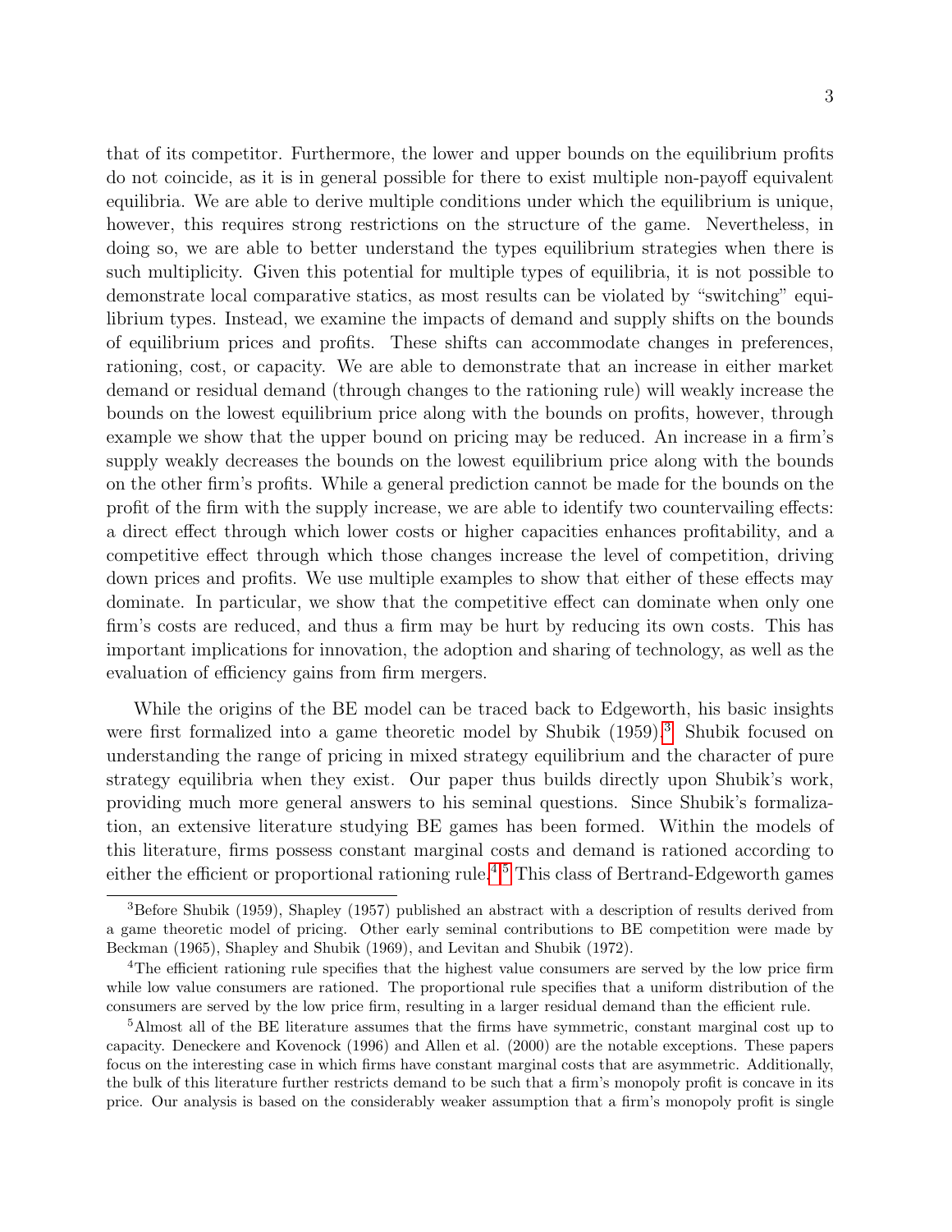that of its competitor. Furthermore, the lower and upper bounds on the equilibrium profits do not coincide, as it is in general possible for there to exist multiple non-payoff equivalent equilibria. We are able to derive multiple conditions under which the equilibrium is unique, however, this requires strong restrictions on the structure of the game. Nevertheless, in doing so, we are able to better understand the types equilibrium strategies when there is such multiplicity. Given this potential for multiple types of equilibria, it is not possible to demonstrate local comparative statics, as most results can be violated by "switching" equilibrium types. Instead, we examine the impacts of demand and supply shifts on the bounds of equilibrium prices and profits. These shifts can accommodate changes in preferences, rationing, cost, or capacity. We are able to demonstrate that an increase in either market demand or residual demand (through changes to the rationing rule) will weakly increase the bounds on the lowest equilibrium price along with the bounds on profits, however, through example we show that the upper bound on pricing may be reduced. An increase in a firm's supply weakly decreases the bounds on the lowest equilibrium price along with the bounds on the other firm's profits. While a general prediction cannot be made for the bounds on the profit of the firm with the supply increase, we are able to identify two countervailing effects: a direct effect through which lower costs or higher capacities enhances profitability, and a competitive effect through which those changes increase the level of competition, driving down prices and profits. We use multiple examples to show that either of these effects may dominate. In particular, we show that the competitive effect can dominate when only one firm's costs are reduced, and thus a firm may be hurt by reducing its own costs. This has important implications for innovation, the adoption and sharing of technology, as well as the evaluation of efficiency gains from firm mergers.

While the origins of the BE model can be traced back to Edgeworth, his basic insights were first formalized into a game theoretic model by Shubik (1959).[3] Shubik focused on understanding the range of pricing in mixed strategy equilibrium and the character of pure strategy equilibria when they exist. Our paper thus builds directly upon Shubik's work, providing much more general answers to his seminal questions. Since Shubik's formalization, an extensive literature studying BE games has been formed. Within the models of this literature, firms possess constant marginal costs and demand is rationed according to either the efficient or proportional rationing rule.[4][5] This class of Bertrand-Edgeworth games

[3]Before Shubik (1959), Shapley (1957) published an abstract with a description of results derived from a game theoretic model of pricing. Other early seminal contributions to BE competition were made by Beckman (1965), Shapley and Shubik (1969), and Levitan and Shubik (1972).

[4]The efficient rationing rule specifies that the highest value consumers are served by the low price firm while low value consumers are rationed. The proportional rule specifies that a uniform distribution of the consumers are served by the low price firm, resulting in a larger residual demand than the efficient rule.

[5]Almost all of the BE literature assumes that the firms have symmetric, constant marginal cost up to capacity. Deneckere and Kovenock (1996) and Allen et al. (2000) are the notable exceptions. These papers focus on the interesting case in which firms have constant marginal costs that are asymmetric. Additionally, the bulk of this literature further restricts demand to be such that a firm's monopoly profit is concave in its price. Our analysis is based on the considerably weaker assumption that a firm's monopoly profit is single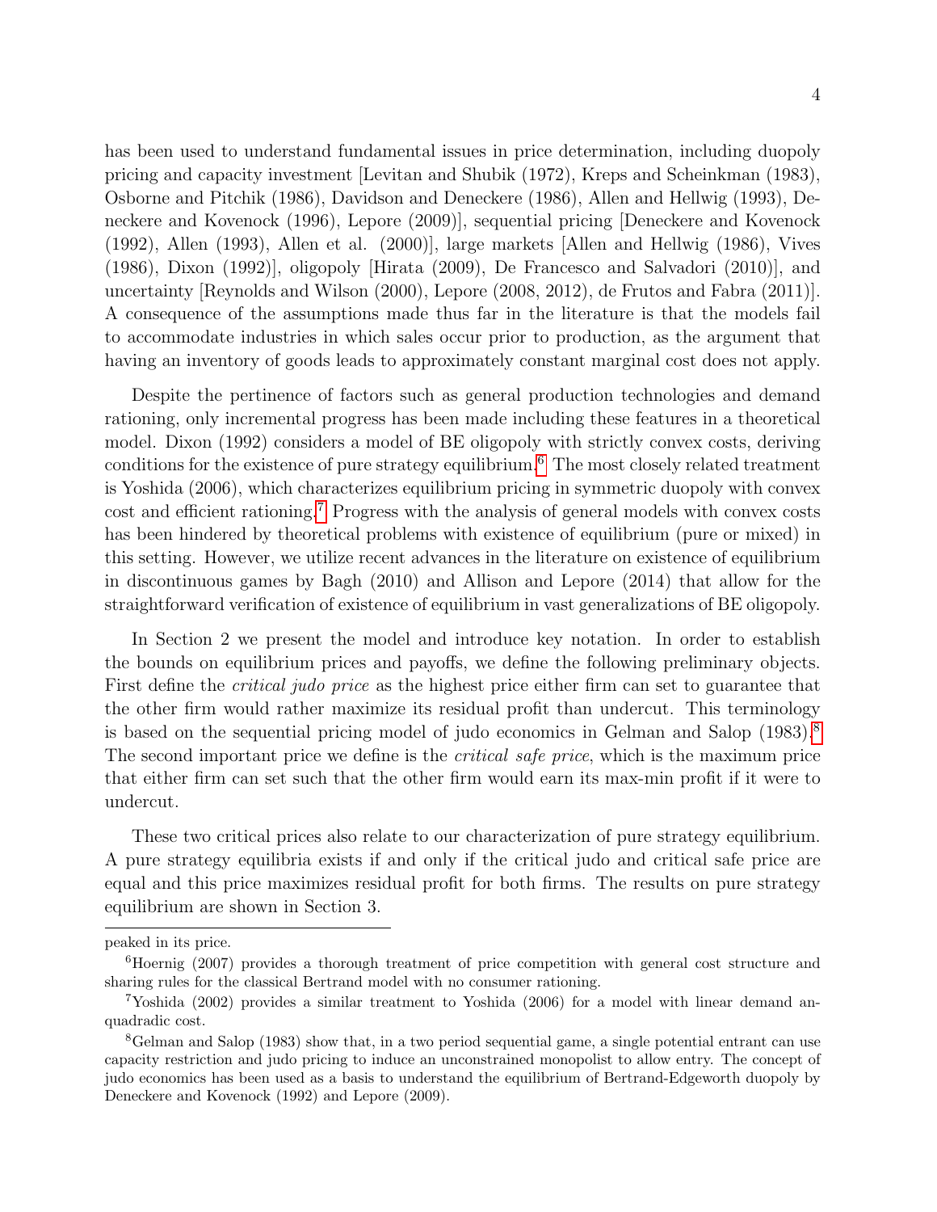has been used to understand fundamental issues in price determination, including duopoly pricing and capacity investment [Levitan and Shubik (1972), Kreps and Scheinkman (1983), Osborne and Pitchik (1986), Davidson and Deneckere (1986), Allen and Hellwig (1993), Deneckere and Kovenock (1996), Lepore (2009)], sequential pricing [Deneckere and Kovenock (1992), Allen (1993), Allen et al. (2000)], large markets [Allen and Hellwig (1986), Vives (1986), Dixon (1992)], oligopoly [Hirata (2009), De Francesco and Salvadori (2010)], and uncertainty [Reynolds and Wilson (2000), Lepore (2008, 2012), de Frutos and Fabra (2011)]. A consequence of the assumptions made thus far in the literature is that the models fail to accommodate industries in which sales occur prior to production, as the argument that having an inventory of goods leads to approximately constant marginal cost does not apply.

Despite the pertinence of factors such as general production technologies and demand rationing, only incremental progress has been made including these features in a theoretical model. Dixon (1992) considers a model of BE oligopoly with strictly convex costs, deriving conditions for the existence of pure strategy equilibrium.[6] The most closely related treatment is Yoshida (2006), which characterizes equilibrium pricing in symmetric duopoly with convex cost and efficient rationing.[7] Progress with the analysis of general models with convex costs has been hindered by theoretical problems with existence of equilibrium (pure or mixed) in this setting. However, we utilize recent advances in the literature on existence of equilibrium in discontinuous games by Bagh (2010) and Allison and Lepore (2014) that allow for the straightforward verification of existence of equilibrium in vast generalizations of BE oligopoly.

In Section 2 we present the model and introduce key notation. In order to establish the bounds on equilibrium prices and payoffs, we define the following preliminary objects. First define the *critical judo price* as the highest price either firm can set to guarantee that the other firm would rather maximize its residual profit than undercut. This terminology is based on the sequential pricing model of judo economics in Gelman and Salop (1983).[8] The second important price we define is the *critical safe price*, which is the maximum price that either firm can set such that the other firm would earn its max-min profit if it were to undercut.

These two critical prices also relate to our characterization of pure strategy equilibrium. A pure strategy equilibria exists if and only if the critical judo and critical safe price are equal and this price maximizes residual profit for both firms. The results on pure strategy equilibrium are shown in Section 3.

---

peaked in its price.

[6] Hoernig (2007) provides a thorough treatment of price competition with general cost structure and sharing rules for the classical Bertrand model with no consumer rationing.

[7] Yoshida (2002) provides a similar treatment to Yoshida (2006) for a model with linear demand anquadradic cost.

[8] Gelman and Salop (1983) show that, in a two period sequential game, a single potential entrant can use capacity restriction and judo pricing to induce an unconstrained monopolist to allow entry. The concept of judo economics has been used as a basis to understand the equilibrium of Bertrand-Edgeworth duopoly by Deneckere and Kovenock (1992) and Lepore (2009).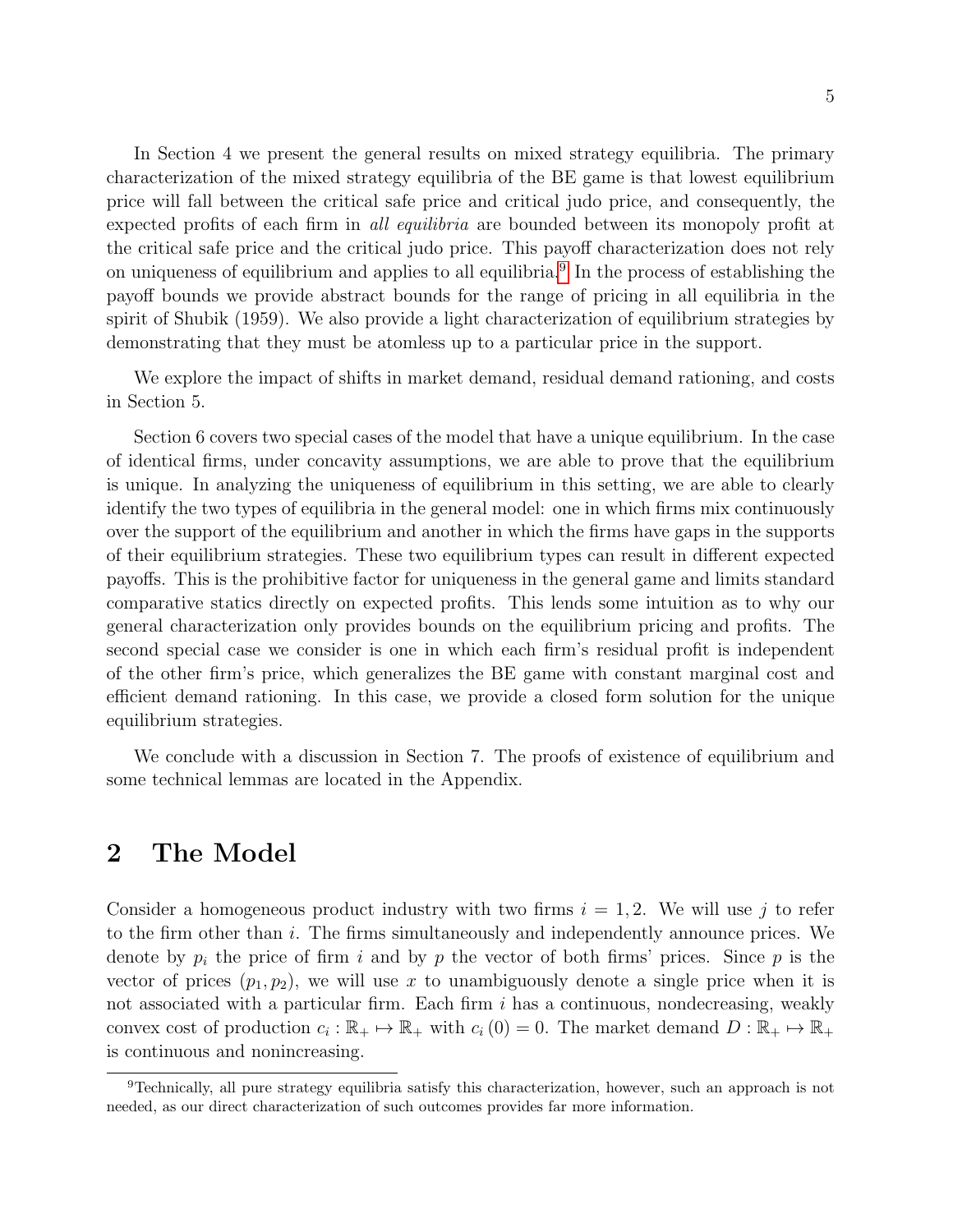In Section 4 we present the general results on mixed strategy equilibria. The primary characterization of the mixed strategy equilibria of the BE game is that lowest equilibrium price will fall between the critical safe price and critical judo price, and consequently, the expected profits of each firm in *all equilibria* are bounded between its monopoly profit at the critical safe price and the critical judo price. This payoff characterization does not rely on uniqueness of equilibrium and applies to all equilibria.[9] In the process of establishing the payoff bounds we provide abstract bounds for the range of pricing in all equilibria in the spirit of Shubik (1959). We also provide a light characterization of equilibrium strategies by demonstrating that they must be atomless up to a particular price in the support.

We explore the impact of shifts in market demand, residual demand rationing, and costs in Section 5.

Section 6 covers two special cases of the model that have a unique equilibrium. In the case of identical firms, under concavity assumptions, we are able to prove that the equilibrium is unique. In analyzing the uniqueness of equilibrium in this setting, we are able to clearly identify the two types of equilibria in the general model: one in which firms mix continuously over the support of the equilibrium and another in which the firms have gaps in the supports of their equilibrium strategies. These two equilibrium types can result in different expected payoffs. This is the prohibitive factor for uniqueness in the general game and limits standard comparative statics directly on expected profits. This lends some intuition as to why our general characterization only provides bounds on the equilibrium pricing and profits. The second special case we consider is one in which each firm's residual profit is independent of the other firm's price, which generalizes the BE game with constant marginal cost and efficient demand rationing. In this case, we provide a closed form solution for the unique equilibrium strategies.

We conclude with a discussion in Section 7. The proofs of existence of equilibrium and some technical lemmas are located in the Appendix.

## 2 The Model

Consider a homogeneous product industry with two firms $i = 1, 2$. We will use $j$ to refer to the firm other than $i$. The firms simultaneously and independently announce prices. We denote by $p_i$ the price of firm $i$ and by $p$ the vector of both firms' prices. Since $p$ is the vector of prices $(p_1, p_2)$, we will use $x$ to unambiguously denote a single price when it is not associated with a particular firm. Each firm $i$ has a continuous, nondecreasing, weakly convex cost of production $c_i : \mathbb{R}_+ \mapsto \mathbb{R}_+$ with $c_i(0) = 0$. The market demand $D : \mathbb{R}_+ \mapsto \mathbb{R}_+$ is continuous and nonincreasing.

[9] Technically, all pure strategy equilibria satisfy this characterization, however, such an approach is not needed, as our direct characterization of such outcomes provides far more information.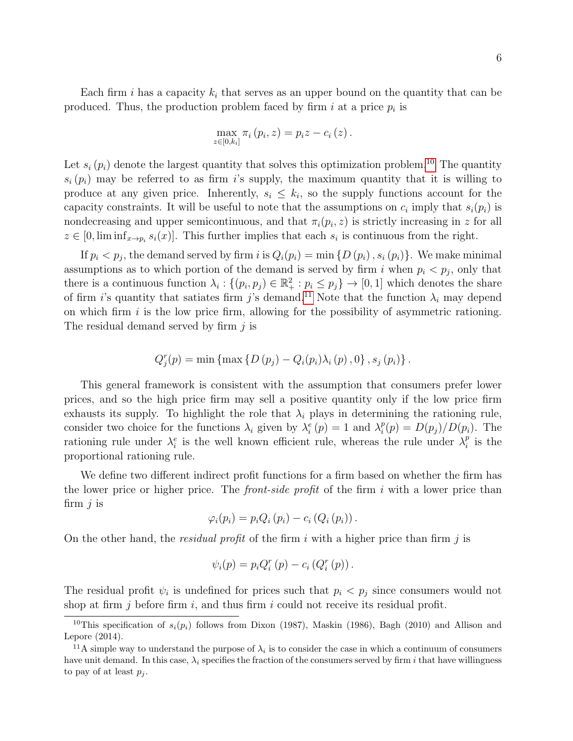Each firm $i$ has a capacity $k_i$ that serves as an upper bound on the quantity that can be produced. Thus, the production problem faced by firm $i$ at a price $p_i$ is

$$\max_{z \in [0,k_i]} \pi_i(p_i, z) = p_i z - c_i(z).$$

Let $s_i(p_i)$ denote the largest quantity that solves this optimization problem.[10] The quantity $s_i(p_i)$ may be referred to as firm $i$'s supply, the maximum quantity that it is willing to produce at any given price. Inherently, $s_i \leq k_i$, so the supply functions account for the capacity constraints. It will be useful to note that the assumptions on $c_i$ imply that $s_i(p_i)$ is nondecreasing and upper semicontinuous, and that $\pi_i(p_i, z)$ is strictly increasing in $z$ for all $z \in [0, \liminf_{x \to p_i} s_i(x)]$. This further implies that each $s_i$ is continuous from the right.

If $p_i < p_j$, the demand served by firm $i$ is $Q_i(p_i) = \min\{D(p_i), s_i(p_i)\}$. We make minimal assumptions as to which portion of the demand is served by firm $i$ when $p_i < p_j$, only that there is a continuous function $\lambda_i : \{(p_i, p_j) \in \mathbb{R}^2_+ : p_i \leq p_j\} \to [0,1]$ which denotes the share of firm $i$'s quantity that satiates firm $j$'s demand.[11] Note that the function $\lambda_i$ may depend on which firm $i$ is the low price firm, allowing for the possibility of asymmetric rationing. The residual demand served by firm $j$ is

$$Q_j^r(p) = \min\{\max\{D(p_j) - Q_i(p_i)\lambda_i(p), 0\}, s_j(p_i)\}.$$

This general framework is consistent with the assumption that consumers prefer lower prices, and so the high price firm may sell a positive quantity only if the low price firm exhausts its supply. To highlight the role that $\lambda_i$ plays in determining the rationing rule, consider two choice for the functions $\lambda_i$ given by $\lambda_i^e(p) = 1$ and $\lambda_i^p(p) = D(p_j)/D(p_i)$. The rationing rule under $\lambda_i^e$ is the well known efficient rule, whereas the rule under $\lambda_i^p$ is the proportional rationing rule.

We define two different indirect profit functions for a firm based on whether the firm has the lower price or higher price. The *front-side profit* of the firm $i$ with a lower price than firm $j$ is

$$\varphi_i(p_i) = p_i Q_i(p_i) - c_i(Q_i(p_i)).$$

On the other hand, the *residual profit* of the firm $i$ with a higher price than firm $j$ is

$$\psi_i(p) = p_i Q_i^r(p) - c_i(Q_i^r(p)).$$

The residual profit $\psi_i$ is undefined for prices such that $p_i < p_j$ since consumers would not shop at firm $j$ before firm $i$, and thus firm $i$ could not receive its residual profit.

---

[10] This specification of $s_i(p_i)$ follows from Dixon (1987), Maskin (1986), Bagh (2010) and Allison and Lepore (2014).

[11] A simple way to understand the purpose of $\lambda_i$ is to consider the case in which a continuum of consumers have unit demand. In this case, $\lambda_i$ specifies the fraction of the consumers served by firm $i$ that have willingness to pay of at least $p_j$.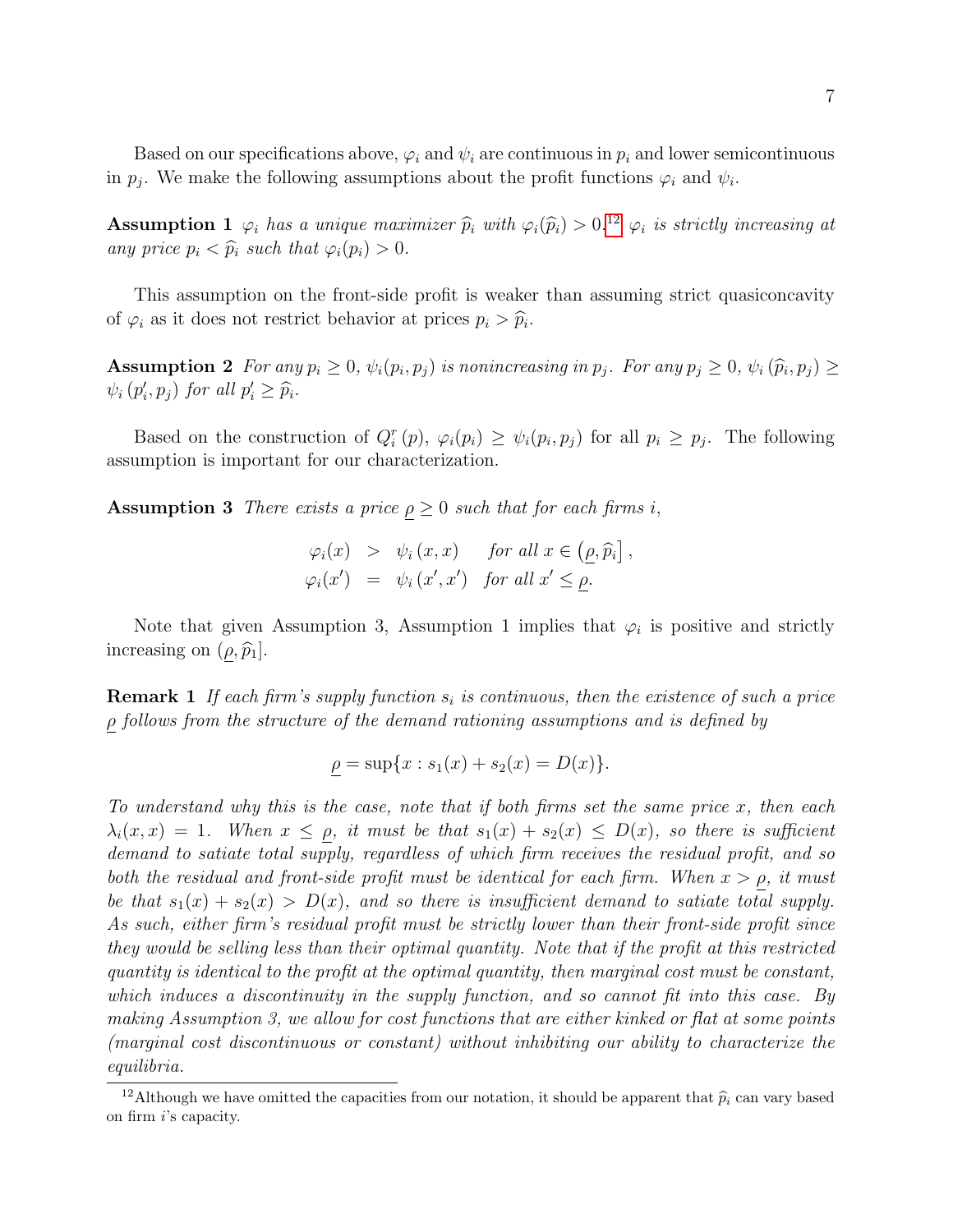Based on our specifications above, $\varphi_i$ and $\psi_i$ are continuous in $p_i$ and lower semicontinuous in $p_j$. We make the following assumptions about the profit functions $\varphi_i$ and $\psi_i$.

**Assumption 1** *$\varphi_i$ has a unique maximizer $\widehat{p}_i$ with $\varphi_i(\widehat{p}_i) > 0$.*[12] *$\varphi_i$ is strictly increasing at any price $p_i < \widehat{p}_i$ such that $\varphi_i(p_i) > 0$.*

This assumption on the front-side profit is weaker than assuming strict quasiconcavity of $\varphi_i$ as it does not restrict behavior at prices $p_i > \widehat{p}_i$.

**Assumption 2** *For any $p_i \geq 0$, $\psi_i(p_i, p_j)$ is nonincreasing in $p_j$. For any $p_j \geq 0$, $\psi_i(\widehat{p}_i, p_j) \geq \psi_i(p'_i, p_j)$ for all $p'_i \geq \widehat{p}_i$.*

Based on the construction of $Q_i^r(p)$, $\varphi_i(p_i) \geq \psi_i(p_i, p_j)$ for all $p_i \geq p_j$. The following assumption is important for our characterization.

**Assumption 3** *There exists a price $\underline{\rho} \geq 0$ such that for each firms $i$,*

$$\begin{aligned}
\varphi_i(x) &> \psi_i(x, x) \quad \text{for all } x \in \left(\underline{\rho}, \widehat{p}_i\right], \\
\varphi_i(x') &= \psi_i(x', x') \quad \text{for all } x' \leq \underline{\rho}.
\end{aligned}$$

Note that given Assumption 3, Assumption 1 implies that $\varphi_i$ is positive and strictly increasing on $(\underline{\rho}, \widehat{p}_1]$.

**Remark 1** *If each firm's supply function $s_i$ is continuous, then the existence of such a price $\underline{\rho}$ follows from the structure of the demand rationing assumptions and is defined by*

$$\underline{\rho} = \sup\{x : s_1(x) + s_2(x) = D(x)\}.$$

*To understand why this is the case, note that if both firms set the same price $x$, then each $\lambda_i(x, x) = 1$. When $x \leq \underline{\rho}$, it must be that $s_1(x) + s_2(x) \leq D(x)$, so there is sufficient demand to satiate total supply, regardless of which firm receives the residual profit, and so both the residual and front-side profit must be identical for each firm. When $x > \underline{\rho}$, it must be that $s_1(x) + s_2(x) > D(x)$, and so there is insufficient demand to satiate total supply. As such, either firm's residual profit must be strictly lower than their front-side profit since they would be selling less than their optimal quantity. Note that if the profit at this restricted quantity is identical to the profit at the optimal quantity, then marginal cost must be constant, which induces a discontinuity in the supply function, and so cannot fit into this case. By making Assumption 3, we allow for cost functions that are either kinked or flat at some points (marginal cost discontinuous or constant) without inhibiting our ability to characterize the equilibria.*

[12] Although we have omitted the capacities from our notation, it should be apparent that $\widehat{p}_i$ can vary based on firm $i$'s capacity.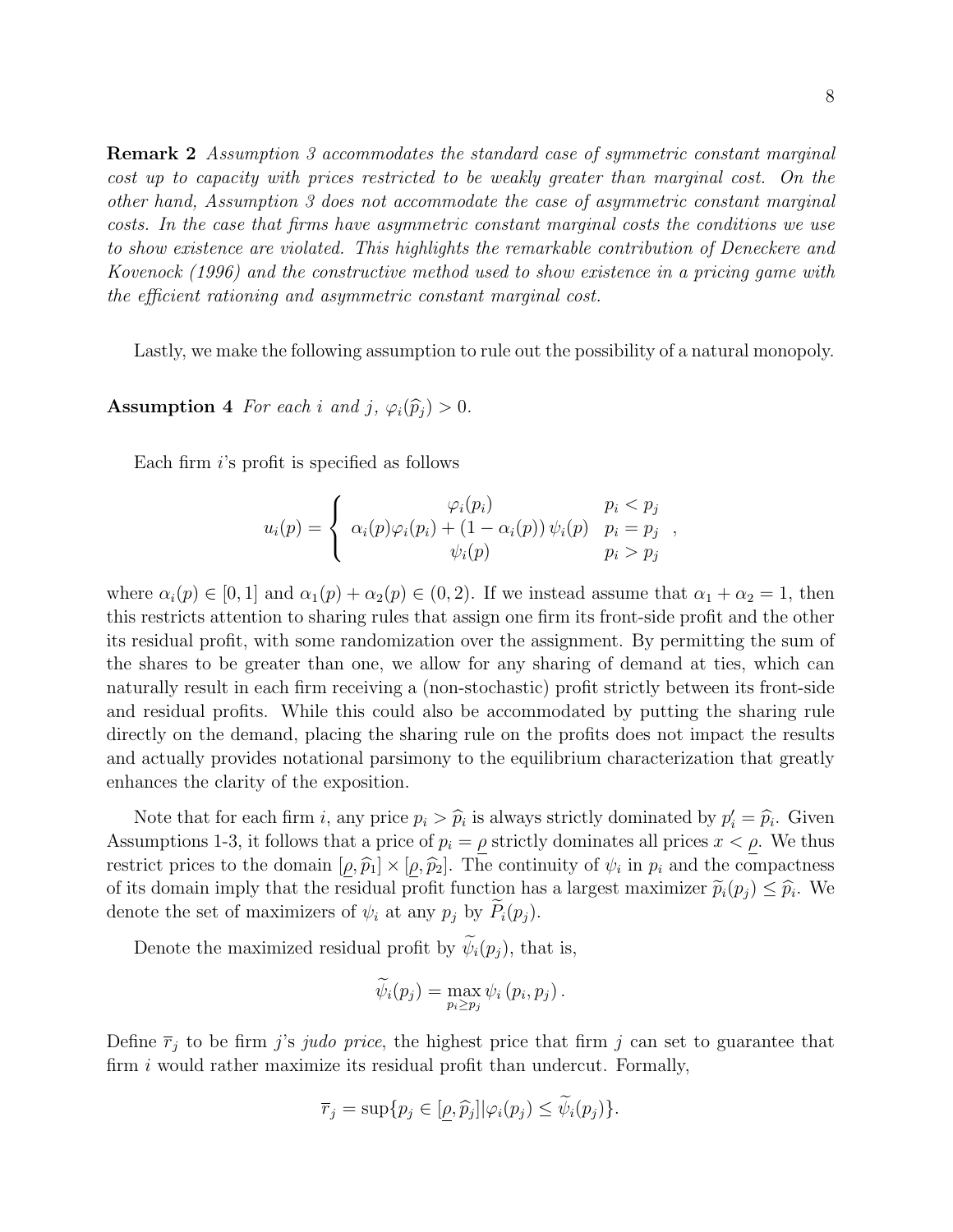**Remark 2** *Assumption 3 accommodates the standard case of symmetric constant marginal cost up to capacity with prices restricted to be weakly greater than marginal cost. On the other hand, Assumption 3 does not accommodate the case of asymmetric constant marginal costs. In the case that firms have asymmetric constant marginal costs the conditions we use to show existence are violated. This highlights the remarkable contribution of Deneckere and Kovenock (1996) and the constructive method used to show existence in a pricing game with the efficient rationing and asymmetric constant marginal cost.*

Lastly, we make the following assumption to rule out the possibility of a natural monopoly.

**Assumption 4** *For each $i$ and $j$, $\varphi_i(\widehat{p}_j) > 0$.*

Each firm $i$'s profit is specified as follows

$$u_i(p) = \begin{cases} \varphi_i(p_i) & p_i < p_j \\ \alpha_i(p)\varphi_i(p_i) + (1 - \alpha_i(p))\,\psi_i(p) & p_i = p_j \\ \psi_i(p) & p_i > p_j \end{cases},$$

where $\alpha_i(p) \in [0, 1]$ and $\alpha_1(p) + \alpha_2(p) \in (0, 2)$. If we instead assume that $\alpha_1 + \alpha_2 = 1$, then this restricts attention to sharing rules that assign one firm its front-side profit and the other its residual profit, with some randomization over the assignment. By permitting the sum of the shares to be greater than one, we allow for any sharing of demand at ties, which can naturally result in each firm receiving a (non-stochastic) profit strictly between its front-side and residual profits. While this could also be accommodated by putting the sharing rule directly on the demand, placing the sharing rule on the profits does not impact the results and actually provides notational parsimony to the equilibrium characterization that greatly enhances the clarity of the exposition.

Note that for each firm $i$, any price $p_i > \widehat{p}_i$ is always strictly dominated by $p'_i = \widehat{p}_i$. Given Assumptions 1-3, it follows that a price of $p_i = \underline{\rho}$ strictly dominates all prices $x < \underline{\rho}$. We thus restrict prices to the domain $[\underline{\rho}, \widehat{p}_1] \times [\underline{\rho}, \widehat{p}_2]$. The continuity of $\psi_i$ in $p_i$ and the compactness of its domain imply that the residual profit function has a largest maximizer $\widetilde{p}_i(p_j) \leq \widehat{p}_i$. We denote the set of maximizers of $\psi_i$ at any $p_j$ by $\widetilde{P}_i(p_j)$.

Denote the maximized residual profit by $\widetilde{\psi}_i(p_j)$, that is,

$$\widetilde{\psi}_i(p_j) = \max_{p_i \geq p_j} \psi_i\left(p_i, p_j\right).$$

Define $\overline{r}_j$ to be firm $j$'s *judo price*, the highest price that firm $j$ can set to guarantee that firm $i$ would rather maximize its residual profit than undercut. Formally,

$$\overline{r}_j = \sup\{p_j \in [\underline{\rho}, \widehat{p}_j] | \varphi_i(p_j) \leq \widetilde{\psi}_i(p_j)\}.$$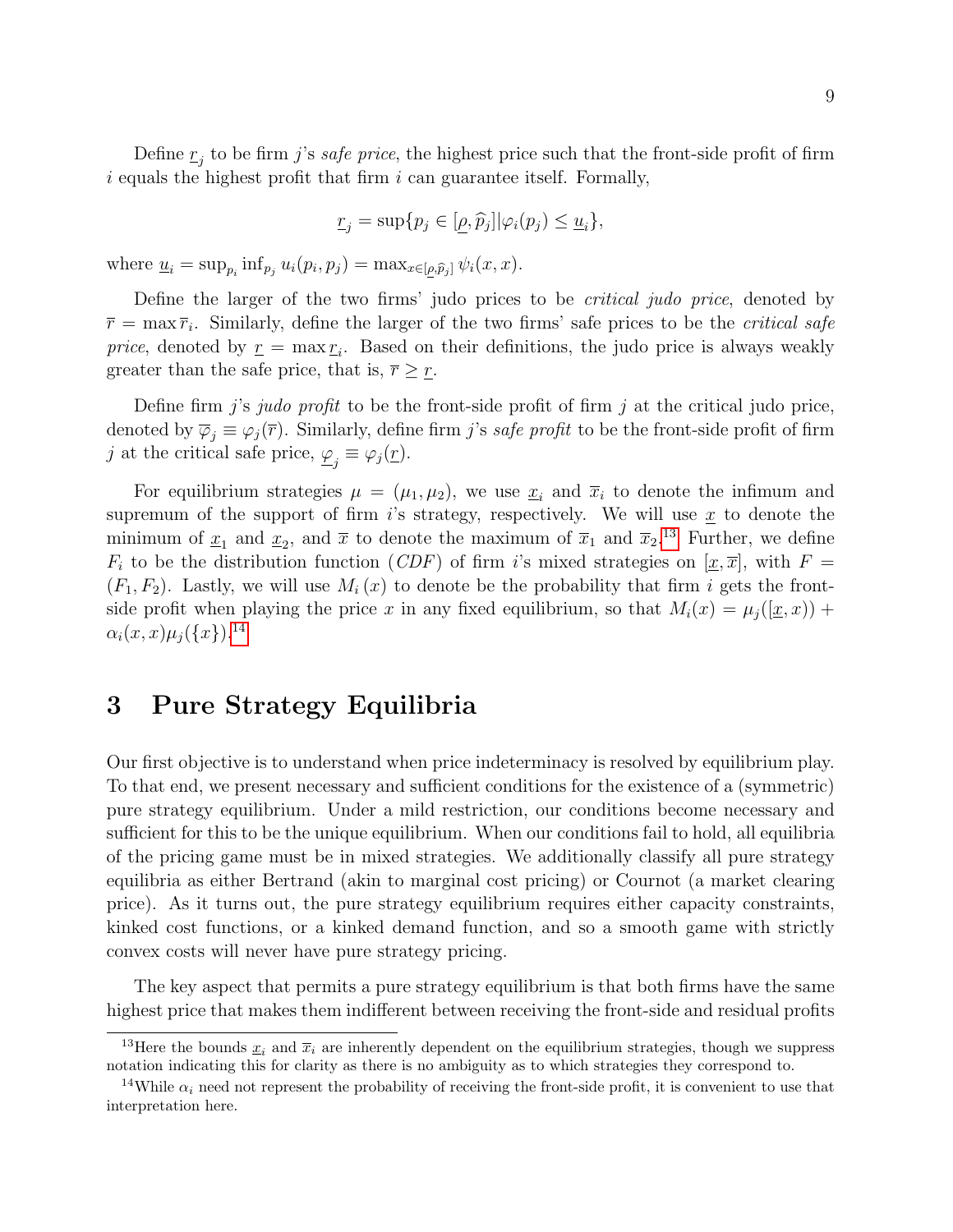Define $\underline{r}_j$ to be firm $j$'s *safe price*, the highest price such that the front-side profit of firm $i$ equals the highest profit that firm $i$ can guarantee itself. Formally,

$$\underline{r}_j = \sup\{p_j \in [\underline{\rho}, \widehat{p}_j] | \varphi_i(p_j) \leq \underline{u}_i\},$$

where $\underline{u}_i = \sup_{p_i} \inf_{p_j} u_i(p_i, p_j) = \max_{x \in [\underline{\rho}, \widehat{p}_j]} \psi_i(x, x)$.

Define the larger of the two firms' judo prices to be *critical judo price*, denoted by $\overline{r} = \max \overline{r}_i$. Similarly, define the larger of the two firms' safe prices to be the *critical safe price*, denoted by $\underline{r} = \max \underline{r}_i$. Based on their definitions, the judo price is always weakly greater than the safe price, that is, $\overline{r} \geq \underline{r}$.

Define firm $j$'s *judo profit* to be the front-side profit of firm $j$ at the critical judo price, denoted by $\overline{\varphi}_j \equiv \varphi_j(\overline{r})$. Similarly, define firm $j$'s *safe profit* to be the front-side profit of firm $j$ at the critical safe price, $\underline{\varphi}_j \equiv \varphi_j(\underline{r})$.

For equilibrium strategies $\mu = (\mu_1, \mu_2)$, we use $\underline{x}_i$ and $\overline{x}_i$ to denote the infimum and supremum of the support of firm $i$'s strategy, respectively. We will use $\underline{x}$ to denote the minimum of $\underline{x}_1$ and $\underline{x}_2$, and $\overline{x}$ to denote the maximum of $\overline{x}_1$ and $\overline{x}_2$.[13] Further, we define $F_i$ to be the distribution function ($CDF$) of firm $i$'s mixed strategies on $[\underline{x}, \overline{x}]$, with $F = (F_1, F_2)$. Lastly, we will use $M_i(x)$ to denote be the probability that firm $i$ gets the front-side profit when playing the price $x$ in any fixed equilibrium, so that $M_i(x) = \mu_j([\underline{x}, x)) + \alpha_i(x, x)\mu_j(\{x\})$.[14]

# 3 Pure Strategy Equilibria

Our first objective is to understand when price indeterminacy is resolved by equilibrium play. To that end, we present necessary and sufficient conditions for the existence of a (symmetric) pure strategy equilibrium. Under a mild restriction, our conditions become necessary and sufficient for this to be the unique equilibrium. When our conditions fail to hold, all equilibria of the pricing game must be in mixed strategies. We additionally classify all pure strategy equilibria as either Bertrand (akin to marginal cost pricing) or Cournot (a market clearing price). As it turns out, the pure strategy equilibrium requires either capacity constraints, kinked cost functions, or a kinked demand function, and so a smooth game with strictly convex costs will never have pure strategy pricing.

The key aspect that permits a pure strategy equilibrium is that both firms have the same highest price that makes them indifferent between receiving the front-side and residual profits

[13] Here the bounds $\underline{x}_i$ and $\overline{x}_i$ are inherently dependent on the equilibrium strategies, though we suppress notation indicating this for clarity as there is no ambiguity as to which strategies they correspond to.

[14] While $\alpha_i$ need not represent the probability of receiving the front-side profit, it is convenient to use that interpretation here.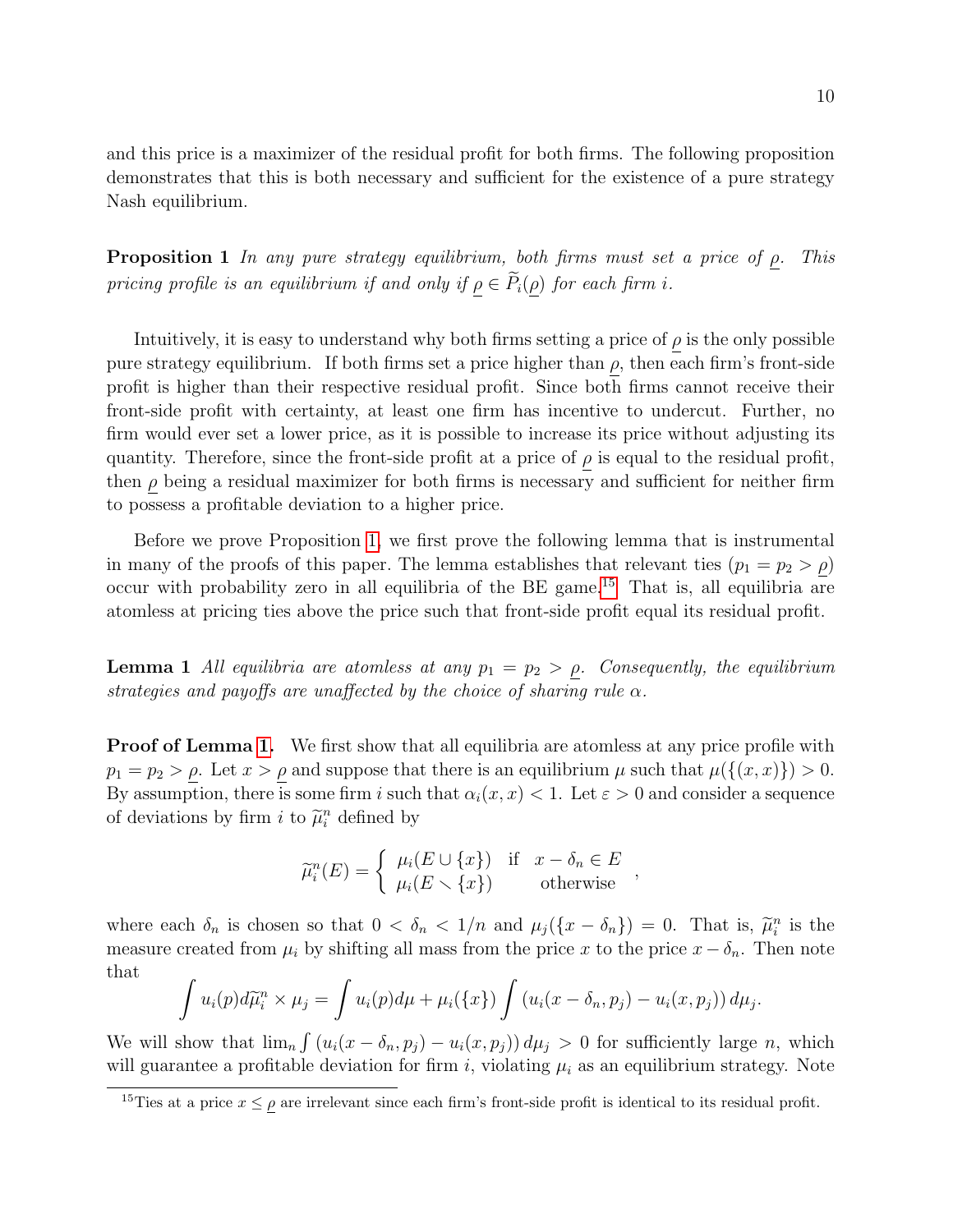and this price is a maximizer of the residual profit for both firms. The following proposition demonstrates that this is both necessary and sufficient for the existence of a pure strategy Nash equilibrium.

**Proposition 1** *In any pure strategy equilibrium, both firms must set a price of $\underline{\rho}$. This pricing profile is an equilibrium if and only if $\underline{\rho} \in \widetilde{P}_i(\underline{\rho})$ for each firm $i$.*

Intuitively, it is easy to understand why both firms setting a price of $\underline{\rho}$ is the only possible pure strategy equilibrium. If both firms set a price higher than $\underline{\rho}$, then each firm's front-side profit is higher than their respective residual profit. Since both firms cannot receive their front-side profit with certainty, at least one firm has incentive to undercut. Further, no firm would ever set a lower price, as it is possible to increase its price without adjusting its quantity. Therefore, since the front-side profit at a price of $\underline{\rho}$ is equal to the residual profit, then $\underline{\rho}$ being a residual maximizer for both firms is necessary and sufficient for neither firm to possess a profitable deviation to a higher price.

Before we prove Proposition 1, we first prove the following lemma that is instrumental in many of the proofs of this paper. The lemma establishes that relevant ties ($p_1 = p_2 > \underline{\rho}$) occur with probability zero in all equilibria of the BE game.[15] That is, all equilibria are atomless at pricing ties above the price such that front-side profit equal its residual profit.

**Lemma 1** *All equilibria are atomless at any $p_1 = p_2 > \underline{\rho}$. Consequently, the equilibrium strategies and payoffs are unaffected by the choice of sharing rule $\alpha$.*

**Proof of Lemma 1.** We first show that all equilibria are atomless at any price profile with $p_1 = p_2 > \underline{\rho}$. Let $x > \underline{\rho}$ and suppose that there is an equilibrium $\mu$ such that $\mu(\{(x,x)\}) > 0$. By assumption, there is some firm $i$ such that $\alpha_i(x,x) < 1$. Let $\varepsilon > 0$ and consider a sequence of deviations by firm $i$ to $\widetilde{\mu}_i^n$ defined by

$$\widetilde{\mu}_i^n(E) = \begin{cases} \mu_i(E \cup \{x\}) & \text{if} \quad x - \delta_n \in E \\ \mu_i(E \setminus \{x\}) & \quad\quad \text{otherwise} \end{cases},$$

where each $\delta_n$ is chosen so that $0 < \delta_n < 1/n$ and $\mu_j(\{x - \delta_n\}) = 0$. That is, $\widetilde{\mu}_i^n$ is the measure created from $\mu_i$ by shifting all mass from the price $x$ to the price $x - \delta_n$. Then note that

$$\int u_i(p) d\widetilde{\mu}_i^n \times \mu_j = \int u_i(p) d\mu + \mu_i(\{x\}) \int \left(u_i(x - \delta_n, p_j) - u_i(x, p_j)\right) d\mu_j.$$

We will show that $\lim_n \int \left(u_i(x - \delta_n, p_j) - u_i(x, p_j)\right) d\mu_j > 0$ for sufficiently large $n$, which will guarantee a profitable deviation for firm $i$, violating $\mu_i$ as an equilibrium strategy. Note

[15] Ties at a price $x \leq \underline{\rho}$ are irrelevant since each firm's front-side profit is identical to its residual profit.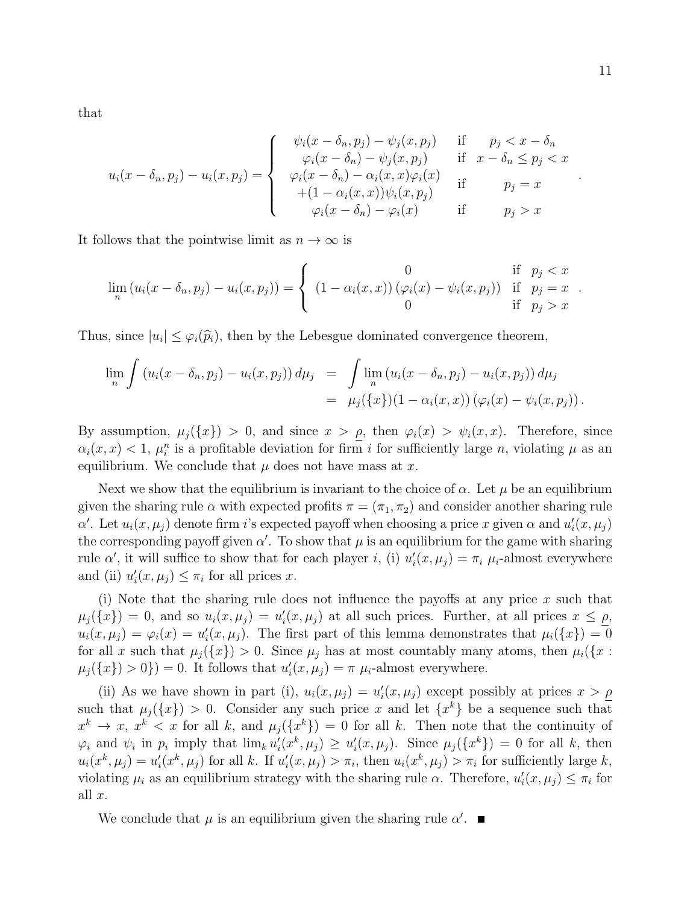that

$$u_i(x-\delta_n, p_j) - u_i(x, p_j) = \begin{cases} \psi_i(x-\delta_n, p_j) - \psi_j(x, p_j) & \text{if} \quad p_j < x - \delta_n \\ \varphi_i(x-\delta_n) - \psi_j(x, p_j) & \text{if} \quad x - \delta_n \le p_j < x \\ \varphi_i(x-\delta_n) - \alpha_i(x,x)\varphi_i(x) \\ \quad +(1-\alpha_i(x,x))\psi_i(x,p_j) & \text{if} \quad p_j = x \\ \varphi_i(x-\delta_n) - \varphi_i(x) & \text{if} \quad p_j > x \end{cases}.$$

It follows that the pointwise limit as $n \to \infty$ is

$$\lim_n \left( u_i(x-\delta_n, p_j) - u_i(x, p_j) \right) = \begin{cases} 0 & \text{if} \ \ p_j < x \\ (1-\alpha_i(x,x)) \left( \varphi_i(x) - \psi_i(x, p_j) \right) & \text{if} \ \ p_j = x \\ 0 & \text{if} \ \ p_j > x \end{cases}.$$

Thus, since $|u_i| \le \varphi_i(\widehat{p}_i)$, then by the Lebesgue dominated convergence theorem,

$$\begin{aligned} \lim_n \int \left( u_i(x-\delta_n, p_j) - u_i(x, p_j) \right) d\mu_j &= \int \lim_n \left( u_i(x-\delta_n, p_j) - u_i(x, p_j) \right) d\mu_j \\ &= \mu_j(\{x\})(1-\alpha_i(x,x)) \left( \varphi_i(x) - \psi_i(x, p_j) \right). \end{aligned}$$

By assumption, $\mu_j(\{x\}) > 0$, and since $x > \underline{\rho}$, then $\varphi_i(x) > \psi_i(x,x)$. Therefore, since $\alpha_i(x,x) < 1$, $\mu_i^n$ is a profitable deviation for firm $i$ for sufficiently large $n$, violating $\mu$ as an equilibrium. We conclude that $\mu$ does not have mass at $x$.

Next we show that the equilibrium is invariant to the choice of $\alpha$. Let $\mu$ be an equilibrium given the sharing rule $\alpha$ with expected profits $\pi = (\pi_1, \pi_2)$ and consider another sharing rule $\alpha'$. Let $u_i(x, \mu_j)$ denote firm $i$'s expected payoff when choosing a price $x$ given $\alpha$ and $u_i'(x, \mu_j)$ the corresponding payoff given $\alpha'$. To show that $\mu$ is an equilibrium for the game with sharing rule $\alpha'$, it will suffice to show that for each player $i$, (i) $u_i'(x, \mu_j) = \pi_i$ $\mu_i$-almost everywhere and (ii) $u_i'(x, \mu_j) \le \pi_i$ for all prices $x$.

(i) Note that the sharing rule does not influence the payoffs at any price $x$ such that $\mu_j(\{x\}) = 0$, and so $u_i(x, \mu_j) = u_i'(x, \mu_j)$ at all such prices. Further, at all prices $x \le \underline{\rho}$, $u_i(x, \mu_j) = \varphi_i(x) = u_i'(x, \mu_j)$. The first part of this lemma demonstrates that $\mu_i(\{x\}) = 0$ for all $x$ such that $\mu_j(\{x\}) > 0$. Since $\mu_j$ has at most countably many atoms, then $\mu_i(\{x : \mu_j(\{x\}) > 0\}) = 0$. It follows that $u_i'(x, \mu_j) = \pi$ $\mu_i$-almost everywhere.

(ii) As we have shown in part (i), $u_i(x, \mu_j) = u_i'(x, \mu_j)$ except possibly at prices $x > \underline{\rho}$ such that $\mu_j(\{x\}) > 0$. Consider any such price $x$ and let $\{x^k\}$ be a sequence such that $x^k \to x$, $x^k < x$ for all $k$, and $\mu_j(\{x^k\}) = 0$ for all $k$. Then note that the continuity of $\varphi_i$ and $\psi_i$ in $p_i$ imply that $\lim_k u_i'(x^k, \mu_j) \ge u_i'(x, \mu_j)$. Since $\mu_j(\{x^k\}) = 0$ for all $k$, then $u_i(x^k, \mu_j) = u_i'(x^k, \mu_j)$ for all $k$. If $u_i'(x, \mu_j) > \pi_i$, then $u_i(x^k, \mu_j) > \pi_i$ for sufficiently large $k$, violating $\mu_i$ as an equilibrium strategy with the sharing rule $\alpha$. Therefore, $u_i'(x, \mu_j) \le \pi_i$ for all $x$.

We conclude that $\mu$ is an equilibrium given the sharing rule $\alpha'$. ■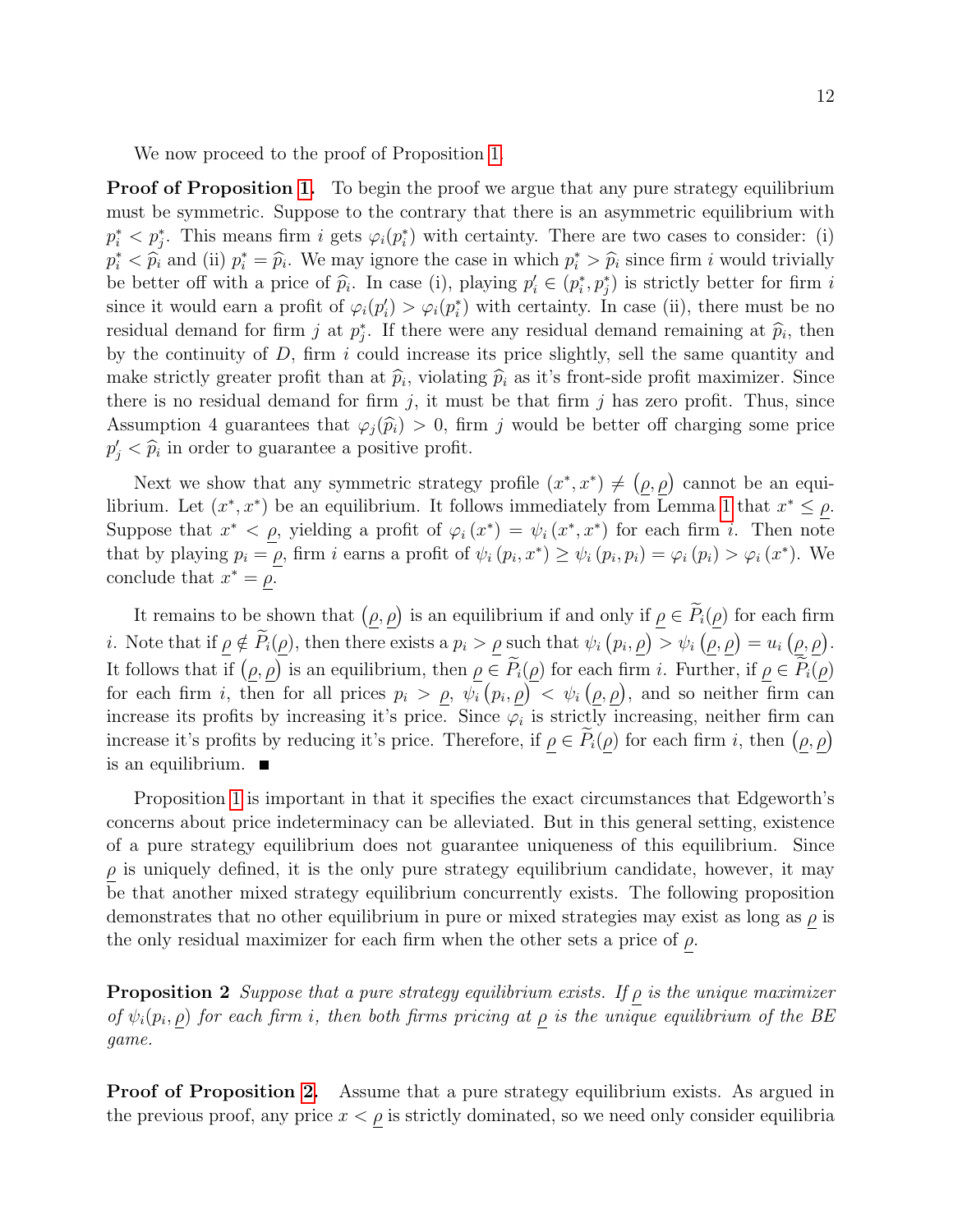We now proceed to the proof of Proposition 1.

**Proof of Proposition 1.** To begin the proof we argue that any pure strategy equilibrium must be symmetric. Suppose to the contrary that there is an asymmetric equilibrium with $p_i^* < p_j^*$. This means firm $i$ gets $\varphi_i(p_i^*)$ with certainty. There are two cases to consider: (i) $p_i^* < \widehat{p}_i$ and (ii) $p_i^* = \widehat{p}_i$. We may ignore the case in which $p_i^* > \widehat{p}_i$ since firm $i$ would trivially be better off with a price of $\widehat{p}_i$. In case (i), playing $p_i' \in (p_i^*, p_j^*)$ is strictly better for firm $i$ since it would earn a profit of $\varphi_i(p_i') > \varphi_i(p_i^*)$ with certainty. In case (ii), there must be no residual demand for firm $j$ at $p_j^*$. If there were any residual demand remaining at $\widehat{p}_i$, then by the continuity of $D$, firm $i$ could increase its price slightly, sell the same quantity and make strictly greater profit than at $\widehat{p}_i$, violating $\widehat{p}_i$ as it's front-side profit maximizer. Since there is no residual demand for firm $j$, it must be that firm $j$ has zero profit. Thus, since Assumption 4 guarantees that $\varphi_j(\widehat{p}_i) > 0$, firm $j$ would be better off charging some price $p_j' < \widehat{p}_i$ in order to guarantee a positive profit.

Next we show that any symmetric strategy profile $(x^*, x^*) \neq (\underline{\rho}, \underline{\rho})$ cannot be an equilibrium. Let $(x^*, x^*)$ be an equilibrium. It follows immediately from Lemma 1 that $x^* \leq \underline{\rho}$. Suppose that $x^* < \underline{\rho}$, yielding a profit of $\varphi_i(x^*) = \psi_i(x^*, x^*)$ for each firm $i$. Then note that by playing $p_i = \underline{\rho}$, firm $i$ earns a profit of $\psi_i(p_i, x^*) \geq \psi_i(p_i, p_i) = \varphi_i(p_i) > \varphi_i(x^*)$. We conclude that $x^* = \underline{\rho}$.

It remains to be shown that $(\underline{\rho}, \underline{\rho})$ is an equilibrium if and only if $\underline{\rho} \in \widetilde{P}_i(\underline{\rho})$ for each firm $i$. Note that if $\underline{\rho} \notin \widetilde{P}_i(\underline{\rho})$, then there exists a $p_i > \underline{\rho}$ such that $\psi_i(p_i, \underline{\rho}) > \psi_i(\underline{\rho}, \underline{\rho}) = u_i(\underline{\rho}, \underline{\rho})$. It follows that if $(\underline{\rho}, \underline{\rho})$ is an equilibrium, then $\underline{\rho} \in \widetilde{P}_i(\underline{\rho})$ for each firm $i$. Further, if $\underline{\rho} \in \widetilde{P}_i(\underline{\rho})$ for each firm $i$, then for all prices $p_i > \underline{\rho}$, $\psi_i(p_i, \underline{\rho}) < \psi_i(\underline{\rho}, \underline{\rho})$, and so neither firm can increase its profits by increasing it's price. Since $\varphi_i$ is strictly increasing, neither firm can increase it's profits by reducing it's price. Therefore, if $\underline{\rho} \in \widetilde{P}_i(\underline{\rho})$ for each firm $i$, then $(\underline{\rho}, \underline{\rho})$ is an equilibrium. ■

Proposition 1 is important in that it specifies the exact circumstances that Edgeworth's concerns about price indeterminacy can be alleviated. But in this general setting, existence of a pure strategy equilibrium does not guarantee uniqueness of this equilibrium. Since $\underline{\rho}$ is uniquely defined, it is the only pure strategy equilibrium candidate, however, it may be that another mixed strategy equilibrium concurrently exists. The following proposition demonstrates that no other equilibrium in pure or mixed strategies may exist as long as $\underline{\rho}$ is the only residual maximizer for each firm when the other sets a price of $\underline{\rho}$.

**Proposition 2** *Suppose that a pure strategy equilibrium exists. If $\underline{\rho}$ is the unique maximizer of $\psi_i(p_i, \underline{\rho})$ for each firm $i$, then both firms pricing at $\underline{\rho}$ is the unique equilibrium of the BE game.*

**Proof of Proposition 2.** Assume that a pure strategy equilibrium exists. As argued in the previous proof, any price $x < \underline{\rho}$ is strictly dominated, so we need only consider equilibria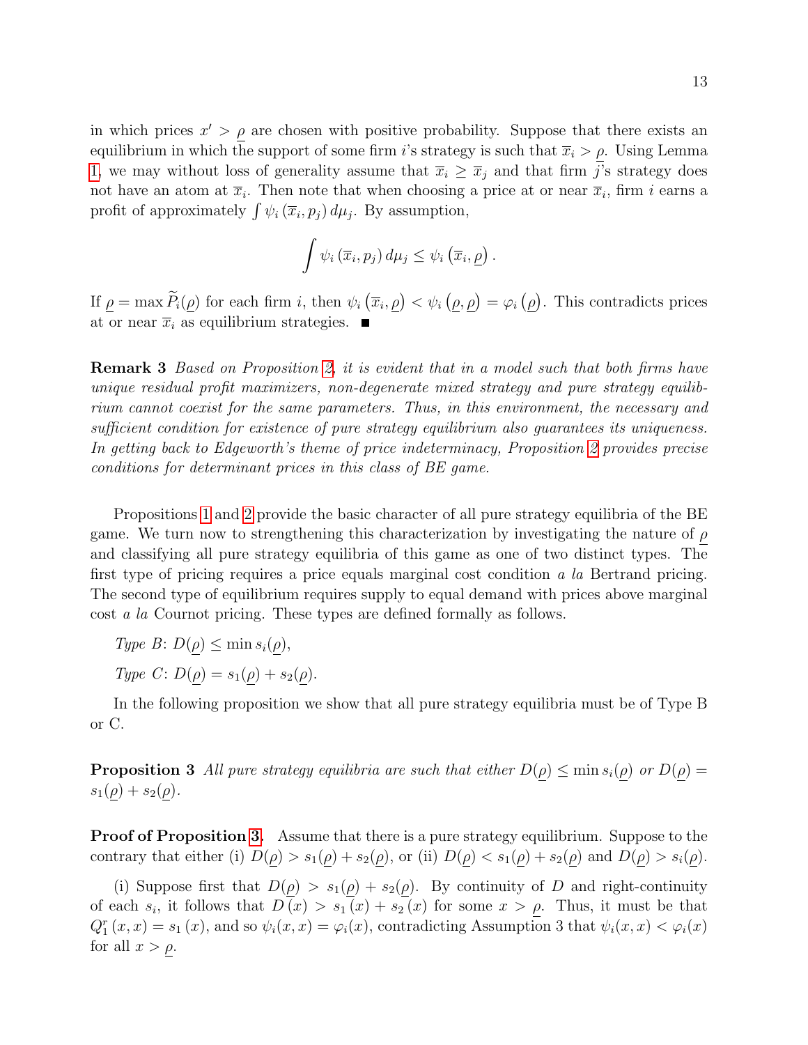in which prices $x' > \underline{\rho}$ are chosen with positive probability. Suppose that there exists an equilibrium in which the support of some firm $i$'s strategy is such that $\overline{x}_i > \underline{\rho}$. Using Lemma 1, we may without loss of generality assume that $\overline{x}_i \geq \overline{x}_j$ and that firm $j$'s strategy does not have an atom at $\overline{x}_i$. Then note that when choosing a price at or near $\overline{x}_i$, firm $i$ earns a profit of approximately $\int \psi_i(\overline{x}_i, p_j)\, d\mu_j$. By assumption,

$$\int \psi_i(\overline{x}_i, p_j)\, d\mu_j \leq \psi_i(\overline{x}_i, \underline{\rho}).$$

If $\underline{\rho} = \max \widetilde{P}_i(\underline{\rho})$ for each firm $i$, then $\psi_i(\overline{x}_i, \underline{\rho}) < \psi_i(\underline{\rho}, \underline{\rho}) = \varphi_i(\underline{\rho})$. This contradicts prices at or near $\overline{x}_i$ as equilibrium strategies. ■

**Remark 3** *Based on Proposition 2, it is evident that in a model such that both firms have unique residual profit maximizers, non-degenerate mixed strategy and pure strategy equilibrium cannot coexist for the same parameters. Thus, in this environment, the necessary and sufficient condition for existence of pure strategy equilibrium also guarantees its uniqueness. In getting back to Edgeworth's theme of price indeterminacy, Proposition 2 provides precise conditions for determinant prices in this class of BE game.*

Propositions 1 and 2 provide the basic character of all pure strategy equilibria of the BE game. We turn now to strengthening this characterization by investigating the nature of $\underline{\rho}$ and classifying all pure strategy equilibria of this game as one of two distinct types. The first type of pricing requires a price equals marginal cost condition *a la* Bertrand pricing. The second type of equilibrium requires supply to equal demand with prices above marginal cost *a la* Cournot pricing. These types are defined formally as follows.

*Type B*: $D(\underline{\rho}) \leq \min s_i(\underline{\rho})$,

*Type C*: $D(\underline{\rho}) = s_1(\underline{\rho}) + s_2(\underline{\rho})$.

In the following proposition we show that all pure strategy equilibria must be of Type B or C.

**Proposition 3** *All pure strategy equilibria are such that either $D(\underline{\rho}) \leq \min s_i(\underline{\rho})$ or $D(\underline{\rho}) = s_1(\underline{\rho}) + s_2(\underline{\rho})$.*

**Proof of Proposition 3.** Assume that there is a pure strategy equilibrium. Suppose to the contrary that either (i) $D(\underline{\rho}) > s_1(\underline{\rho}) + s_2(\underline{\rho})$, or (ii) $D(\underline{\rho}) < s_1(\underline{\rho}) + s_2(\underline{\rho})$ and $D(\underline{\rho}) > s_i(\underline{\rho})$.

(i) Suppose first that $D(\underline{\rho}) > s_1(\underline{\rho}) + s_2(\underline{\rho})$. By continuity of $D$ and right-continuity of each $s_i$, it follows that $D(x) > s_1(x) + s_2(x)$ for some $x > \underline{\rho}$. Thus, it must be that $Q_1^r(x, x) = s_1(x)$, and so $\psi_i(x, x) = \varphi_i(x)$, contradicting Assumption 3 that $\psi_i(x, x) < \varphi_i(x)$ for all $x > \underline{\rho}$.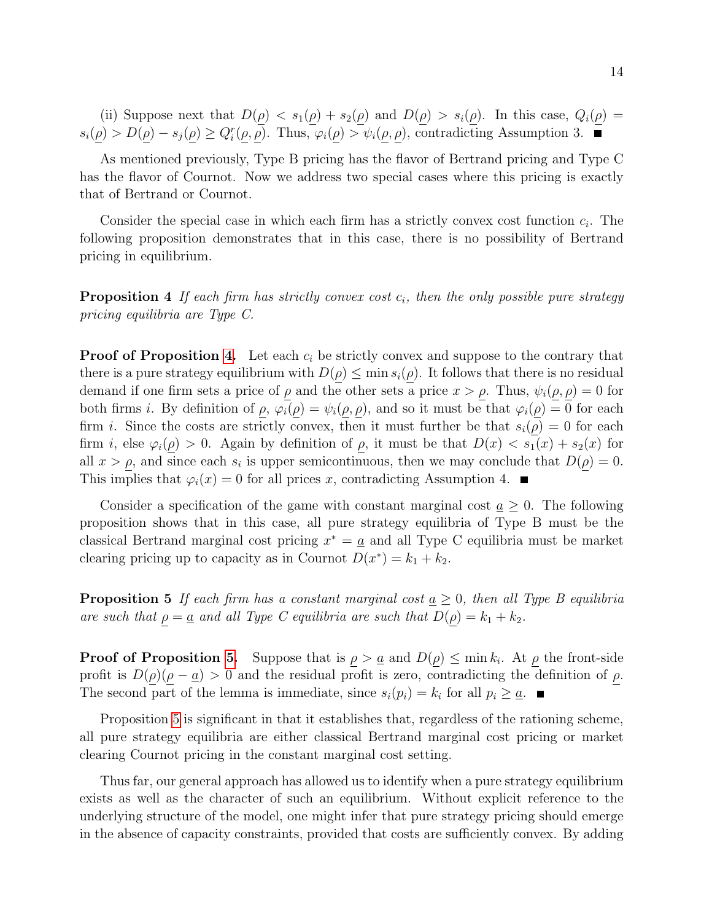(ii) Suppose next that $D(\underline{\rho}) < s_1(\underline{\rho}) + s_2(\underline{\rho})$ and $D(\underline{\rho}) > s_i(\underline{\rho})$. In this case, $Q_i(\underline{\rho}) = s_i(\underline{\rho}) > D(\underline{\rho}) - s_j(\underline{\rho}) \geq Q_i^r(\underline{\rho}, \underline{\rho})$. Thus, $\varphi_i(\underline{\rho}) > \psi_i(\underline{\rho}, \underline{\rho})$, contradicting Assumption 3. ■

As mentioned previously, Type B pricing has the flavor of Bertrand pricing and Type C has the flavor of Cournot. Now we address two special cases where this pricing is exactly that of Bertrand or Cournot.

Consider the special case in which each firm has a strictly convex cost function $c_i$. The following proposition demonstrates that in this case, there is no possibility of Bertrand pricing in equilibrium.

**Proposition 4** *If each firm has strictly convex cost $c_i$, then the only possible pure strategy pricing equilibria are Type C.*

**Proof of Proposition 4.** Let each $c_i$ be strictly convex and suppose to the contrary that there is a pure strategy equilibrium with $D(\underline{\rho}) \leq \min s_i(\underline{\rho})$. It follows that there is no residual demand if one firm sets a price of $\underline{\rho}$ and the other sets a price $x > \underline{\rho}$. Thus, $\psi_i(\underline{\rho}, \underline{\rho}) = 0$ for both firms $i$. By definition of $\underline{\rho}$, $\varphi_i(\underline{\rho}) = \psi_i(\underline{\rho}, \underline{\rho})$, and so it must be that $\varphi_i(\underline{\rho}) = 0$ for each firm $i$. Since the costs are strictly convex, then it must further be that $s_i(\underline{\rho}) = 0$ for each firm $i$, else $\varphi_i(\underline{\rho}) > 0$. Again by definition of $\underline{\rho}$, it must be that $D(x) < s_1(x) + s_2(x)$ for all $x > \underline{\rho}$, and since each $s_i$ is upper semicontinuous, then we may conclude that $D(\underline{\rho}) = 0$. This implies that $\varphi_i(x) = 0$ for all prices $x$, contradicting Assumption 4. ■

Consider a specification of the game with constant marginal cost $\underline{a} \geq 0$. The following proposition shows that in this case, all pure strategy equilibria of Type B must be the classical Bertrand marginal cost pricing $x^* = \underline{a}$ and all Type C equilibria must be market clearing pricing up to capacity as in Cournot $D(x^*) = k_1 + k_2$.

**Proposition 5** *If each firm has a constant marginal cost $\underline{a} \geq 0$, then all Type B equilibria are such that $\underline{\rho} = \underline{a}$ and all Type C equilibria are such that $D(\underline{\rho}) = k_1 + k_2$.*

**Proof of Proposition 5.** Suppose that is $\underline{\rho} > \underline{a}$ and $D(\underline{\rho}) \leq \min k_i$. At $\underline{\rho}$ the front-side profit is $D(\underline{\rho})(\underline{\rho} - \underline{a}) > 0$ and the residual profit is zero, contradicting the definition of $\underline{\rho}$. The second part of the lemma is immediate, since $s_i(p_i) = k_i$ for all $p_i \geq \underline{a}$. ■

Proposition 5 is significant in that it establishes that, regardless of the rationing scheme, all pure strategy equilibria are either classical Bertrand marginal cost pricing or market clearing Cournot pricing in the constant marginal cost setting.

Thus far, our general approach has allowed us to identify when a pure strategy equilibrium exists as well as the character of such an equilibrium. Without explicit reference to the underlying structure of the model, one might infer that pure strategy pricing should emerge in the absence of capacity constraints, provided that costs are sufficiently convex. By adding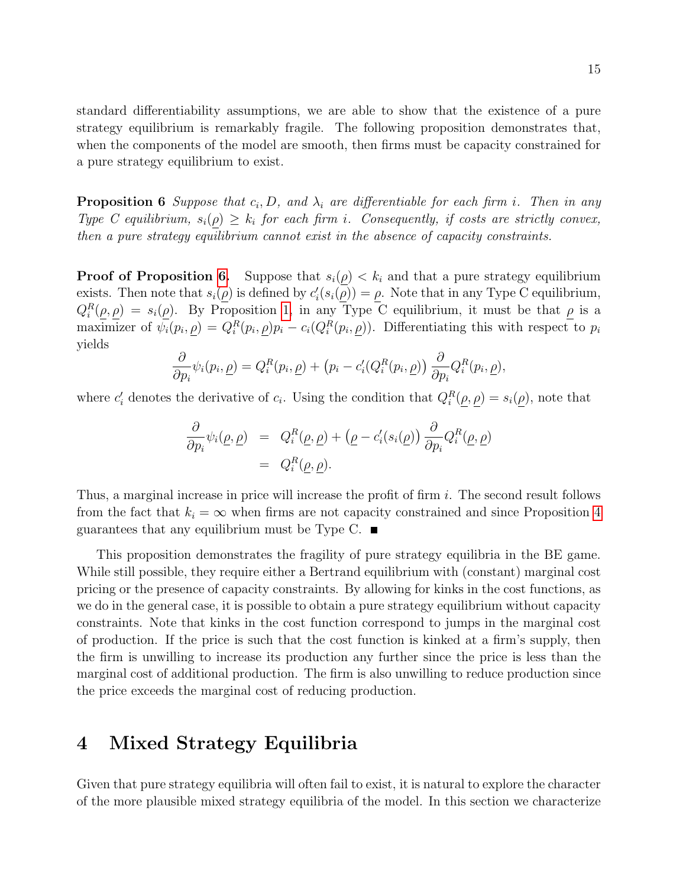standard differentiability assumptions, we are able to show that the existence of a pure strategy equilibrium is remarkably fragile. The following proposition demonstrates that, when the components of the model are smooth, then firms must be capacity constrained for a pure strategy equilibrium to exist.

**Proposition 6** *Suppose that $c_i, D$, and $\lambda_i$ are differentiable for each firm $i$. Then in any Type C equilibrium, $s_i(\underline{\rho}) \geq k_i$ for each firm $i$. Consequently, if costs are strictly convex, then a pure strategy equilibrium cannot exist in the absence of capacity constraints.*

**Proof of Proposition 6.** Suppose that $s_i(\underline{\rho}) < k_i$ and that a pure strategy equilibrium exists. Then note that $s_i(\underline{\rho})$ is defined by $c_i'(s_i(\underline{\rho})) = \underline{\rho}$. Note that in any Type C equilibrium, $Q_i^R(\underline{\rho}, \underline{\rho}) = s_i(\underline{\rho})$. By Proposition 1, in any Type C equilibrium, it must be that $\underline{\rho}$ is a maximizer of $\psi_i(p_i, \underline{\rho}) = Q_i^R(p_i, \underline{\rho})p_i - c_i(Q_i^R(p_i, \underline{\rho}))$. Differentiating this with respect to $p_i$ yields

$$\frac{\partial}{\partial p_i}\psi_i(p_i, \underline{\rho}) = Q_i^R(p_i, \underline{\rho}) + \left(p_i - c_i'(Q_i^R(p_i, \underline{\rho})\right) \frac{\partial}{\partial p_i} Q_i^R(p_i, \underline{\rho}),$$

where $c_i'$ denotes the derivative of $c_i$. Using the condition that $Q_i^R(\underline{\rho}, \underline{\rho}) = s_i(\underline{\rho})$, note that

$$\begin{aligned} \frac{\partial}{\partial p_i}\psi_i(\underline{\rho}, \underline{\rho}) &= Q_i^R(\underline{\rho}, \underline{\rho}) + \left(\underline{\rho} - c_i'(s_i(\underline{\rho})\right) \frac{\partial}{\partial p_i} Q_i^R(\underline{\rho}, \underline{\rho}) \\ &= Q_i^R(\underline{\rho}, \underline{\rho}). \end{aligned}$$

Thus, a marginal increase in price will increase the profit of firm $i$. The second result follows from the fact that $k_i = \infty$ when firms are not capacity constrained and since Proposition 4 guarantees that any equilibrium must be Type C. ■

This proposition demonstrates the fragility of pure strategy equilibria in the BE game. While still possible, they require either a Bertrand equilibrium with (constant) marginal cost pricing or the presence of capacity constraints. By allowing for kinks in the cost functions, as we do in the general case, it is possible to obtain a pure strategy equilibrium without capacity constraints. Note that kinks in the cost function correspond to jumps in the marginal cost of production. If the price is such that the cost function is kinked at a firm's supply, then the firm is unwilling to increase its production any further since the price is less than the marginal cost of additional production. The firm is also unwilling to reduce production since the price exceeds the marginal cost of reducing production.

# 4 Mixed Strategy Equilibria

Given that pure strategy equilibria will often fail to exist, it is natural to explore the character of the more plausible mixed strategy equilibria of the model. In this section we characterize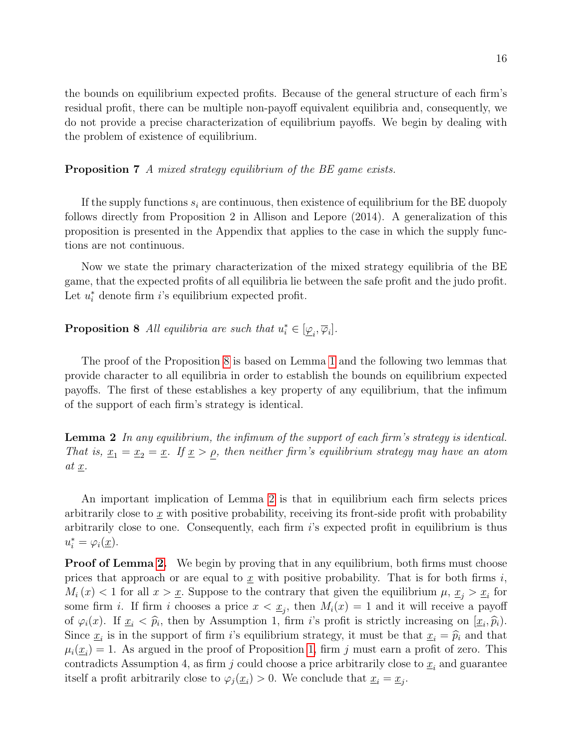the bounds on equilibrium expected profits. Because of the general structure of each firm's residual profit, there can be multiple non-payoff equivalent equilibria and, consequently, we do not provide a precise characterization of equilibrium payoffs. We begin by dealing with the problem of existence of equilibrium.

**Proposition 7** *A mixed strategy equilibrium of the BE game exists.*

If the supply functions $s_i$ are continuous, then existence of equilibrium for the BE duopoly follows directly from Proposition 2 in Allison and Lepore (2014). A generalization of this proposition is presented in the Appendix that applies to the case in which the supply functions are not continuous.

Now we state the primary characterization of the mixed strategy equilibria of the BE game, that the expected profits of all equilibria lie between the safe profit and the judo profit. Let $u_i^*$ denote firm $i$'s equilibrium expected profit.

**Proposition 8** *All equilibria are such that* $u_i^* \in [\underline{\varphi}_i, \overline{\varphi}_i]$.

The proof of the Proposition 8 is based on Lemma 1 and the following two lemmas that provide character to all equilibria in order to establish the bounds on equilibrium expected payoffs. The first of these establishes a key property of any equilibrium, that the infimum of the support of each firm's strategy is identical.

**Lemma 2** *In any equilibrium, the infimum of the support of each firm's strategy is identical. That is,* $\underline{x}_1 = \underline{x}_2 = \underline{x}$. *If* $\underline{x} > \underline{\rho}$, *then neither firm's equilibrium strategy may have an atom at* $\underline{x}$.

An important implication of Lemma 2 is that in equilibrium each firm selects prices arbitrarily close to $\underline{x}$ with positive probability, receiving its front-side profit with probability arbitrarily close to one. Consequently, each firm $i$'s expected profit in equilibrium is thus $u_i^* = \varphi_i(\underline{x})$.

**Proof of Lemma 2.** We begin by proving that in any equilibrium, both firms must choose prices that approach or are equal to $\underline{x}$ with positive probability. That is for both firms $i$, $M_i(x) < 1$ for all $x > \underline{x}$. Suppose to the contrary that given the equilibrium $\mu$, $\underline{x}_j > \underline{x}_i$ for some firm $i$. If firm $i$ chooses a price $x < \underline{x}_j$, then $M_i(x) = 1$ and it will receive a payoff of $\varphi_i(x)$. If $\underline{x}_i < \widehat{p}_i$, then by Assumption 1, firm $i$'s profit is strictly increasing on $[\underline{x}_i, \widehat{p}_i)$. Since $\underline{x}_i$ is in the support of firm $i$'s equilibrium strategy, it must be that $\underline{x}_i = \widehat{p}_i$ and that $\mu_i(\underline{x}_i) = 1$. As argued in the proof of Proposition 1, firm $j$ must earn a profit of zero. This contradicts Assumption 4, as firm $j$ could choose a price arbitrarily close to $\underline{x}_i$ and guarantee itself a profit arbitrarily close to $\varphi_j(\underline{x}_i) > 0$. We conclude that $\underline{x}_i = \underline{x}_j$.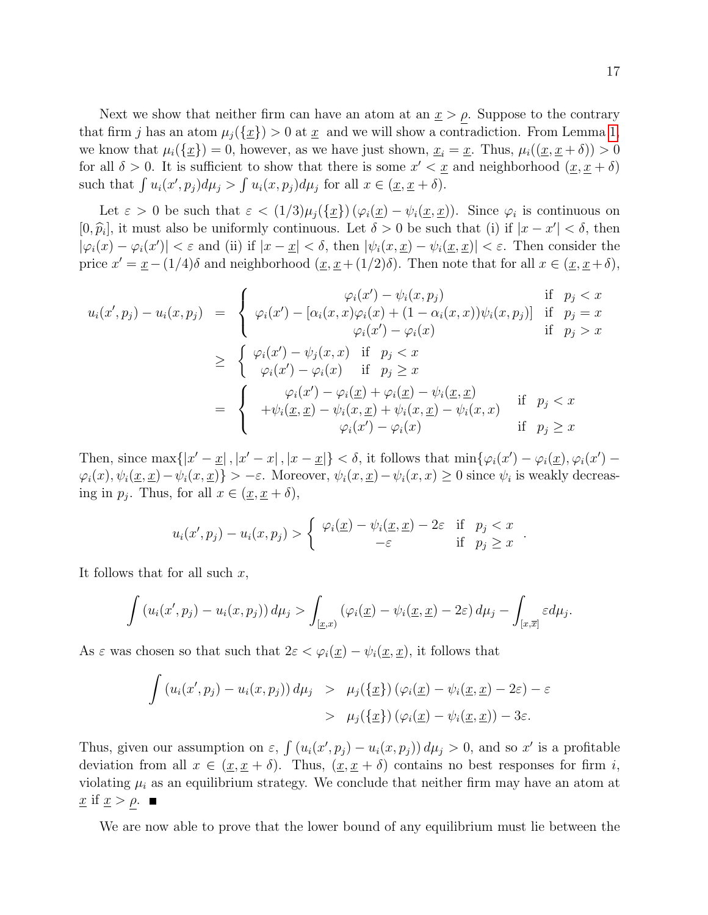Next we show that neither firm can have an atom at an $\underline{x} > \rho$. Suppose to the contrary that firm $j$ has an atom $\mu_j(\{\underline{x}\}) > 0$ at $\underline{x}$ and we will show a contradiction. From Lemma 1, we know that $\mu_i(\{\underline{x}\}) = 0$, however, as we have just shown, $\underline{x}_i = \underline{x}$. Thus, $\mu_i((\underline{x}, \underline{x} + \delta)) > 0$ for all $\delta > 0$. It is sufficient to show that there is some $x' < \underline{x}$ and neighborhood $(\underline{x}, \underline{x} + \delta)$ such that $\int u_i(x', p_j) d\mu_j > \int u_i(x, p_j) d\mu_j$ for all $x \in (\underline{x}, \underline{x} + \delta)$.

Let $\varepsilon > 0$ be such that $\varepsilon < (1/3)\mu_j(\{\underline{x}\}) (\varphi_i(\underline{x}) - \psi_i(\underline{x}, \underline{x}))$. Since $\varphi_i$ is continuous on $[0, \widehat{p}_i]$, it must also be uniformly continuous. Let $\delta > 0$ be such that (i) if $|x - x'| < \delta$, then $|\varphi_i(x) - \varphi_i(x')| < \varepsilon$ and (ii) if $|x - \underline{x}| < \delta$, then $|\psi_i(x, \underline{x}) - \psi_i(\underline{x}, \underline{x})| < \varepsilon$. Then consider the price $x' = \underline{x} - (1/4)\delta$ and neighborhood $(\underline{x}, \underline{x} + (1/2)\delta)$. Then note that for all $x \in (\underline{x}, \underline{x} + \delta)$,

$$
\begin{aligned}
u_i(x', p_j) - u_i(x, p_j) &= \left\{ \begin{array}{cl} \varphi_i(x') - \psi_i(x, p_j) & \text{if} \quad p_j < x \\ \varphi_i(x') - [\alpha_i(x,x)\varphi_i(x) + (1 - \alpha_i(x,x))\psi_i(x, p_j)] & \text{if} \quad p_j = x \\ \varphi_i(x') - \varphi_i(x) & \text{if} \quad p_j > x \end{array} \right. \\
&\geq \left\{ \begin{array}{cl} \varphi_i(x') - \psi_j(x, x) & \text{if} \quad p_j < x \\ \varphi_i(x') - \varphi_i(x) & \text{if} \quad p_j \geq x \end{array} \right. \\
&= \left\{ \begin{array}{cl} \begin{array}{c} \varphi_i(x') - \varphi_i(\underline{x}) + \varphi_i(\underline{x}) - \psi_i(\underline{x}, \underline{x}) \\ + \psi_i(\underline{x}, \underline{x}) - \psi_i(x, \underline{x}) + \psi_i(x, \underline{x}) - \psi_i(x, x) \end{array} & \text{if} \quad p_j < x \\ \varphi_i(x') - \varphi_i(x) & \text{if} \quad p_j \geq x \end{array} \right.
\end{aligned}
$$

Then, since $\max\{|x' - \underline{x}|, |x' - x|, |x - \underline{x}|\} < \delta$, it follows that $\min\{\varphi_i(x') - \varphi_i(\underline{x}), \varphi_i(x') - \varphi_i(x), \psi_i(\underline{x}, \underline{x}) - \psi_i(x, \underline{x})\} > -\varepsilon$. Moreover, $\psi_i(x, \underline{x}) - \psi_i(x, x) \geq 0$ since $\psi_i$ is weakly decreasing in $p_j$. Thus, for all $x \in (\underline{x}, \underline{x} + \delta)$,

$$
u_i(x', p_j) - u_i(x, p_j) > \left\{ \begin{array}{cl} \varphi_i(\underline{x}) - \psi_i(\underline{x}, \underline{x}) - 2\varepsilon & \text{if} \quad p_j < x \\ -\varepsilon & \text{if} \quad p_j \geq x \end{array} \right. .
$$

It follows that for all such $x$,

$$
\int (u_i(x', p_j) - u_i(x, p_j)) \, d\mu_j > \int_{[\underline{x}, x)} (\varphi_i(\underline{x}) - \psi_i(\underline{x}, \underline{x}) - 2\varepsilon) \, d\mu_j - \int_{[x, \overline{x}]} \varepsilon d\mu_j.
$$

As $\varepsilon$ was chosen so that such that $2\varepsilon < \varphi_i(\underline{x}) - \psi_i(\underline{x}, \underline{x})$, it follows that

$$
\begin{aligned}
\int (u_i(x', p_j) - u_i(x, p_j)) \, d\mu_j &> \mu_j(\{\underline{x}\}) (\varphi_i(\underline{x}) - \psi_i(\underline{x}, \underline{x}) - 2\varepsilon) - \varepsilon \\
&> \mu_j(\{\underline{x}\}) (\varphi_i(\underline{x}) - \psi_i(\underline{x}, \underline{x})) - 3\varepsilon.
\end{aligned}
$$

Thus, given our assumption on $\varepsilon$, $\int (u_i(x', p_j) - u_i(x, p_j)) \, d\mu_j > 0$, and so $x'$ is a profitable deviation from all $x \in (\underline{x}, \underline{x} + \delta)$. Thus, $(\underline{x}, \underline{x} + \delta)$ contains no best responses for firm $i$, violating $\mu_i$ as an equilibrium strategy. We conclude that neither firm may have an atom at $\underline{x}$ if $\underline{x} > \rho$. ∎

We are now able to prove that the lower bound of any equilibrium must lie between the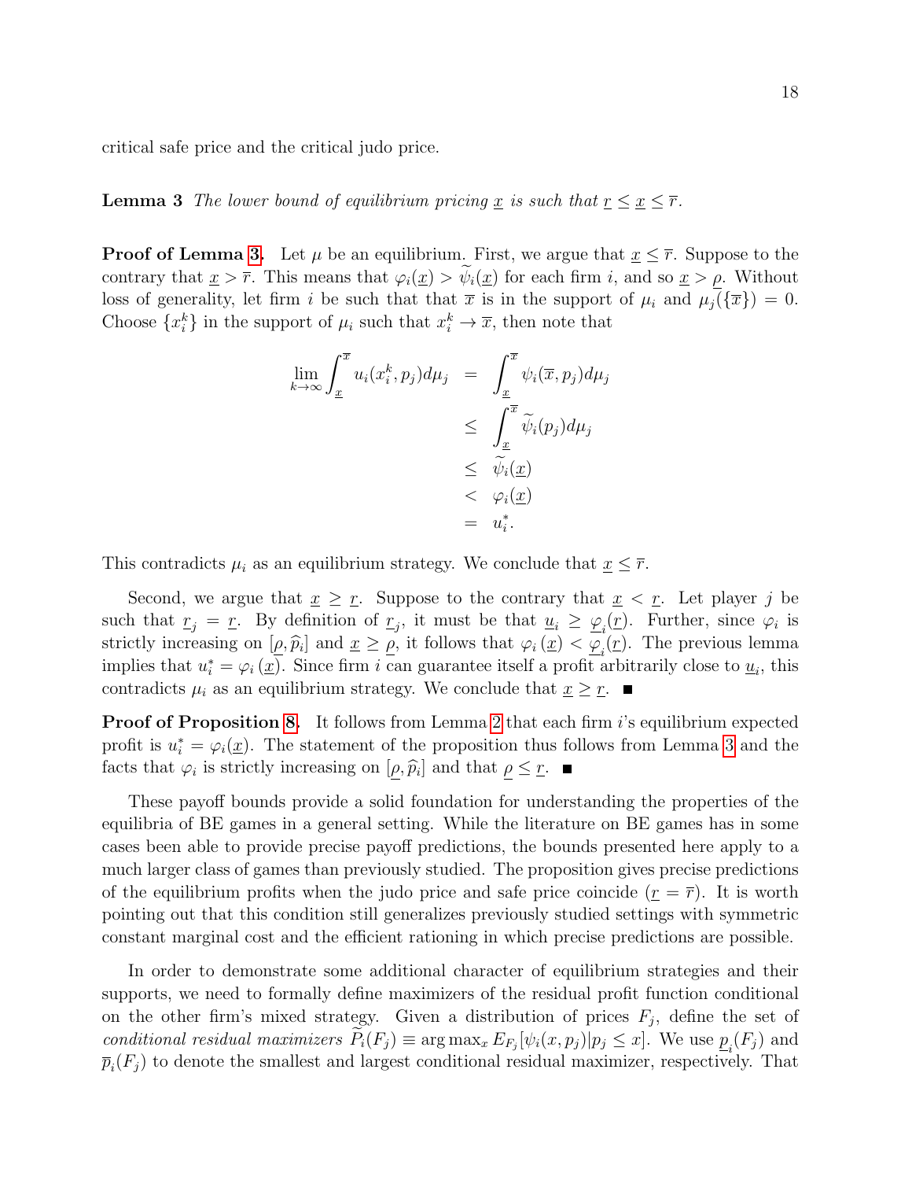critical safe price and the critical judo price.

**Lemma 3** *The lower bound of equilibrium pricing $\underline{x}$ is such that $\underline{r} \leq \underline{x} \leq \overline{r}$.*

**Proof of Lemma 3.** Let $\mu$ be an equilibrium. First, we argue that $\underline{x} \leq \overline{r}$. Suppose to the contrary that $\underline{x} > \overline{r}$. This means that $\varphi_i(\underline{x}) > \widetilde{\psi}_i(\underline{x})$ for each firm $i$, and so $\underline{x} > \underline{\rho}$. Without loss of generality, let firm $i$ be such that that $\overline{x}$ is in the support of $\mu_i$ and $\mu_j(\{\overline{x}\}) = 0$. Choose $\{x_i^k\}$ in the support of $\mu_i$ such that $x_i^k \to \overline{x}$, then note that

$$
\begin{aligned}
\lim_{k\to\infty} \int_{\underline{x}}^{\overline{x}} u_i(x_i^k, p_j) d\mu_j &= \int_{\underline{x}}^{\overline{x}} \psi_i(\overline{x}, p_j) d\mu_j \\
&\leq \int_{\underline{x}}^{\overline{x}} \widetilde{\psi}_i(p_j) d\mu_j \\
&\leq \widetilde{\psi}_i(\underline{x}) \\
&< \varphi_i(\underline{x}) \\
&= u_i^*.
\end{aligned}
$$

This contradicts $\mu_i$ as an equilibrium strategy. We conclude that $\underline{x} \leq \overline{r}$.

Second, we argue that $\underline{x} \geq \underline{r}$. Suppose to the contrary that $\underline{x} < \underline{r}$. Let player $j$ be such that $\underline{r}_j = \underline{r}$. By definition of $\underline{r}_j$, it must be that $\underline{u}_i \geq \underline{\varphi}_i(\underline{r})$. Further, since $\varphi_i$ is strictly increasing on $[\underline{\rho}, \widehat{p}_i]$ and $\underline{x} \geq \underline{\rho}$, it follows that $\varphi_i(\underline{x}) < \underline{\varphi}_i(\underline{r})$. The previous lemma implies that $u_i^* = \varphi_i(\underline{x})$. Since firm $i$ can guarantee itself a profit arbitrarily close to $\underline{u}_i$, this contradicts $\mu_i$ as an equilibrium strategy. We conclude that $\underline{x} \geq \underline{r}$. ■

**Proof of Proposition 8.** It follows from Lemma 2 that each firm $i$'s equilibrium expected profit is $u_i^* = \varphi_i(\underline{x})$. The statement of the proposition thus follows from Lemma 3 and the facts that $\varphi_i$ is strictly increasing on $[\underline{\rho}, \widehat{p}_i]$ and that $\underline{\rho} \leq \underline{r}$. ■

These payoff bounds provide a solid foundation for understanding the properties of the equilibria of BE games in a general setting. While the literature on BE games has in some cases been able to provide precise payoff predictions, the bounds presented here apply to a much larger class of games than previously studied. The proposition gives precise predictions of the equilibrium profits when the judo price and safe price coincide ($\underline{r} = \overline{r}$). It is worth pointing out that this condition still generalizes previously studied settings with symmetric constant marginal cost and the efficient rationing in which precise predictions are possible.

In order to demonstrate some additional character of equilibrium strategies and their supports, we need to formally define maximizers of the residual profit function conditional on the other firm's mixed strategy. Given a distribution of prices $F_j$, define the set of *conditional residual maximizers* $\widetilde{P}_i(F_j) \equiv \arg\max_x E_{F_j}[\psi_i(x, p_j)|p_j \leq x]$. We use $\underline{p}_i(F_j)$ and $\overline{p}_i(F_j)$ to denote the smallest and largest conditional residual maximizer, respectively. That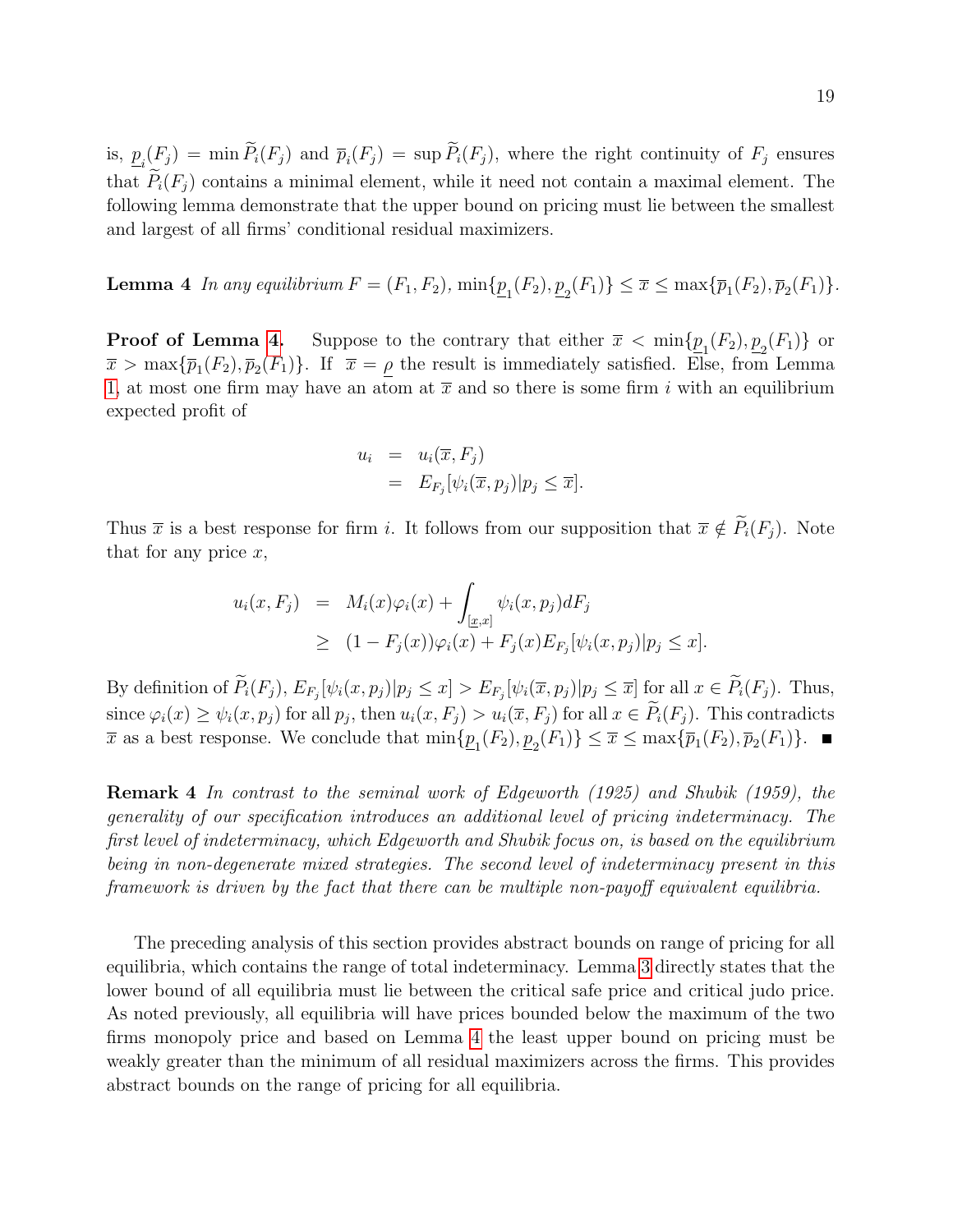is, $\underline{p}_i(F_j) = \min \widetilde{P}_i(F_j)$ and $\overline{p}_i(F_j) = \sup \widetilde{P}_i(F_j)$, where the right continuity of $F_j$ ensures that $\widetilde{P}_i(F_j)$ contains a minimal element, while it need not contain a maximal element. The following lemma demonstrate that the upper bound on pricing must lie between the smallest and largest of all firms' conditional residual maximizers.

**Lemma 4** *In any equilibrium $F = (F_1, F_2)$, $\min\{\underline{p}_1(F_2), \underline{p}_2(F_1)\} \leq \overline{x} \leq \max\{\overline{p}_1(F_2), \overline{p}_2(F_1)\}$.*

**Proof of Lemma 4.** Suppose to the contrary that either $\overline{x} < \min\{\underline{p}_1(F_2), \underline{p}_2(F_1)\}$ or $\overline{x} > \max\{\overline{p}_1(F_2), \overline{p}_2(F_1)\}$. If $\overline{x} = \underline{\rho}$ the result is immediately satisfied. Else, from Lemma 1, at most one firm may have an atom at $\overline{x}$ and so there is some firm $i$ with an equilibrium expected profit of

$$
\begin{aligned}
u_i &= u_i(\overline{x}, F_j) \\
&= E_{F_j}[\psi_i(\overline{x}, p_j)|p_j \leq \overline{x}].
\end{aligned}
$$

Thus $\overline{x}$ is a best response for firm $i$. It follows from our supposition that $\overline{x} \notin \widetilde{P}_i(F_j)$. Note that for any price $x$,

$$
\begin{aligned}
u_i(x, F_j) &= M_i(x)\varphi_i(x) + \int_{[\underline{x},x]} \psi_i(x, p_j)dF_j \\
&\geq (1 - F_j(x))\varphi_i(x) + F_j(x)E_{F_j}[\psi_i(x, p_j)|p_j \leq x].
\end{aligned}
$$

By definition of $\widetilde{P}_i(F_j)$, $E_{F_j}[\psi_i(x, p_j)|p_j \leq x] > E_{F_j}[\psi_i(\overline{x}, p_j)|p_j \leq \overline{x}]$ for all $x \in \widetilde{P}_i(F_j)$. Thus, since $\varphi_i(x) \geq \psi_i(x, p_j)$ for all $p_j$, then $u_i(x, F_j) > u_i(\overline{x}, F_j)$ for all $x \in \widetilde{P}_i(F_j)$. This contradicts $\overline{x}$ as a best response. We conclude that $\min\{\underline{p}_1(F_2), \underline{p}_2(F_1)\} \leq \overline{x} \leq \max\{\overline{p}_1(F_2), \overline{p}_2(F_1)\}$. ■

**Remark 4** *In contrast to the seminal work of Edgeworth (1925) and Shubik (1959), the generality of our specification introduces an additional level of pricing indeterminacy. The first level of indeterminacy, which Edgeworth and Shubik focus on, is based on the equilibrium being in non-degenerate mixed strategies. The second level of indeterminacy present in this framework is driven by the fact that there can be multiple non-payoff equivalent equilibria.*

The preceding analysis of this section provides abstract bounds on range of pricing for all equilibria, which contains the range of total indeterminacy. Lemma 3 directly states that the lower bound of all equilibria must lie between the critical safe price and critical judo price. As noted previously, all equilibria will have prices bounded below the maximum of the two firms monopoly price and based on Lemma 4 the least upper bound on pricing must be weakly greater than the minimum of all residual maximizers across the firms. This provides abstract bounds on the range of pricing for all equilibria.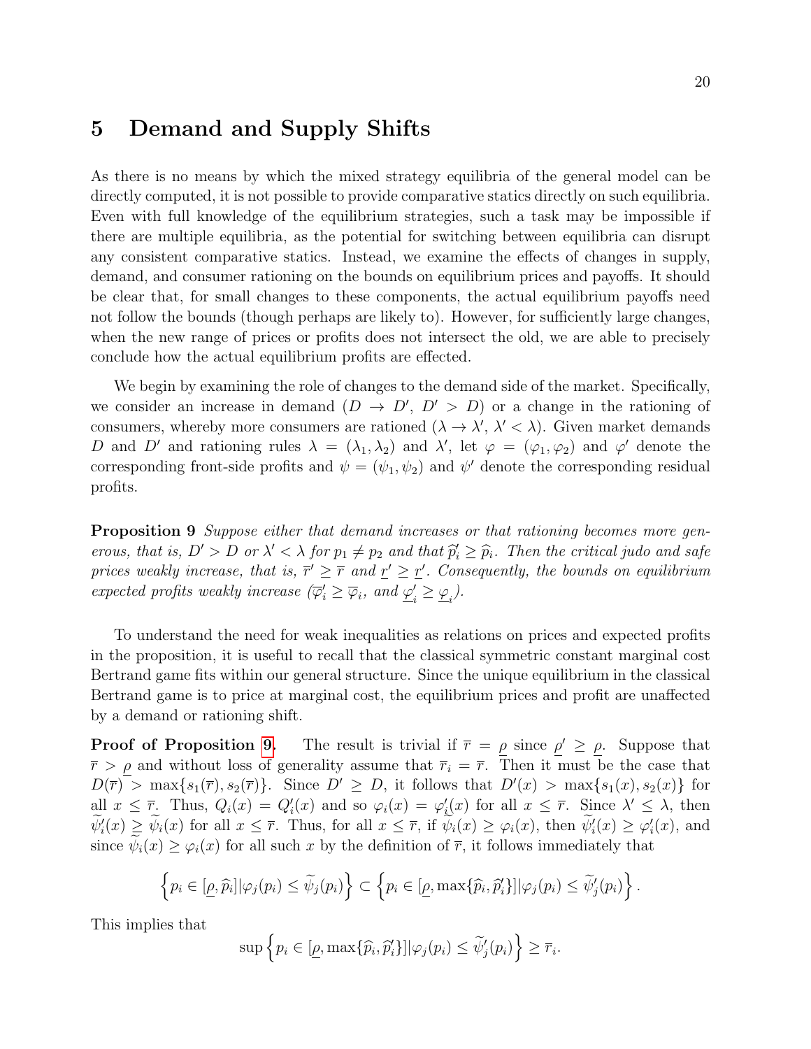## 5 Demand and Supply Shifts

As there is no means by which the mixed strategy equilibria of the general model can be directly computed, it is not possible to provide comparative statics directly on such equilibria. Even with full knowledge of the equilibrium strategies, such a task may be impossible if there are multiple equilibria, as the potential for switching between equilibria can disrupt any consistent comparative statics. Instead, we examine the effects of changes in supply, demand, and consumer rationing on the bounds on equilibrium prices and payoffs. It should be clear that, for small changes to these components, the actual equilibrium payoffs need not follow the bounds (though perhaps are likely to). However, for sufficiently large changes, when the new range of prices or profits does not intersect the old, we are able to precisely conclude how the actual equilibrium profits are effected.

We begin by examining the role of changes to the demand side of the market. Specifically, we consider an increase in demand ($D \to D'$, $D' > D$) or a change in the rationing of consumers, whereby more consumers are rationed ($\lambda \to \lambda'$, $\lambda' < \lambda$). Given market demands $D$ and $D'$ and rationing rules $\lambda = (\lambda_1, \lambda_2)$ and $\lambda'$, let $\varphi = (\varphi_1, \varphi_2)$ and $\varphi'$ denote the corresponding front-side profits and $\psi = (\psi_1, \psi_2)$ and $\psi'$ denote the corresponding residual profits.

**Proposition 9** *Suppose either that demand increases or that rationing becomes more generous, that is, $D' > D$ or $\lambda' < \lambda$ for $p_1 \neq p_2$ and that $\widehat{p}'_i \geq \widehat{p}_i$. Then the critical judo and safe prices weakly increase, that is, $\overline{r}' \geq \overline{r}$ and $\underline{r}' \geq \underline{r}'$. Consequently, the bounds on equilibrium expected profits weakly increase ($\overline{\varphi}'_i \geq \overline{\varphi}_i$, and $\underline{\varphi}'_i \geq \underline{\varphi}_i$).*

To understand the need for weak inequalities as relations on prices and expected profits in the proposition, it is useful to recall that the classical symmetric constant marginal cost Bertrand game fits within our general structure. Since the unique equilibrium in the classical Bertrand game is to price at marginal cost, the equilibrium prices and profit are unaffected by a demand or rationing shift.

**Proof of Proposition 9.** The result is trivial if $\overline{r} = \underline{\rho}$ since $\underline{\rho}' \geq \underline{\rho}$. Suppose that $\overline{r} > \underline{\rho}$ and without loss of generality assume that $\overline{r}_i = \overline{r}$. Then it must be the case that $D(\overline{r}) > \max\{s_1(\overline{r}), s_2(\overline{r})\}$. Since $D' \geq D$, it follows that $D'(x) > \max\{s_1(x), s_2(x)\}$ for all $x \leq \overline{r}$. Thus, $Q_i(x) = Q'_i(x)$ and so $\varphi_i(x) = \varphi'_i(x)$ for all $x \leq \overline{r}$. Since $\lambda' \leq \lambda$, then $\widetilde{\psi}'_i(x) \geq \widetilde{\psi}_i(x)$ for all $x \leq \overline{r}$. Thus, for all $x \leq \overline{r}$, if $\widetilde{\psi}_i(x) \geq \varphi_i(x)$, then $\widetilde{\psi}'_i(x) \geq \varphi'_i(x)$, and since $\widetilde{\psi}_i(x) \geq \varphi_i(x)$ for all such $x$ by the definition of $\overline{r}$, it follows immediately that

$$\left\{p_i \in [\underline{\rho}, \widehat{p}_i] | \varphi_j(p_i) \leq \widetilde{\psi}_j(p_i)\right\} \subset \left\{p_i \in [\underline{\rho}, \max\{\widehat{p}_i, \widehat{p}'_i\}] | \varphi_j(p_i) \leq \widetilde{\psi}'_j(p_i)\right\}.$$

This implies that

$$\sup\left\{p_i \in [\underline{\rho}, \max\{\widehat{p}_i, \widehat{p}'_i\}] | \varphi_j(p_i) \leq \widetilde{\psi}'_j(p_i)\right\} \geq \overline{r}_i.$$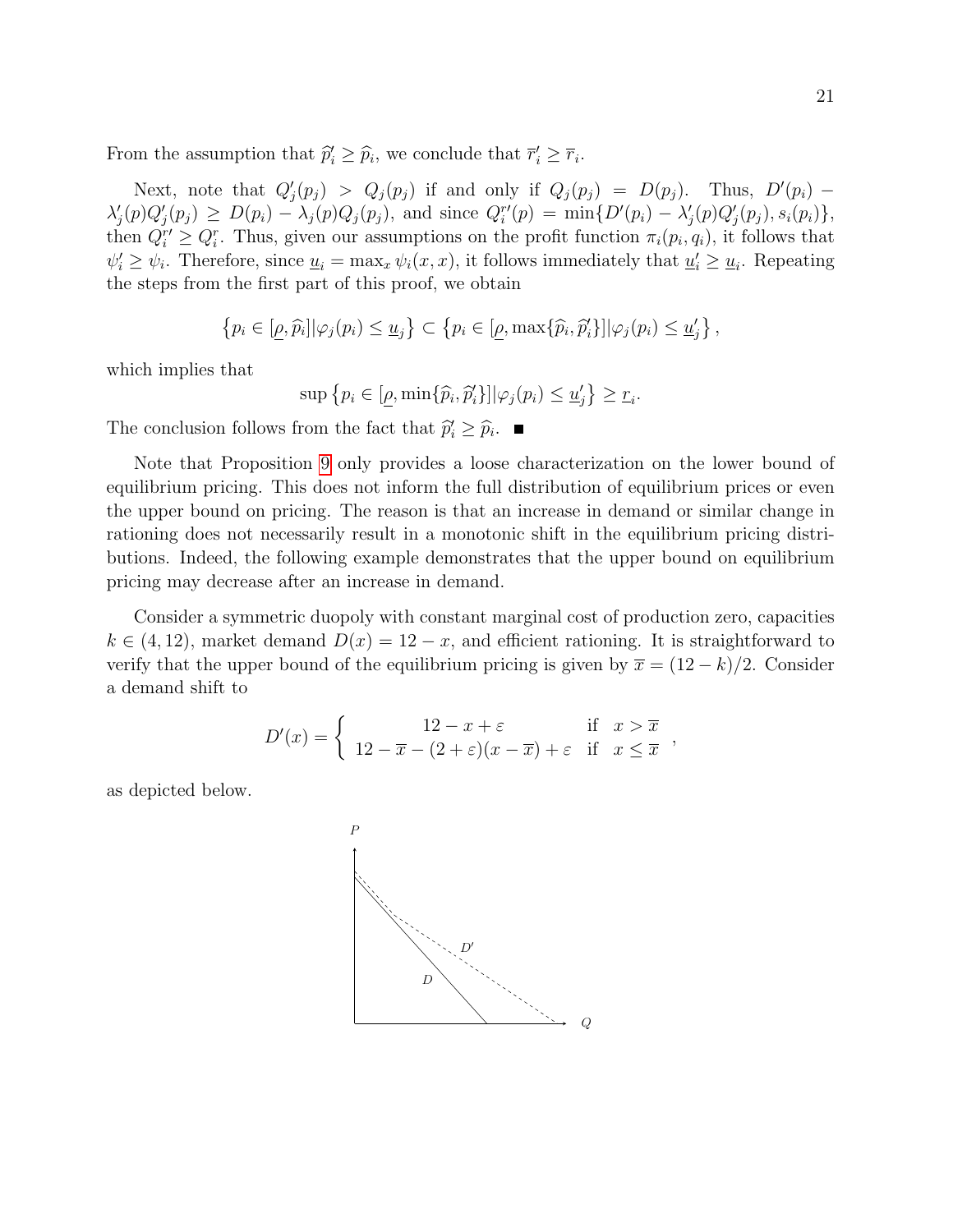From the assumption that $\widehat{p}_i' \geq \widehat{p}_i$, we conclude that $\overline{r}_i' \geq \overline{r}_i$.

Next, note that $Q_j'(p_j) > Q_j(p_j)$ if and only if $Q_j(p_j) = D(p_j)$. Thus, $D'(p_i) - \lambda_j'(p)Q_j'(p_j) \geq D(p_i) - \lambda_j(p)Q_j(p_j)$, and since $Q_i^{r\prime}(p) = \min\{D'(p_i) - \lambda_j'(p)Q_j'(p_j), s_i(p_i)\}$, then $Q_i^{r\prime} \geq Q_i^r$. Thus, given our assumptions on the profit function $\pi_i(p_i, q_i)$, it follows that $\psi_i' \geq \psi_i$. Therefore, since $\underline{u}_i = \max_x \psi_i(x, x)$, it follows immediately that $\underline{u}_i' \geq \underline{u}_i$. Repeating the steps from the first part of this proof, we obtain

$$\left\{p_i \in [\underline{\rho}, \widehat{p}_i] | \varphi_j(p_i) \leq \underline{u}_j\right\} \subset \left\{p_i \in [\underline{\rho}, \max\{\widehat{p}_i, \widehat{p}_i'\}] | \varphi_j(p_i) \leq \underline{u}_j'\right\},$$

which implies that

$$\sup\left\{p_i \in [\underline{\rho}, \min\{\widehat{p}_i, \widehat{p}_i'\}] | \varphi_j(p_i) \leq \underline{u}_j'\right\} \geq \underline{r}_i.$$

The conclusion follows from the fact that $\widehat{p}_i' \geq \widehat{p}_i$. ■

Note that Proposition 9 only provides a loose characterization on the lower bound of equilibrium pricing. This does not inform the full distribution of equilibrium prices or even the upper bound on pricing. The reason is that an increase in demand or similar change in rationing does not necessarily result in a monotonic shift in the equilibrium pricing distributions. Indeed, the following example demonstrates that the upper bound on equilibrium pricing may decrease after an increase in demand.

Consider a symmetric duopoly with constant marginal cost of production zero, capacities $k \in (4, 12)$, market demand $D(x) = 12 - x$, and efficient rationing. It is straightforward to verify that the upper bound of the equilibrium pricing is given by $\overline{x} = (12 - k)/2$. Consider a demand shift to

$$D'(x) = \begin{cases} 12 - x + \varepsilon & \text{if} \quad x > \overline{x} \\ 12 - \overline{x} - (2 + \varepsilon)(x - \overline{x}) + \varepsilon & \text{if} \quad x \leq \overline{x} \end{cases},$$

as depicted below.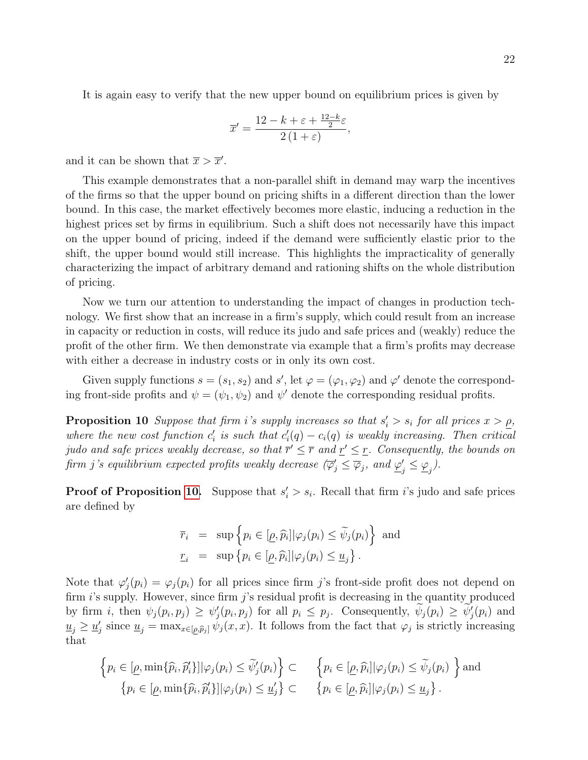It is again easy to verify that the new upper bound on equilibrium prices is given by

$$\overline{x}' = \frac{12 - k + \varepsilon + \frac{12-k}{2}\varepsilon}{2(1+\varepsilon)},$$

and it can be shown that $\overline{x} > \overline{x}'$.

This example demonstrates that a non-parallel shift in demand may warp the incentives of the firms so that the upper bound on pricing shifts in a different direction than the lower bound. In this case, the market effectively becomes more elastic, inducing a reduction in the highest prices set by firms in equilibrium. Such a shift does not necessarily have this impact on the upper bound of pricing, indeed if the demand were sufficiently elastic prior to the shift, the upper bound would still increase. This highlights the impracticality of generally characterizing the impact of arbitrary demand and rationing shifts on the whole distribution of pricing.

Now we turn our attention to understanding the impact of changes in production technology. We first show that an increase in a firm's supply, which could result from an increase in capacity or reduction in costs, will reduce its judo and safe prices and (weakly) reduce the profit of the other firm. We then demonstrate via example that a firm's profits may decrease with either a decrease in industry costs or in only its own cost.

Given supply functions $s = (s_1, s_2)$ and $s'$, let $\varphi = (\varphi_1, \varphi_2)$ and $\varphi'$ denote the corresponding front-side profits and $\psi = (\psi_1, \psi_2)$ and $\psi'$ denote the corresponding residual profits.

**Proposition 10** *Suppose that firm i's supply increases so that $s_i' > s_i$ for all prices $x > \underline{\rho}$, where the new cost function $c_i'$ is such that $c_i'(q) - c_i(q)$ is weakly increasing. Then critical judo and safe prices weakly decrease, so that $\overline{r}' \leq \overline{r}$ and $\underline{r}' \leq \underline{r}$. Consequently, the bounds on firm j's equilibrium expected profits weakly decrease ($\overline{\varphi}_j' \leq \overline{\varphi}_j$, and $\underline{\varphi}_j' \leq \underline{\varphi}_j$).*

**Proof of Proposition 10.** Suppose that $s_i' > s_i$. Recall that firm $i$'s judo and safe prices are defined by

$$\begin{aligned}
\overline{r}_i &= \sup\left\{p_i \in [\underline{\rho}, \widehat{p}_i] | \varphi_j(p_i) \leq \widetilde{\psi}_j(p_i)\right\} \text{ and} \\
\underline{r}_i &= \sup\left\{p_i \in [\underline{\rho}, \widehat{p}_i] | \varphi_j(p_i) \leq \underline{u}_j\right\}.
\end{aligned}$$

Note that $\varphi_j'(p_i) = \varphi_j(p_i)$ for all prices since firm $j$'s front-side profit does not depend on firm $i$'s supply. However, since firm $j$'s residual profit is decreasing in the quantity produced by firm $i$, then $\psi_j(p_i, p_j) \geq \psi_j'(p_i, p_j)$ for all $p_i \leq p_j$. Consequently, $\widetilde{\psi}_j(p_i) \geq \widetilde{\psi}_j'(p_i)$ and $\underline{u}_j \geq \underline{u}_j'$ since $\underline{u}_j = \max_{x \in [\underline{\rho}, \widehat{p}_j]} \psi_j(x, x)$. It follows from the fact that $\varphi_j$ is strictly increasing that

$$\begin{aligned}
\left\{p_i \in [\underline{\rho}, \min\{\widehat{p}_i, \widehat{p}_i'\}] | \varphi_j(p_i) \leq \widetilde{\psi}_j'(p_i)\right\} &\subset \left\{p_i \in [\underline{\rho}, \widehat{p}_i] | \varphi_j(p_i) \leq \widetilde{\psi}_j(p_i)\right\} \text{ and} \\
\left\{p_i \in [\underline{\rho}, \min\{\widehat{p}_i, \widehat{p}_i'\}] | \varphi_j(p_i) \leq \underline{u}_j'\right\} &\subset \left\{p_i \in [\underline{\rho}, \widehat{p}_i] | \varphi_j(p_i) \leq \underline{u}_j\right\}.
\end{aligned}$$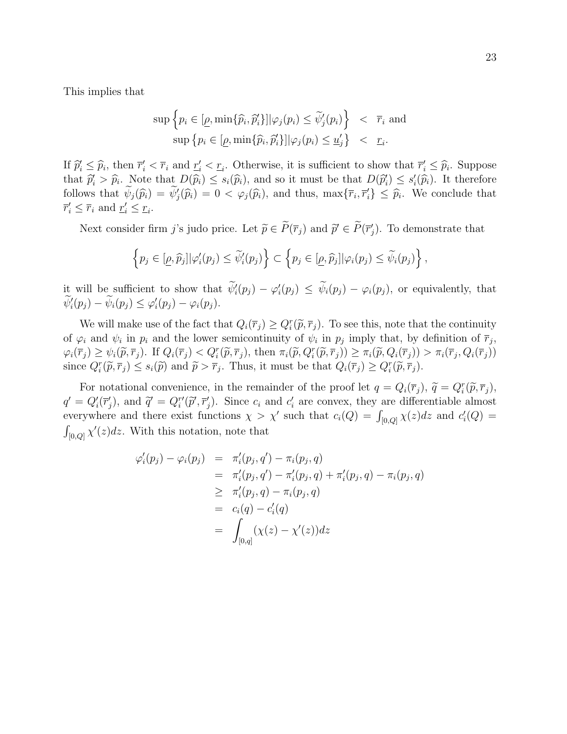This implies that

$$
\begin{aligned}
\sup\left\{p_i \in [\underline{\rho}, \min\{\widehat{p}_i, \widehat{p}_i'\}] | \varphi_j(p_i) \leq \widetilde{\psi}_j'(p_i)\right\} &< \overline{r}_i \text{ and} \\
\sup\left\{p_i \in [\underline{\rho}, \min\{\widehat{p}_i, \widehat{p}_i'\}] | \varphi_j(p_i) \leq \underline{u}_j'\right\} &< \underline{r}_i.
\end{aligned}
$$

If $\widehat{p}_i' \leq \widehat{p}_i$, then $\overline{r}_i' < \overline{r}_i$ and $\underline{r}_i' < \underline{r}_i$. Otherwise, it is sufficient to show that $\overline{r}_i' \leq \widehat{p}_i$. Suppose that $\widehat{p}_i' > \widehat{p}_i$. Note that $D(\widehat{p}_i) \leq s_i(\widehat{p}_i)$, and so it must be that $D(\widehat{p}_i') \leq s_i'(\widehat{p}_i)$. It therefore follows that $\widetilde{\psi}_j(\widehat{p}_i) = \widetilde{\psi}_j'(\widehat{p}_i) = 0 < \varphi_j(\widehat{p}_i)$, and thus, $\max\{\overline{r}_i, \overline{r}_i'\} \leq \widehat{p}_i$. We conclude that $\overline{r}_i' \leq \overline{r}_i$ and $\underline{r}_i' \leq \underline{r}_i$.

Next consider firm $j$'s judo price. Let $\widetilde{p} \in \widetilde{P}(\overline{r}_j)$ and $\widetilde{p}' \in \widetilde{P}(\overline{r}_j')$. To demonstrate that

$$
\left\{p_j \in [\underline{\rho}, \widehat{p}_j] | \varphi_i'(p_j) \leq \widetilde{\psi}_i'(p_j)\right\} \subset \left\{p_j \in [\underline{\rho}, \widehat{p}_j] | \varphi_i(p_j) \leq \widetilde{\psi}_i(p_j)\right\},
$$

it will be sufficient to show that $\widetilde{\psi}_i'(p_j) - \varphi_i'(p_j) \leq \widetilde{\psi}_i(p_j) - \varphi_i(p_j)$, or equivalently, that $\widetilde{\psi}_i'(p_j) - \widetilde{\psi}_i(p_j) \leq \varphi_i'(p_j) - \varphi_i(p_j)$.

We will make use of the fact that $Q_i(\overline{r}_j) \geq Q_i^r(\widetilde{p}, \overline{r}_j)$. To see this, note that the continuity of $\varphi_i$ and $\psi_i$ in $p_i$ and the lower semicontinuity of $\psi_i$ in $p_j$ imply that, by definition of $\overline{r}_j$, $\varphi_i(\overline{r}_j) \geq \psi_i(\widetilde{p}, \overline{r}_j)$. If $Q_i(\overline{r}_j) < Q_i^r(\widetilde{p}, \overline{r}_j)$, then $\pi_i(\widetilde{p}, Q_i^r(\widetilde{p}, \overline{r}_j)) \geq \pi_i(\widetilde{p}, Q_i(\overline{r}_j)) > \pi_i(\overline{r}_j, Q_i(\overline{r}_j))$ since $Q_i^r(\widetilde{p}, \overline{r}_j) \leq s_i(\widetilde{p})$ and $\widetilde{p} > \overline{r}_j$. Thus, it must be that $Q_i(\overline{r}_j) \geq Q_i^r(\widetilde{p}, \overline{r}_j)$.

For notational convenience, in the remainder of the proof let $q = Q_i(\overline{r}_j)$, $\widetilde{q} = Q_i^r(\widetilde{p}, \overline{r}_j)$, $q' = Q_i'(\overline{r}_j')$, and $\widetilde{q}' = Q_i^{r\prime}(\widetilde{p}', \overline{r}_j')$. Since $c_i$ and $c_i'$ are convex, they are differentiable almost everywhere and there exist functions $\chi > \chi'$ such that $c_i(Q) = \int_{[0,Q]} \chi(z)dz$ and $c_i'(Q) = \int_{[0,Q]} \chi'(z)dz$. With this notation, note that

$$
\begin{aligned}
\varphi_i'(p_j) - \varphi_i(p_j) &= \pi_i'(p_j, q') - \pi_i(p_j, q) \\
&= \pi_i'(p_j, q') - \pi_i'(p_j, q) + \pi_i'(p_j, q) - \pi_i(p_j, q) \\
&\geq \pi_i'(p_j, q) - \pi_i(p_j, q) \\
&= c_i(q) - c_i'(q) \\
&= \int_{[0,q]} (\chi(z) - \chi'(z))dz
\end{aligned}
$$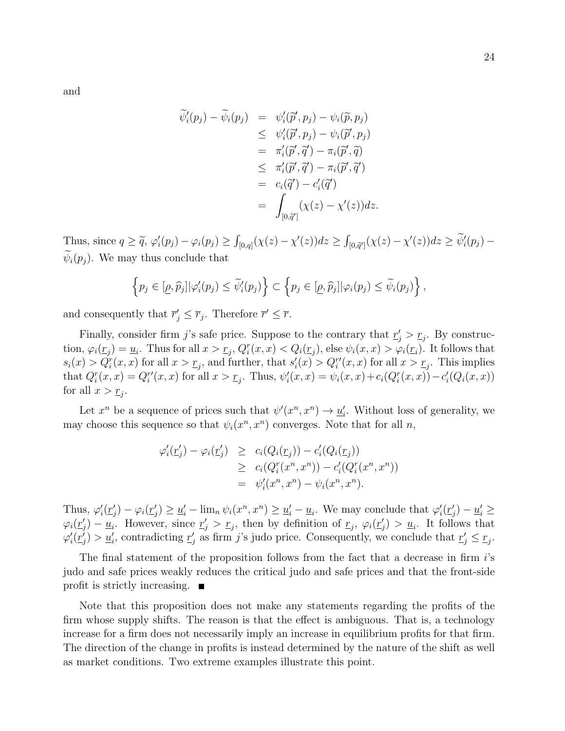and

$$
\begin{aligned}
\widetilde{\psi}_i'(p_j) - \widetilde{\psi}_i(p_j) &= \psi_i'(\widetilde{p}', p_j) - \psi_i(\widetilde{p}, p_j) \\
&\leq \psi_i'(\widetilde{p}', p_j) - \psi_i(\widetilde{p}', p_j) \\
&= \pi_i'(\widetilde{p}', \widetilde{q}') - \pi_i(\widetilde{p}', \widetilde{q}) \\
&\leq \pi_i'(\widetilde{p}', \widetilde{q}') - \pi_i(\widetilde{p}', \widetilde{q}') \\
&= c_i(\widetilde{q}') - c_i'(\widetilde{q}') \\
&= \int_{[0,\widetilde{q}']} (\chi(z) - \chi'(z))dz.
\end{aligned}
$$

Thus, since $q \geq \widetilde{q}$, $\varphi_i'(p_j) - \varphi_i(p_j) \geq \int_{[0,q]}(\chi(z) - \chi'(z))dz \geq \int_{[0,\widetilde{q}']}(\chi(z) - \chi'(z))dz \geq \widetilde{\psi}_i'(p_j) - \widetilde{\psi}_i(p_j)$. We may thus conclude that

$$
\left\{ p_j \in [\underline{\rho}, \widehat{p}_j] | \varphi_i'(p_j) \leq \widetilde{\psi}_i'(p_j) \right\} \subset \left\{ p_j \in [\underline{\rho}, \widehat{p}_j] | \varphi_i(p_j) \leq \widetilde{\psi}_i(p_j) \right\},
$$

and consequently that $\overline{r}_j' \leq \overline{r}_j$. Therefore $\overline{r}' \leq \overline{r}$.

Finally, consider firm $j$'s safe price. Suppose to the contrary that $\underline{r}_j' > \underline{r}_j$. By construction, $\varphi_i(\underline{r}_j) = \underline{u}_i$. Thus for all $x > \underline{r}_j$, $Q_i^r(x, x) < Q_i(\underline{r}_j)$, else $\psi_i(x, x) > \varphi_i(\underline{r}_i)$. It follows that $s_i(x) > Q_i^r(x, x)$ for all $x > \underline{r}_j$, and further, that $s_i'(x) > Q_i^{r\prime}(x, x)$ for all $x > \underline{r}_j$. This implies that $Q_i^r(x, x) = Q_i^{r\prime}(x, x)$ for all $x > \underline{r}_j$. Thus, $\psi_i'(x, x) = \psi_i(x, x) + c_i(Q_i^r(x, x)) - c_i'(Q_i(x, x))$ for all $x > \underline{r}_j$.

Let $x^n$ be a sequence of prices such that $\psi'(x^n, x^n) \to \underline{u}_i'$. Without loss of generality, we may choose this sequence so that $\psi_i(x^n, x^n)$ converges. Note that for all $n$,

$$
\begin{aligned}
\varphi_i'(\underline{r}_j') - \varphi_i(\underline{r}_j') &\geq c_i(Q_i(\underline{r}_j)) - c_i'(Q_i(\underline{r}_j)) \\
&\geq c_i(Q_i^r(x^n, x^n)) - c_i'(Q_i^r(x^n, x^n)) \\
&= \psi_i'(x^n, x^n) - \psi_i(x^n, x^n).
\end{aligned}
$$

Thus, $\varphi_i'(\underline{r}_j') - \varphi_i(\underline{r}_j') \geq \underline{u}_i' - \lim_n \psi_i(x^n, x^n) \geq \underline{u}_i' - \underline{u}_i$. We may conclude that $\varphi_i'(\underline{r}_j') - \underline{u}_i' \geq \varphi_i(\underline{r}_j') - \underline{u}_i$. However, since $\underline{r}_j' > \underline{r}_j$, then by definition of $\underline{r}_j$, $\varphi_i(\underline{r}_j') > \underline{u}_i$. It follows that $\varphi_i'(\underline{r}_j') > \underline{u}_i'$, contradicting $\underline{r}_j'$ as firm $j$'s judo price. Consequently, we conclude that $\underline{r}_j' \leq \underline{r}_j$.

The final statement of the proposition follows from the fact that a decrease in firm $i$'s judo and safe prices weakly reduces the critical judo and safe prices and that the front-side profit is strictly increasing. ■

Note that this proposition does not make any statements regarding the profits of the firm whose supply shifts. The reason is that the effect is ambiguous. That is, a technology increase for a firm does not necessarily imply an increase in equilibrium profits for that firm. The direction of the change in profits is instead determined by the nature of the shift as well as market conditions. Two extreme examples illustrate this point.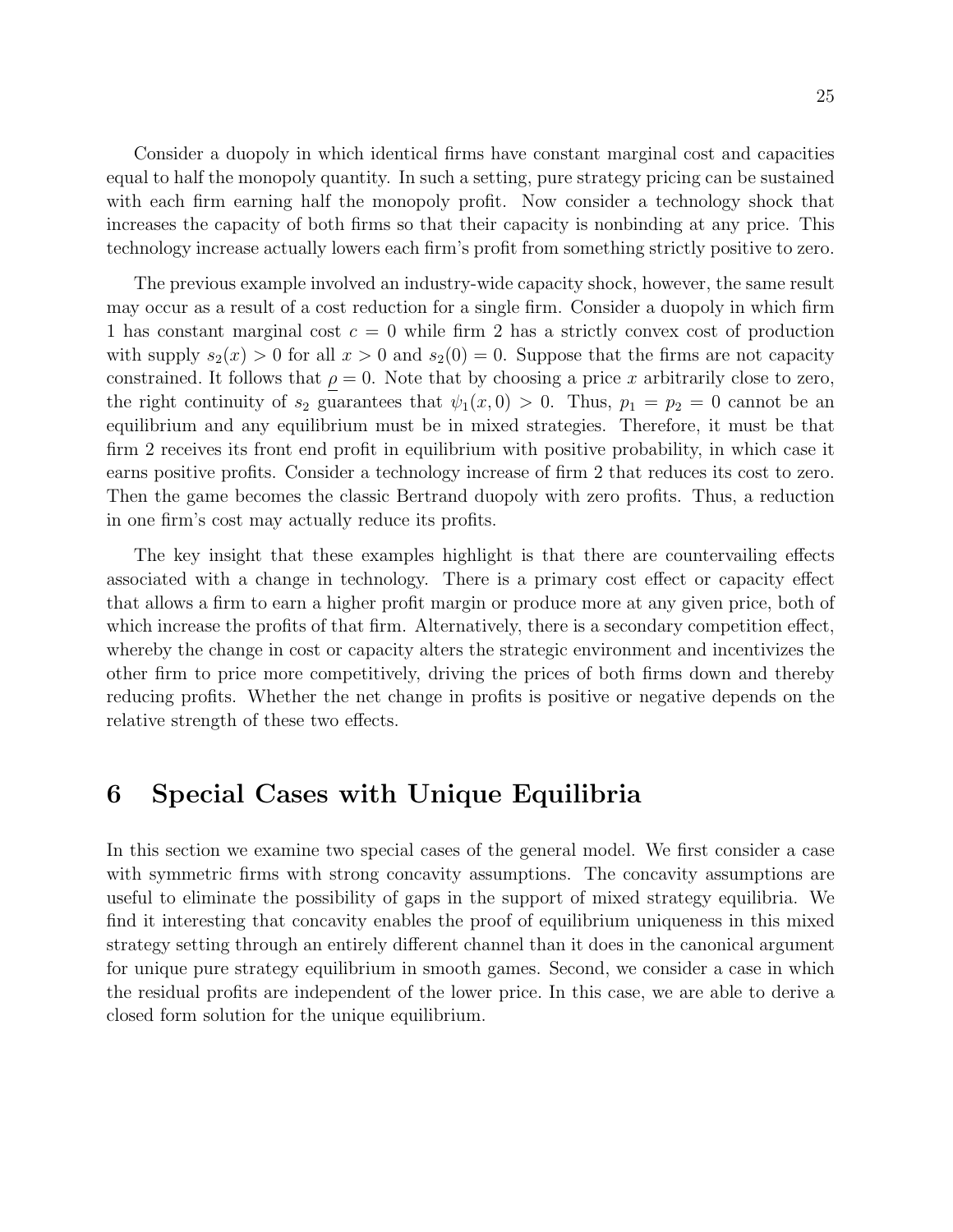Consider a duopoly in which identical firms have constant marginal cost and capacities equal to half the monopoly quantity. In such a setting, pure strategy pricing can be sustained with each firm earning half the monopoly profit. Now consider a technology shock that increases the capacity of both firms so that their capacity is nonbinding at any price. This technology increase actually lowers each firm's profit from something strictly positive to zero.

The previous example involved an industry-wide capacity shock, however, the same result may occur as a result of a cost reduction for a single firm. Consider a duopoly in which firm 1 has constant marginal cost $c = 0$ while firm 2 has a strictly convex cost of production with supply $s_2(x) > 0$ for all $x > 0$ and $s_2(0) = 0$. Suppose that the firms are not capacity constrained. It follows that $\underline{\rho} = 0$. Note that by choosing a price $x$ arbitrarily close to zero, the right continuity of $s_2$ guarantees that $\psi_1(x, 0) > 0$. Thus, $p_1 = p_2 = 0$ cannot be an equilibrium and any equilibrium must be in mixed strategies. Therefore, it must be that firm 2 receives its front end profit in equilibrium with positive probability, in which case it earns positive profits. Consider a technology increase of firm 2 that reduces its cost to zero. Then the game becomes the classic Bertrand duopoly with zero profits. Thus, a reduction in one firm's cost may actually reduce its profits.

The key insight that these examples highlight is that there are countervailing effects associated with a change in technology. There is a primary cost effect or capacity effect that allows a firm to earn a higher profit margin or produce more at any given price, both of which increase the profits of that firm. Alternatively, there is a secondary competition effect, whereby the change in cost or capacity alters the strategic environment and incentivizes the other firm to price more competitively, driving the prices of both firms down and thereby reducing profits. Whether the net change in profits is positive or negative depends on the relative strength of these two effects.

# 6 Special Cases with Unique Equilibria

In this section we examine two special cases of the general model. We first consider a case with symmetric firms with strong concavity assumptions. The concavity assumptions are useful to eliminate the possibility of gaps in the support of mixed strategy equilibria. We find it interesting that concavity enables the proof of equilibrium uniqueness in this mixed strategy setting through an entirely different channel than it does in the canonical argument for unique pure strategy equilibrium in smooth games. Second, we consider a case in which the residual profits are independent of the lower price. In this case, we are able to derive a closed form solution for the unique equilibrium.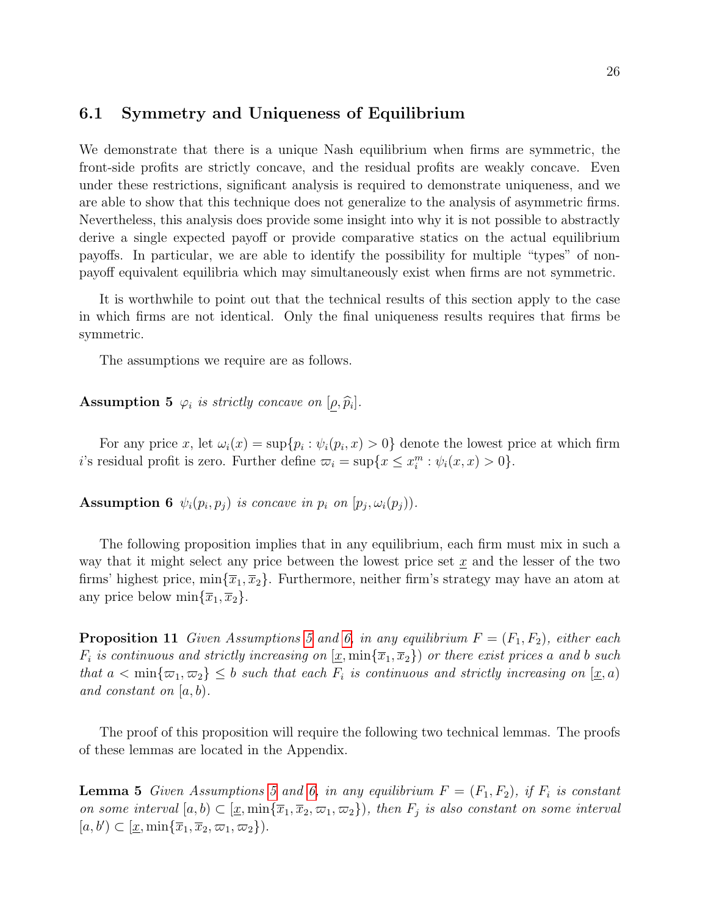### 6.1 Symmetry and Uniqueness of Equilibrium

We demonstrate that there is a unique Nash equilibrium when firms are symmetric, the front-side profits are strictly concave, and the residual profits are weakly concave. Even under these restrictions, significant analysis is required to demonstrate uniqueness, and we are able to show that this technique does not generalize to the analysis of asymmetric firms. Nevertheless, this analysis does provide some insight into why it is not possible to abstractly derive a single expected payoff or provide comparative statics on the actual equilibrium payoffs. In particular, we are able to identify the possibility for multiple "types" of non-payoff equivalent equilibria which may simultaneously exist when firms are not symmetric.

It is worthwhile to point out that the technical results of this section apply to the case in which firms are not identical. Only the final uniqueness results requires that firms be symmetric.

The assumptions we require are as follows.

**Assumption 5** *$\varphi_i$ is strictly concave on $[\underline{\rho}, \widehat{p}_i]$.*

For any price $x$, let $\omega_i(x) = \sup\{p_i : \psi_i(p_i, x) > 0\}$ denote the lowest price at which firm $i$'s residual profit is zero. Further define $\varpi_i = \sup\{x \leq x_i^m : \psi_i(x, x) > 0\}$.

**Assumption 6** *$\psi_i(p_i, p_j)$ is concave in $p_i$ on $[p_j, \omega_i(p_j))$.*

The following proposition implies that in any equilibrium, each firm must mix in such a way that it might select any price between the lowest price set $\underline{x}$ and the lesser of the two firms' highest price, $\min\{\overline{x}_1, \overline{x}_2\}$. Furthermore, neither firm's strategy may have an atom at any price below $\min\{\overline{x}_1, \overline{x}_2\}$.

**Proposition 11** *Given Assumptions 5 and 6, in any equilibrium $F = (F_1, F_2)$, either each $F_i$ is continuous and strictly increasing on $[\underline{x}, \min\{\overline{x}_1, \overline{x}_2\})$ or there exist prices $a$ and $b$ such that $a < \min\{\varpi_1, \varpi_2\} \leq b$ such that each $F_i$ is continuous and strictly increasing on $[\underline{x}, a)$ and constant on $[a, b)$.*

The proof of this proposition will require the following two technical lemmas. The proofs of these lemmas are located in the Appendix.

**Lemma 5** *Given Assumptions 5 and 6, in any equilibrium $F = (F_1, F_2)$, if $F_i$ is constant on some interval $[a, b) \subset [\underline{x}, \min\{\overline{x}_1, \overline{x}_2, \varpi_1, \varpi_2\})$, then $F_j$ is also constant on some interval $[a, b') \subset [\underline{x}, \min\{\overline{x}_1, \overline{x}_2, \varpi_1, \varpi_2\})$.*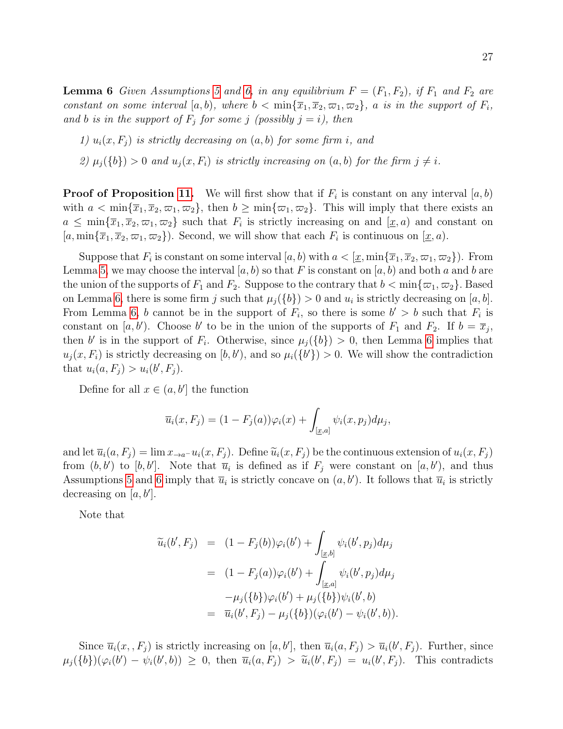**Lemma 6** *Given Assumptions 5 and 6, in any equilibrium $F = (F_1, F_2)$, if $F_1$ and $F_2$ are constant on some interval $[a, b)$, where $b < \min\{\overline{x}_1, \overline{x}_2, \varpi_1, \varpi_2\}$, $a$ is in the support of $F_i$, and $b$ is in the support of $F_j$ for some $j$ (possibly $j = i$), then*

*1) $u_i(x, F_j)$ is strictly decreasing on $(a, b)$ for some firm $i$, and*

*2) $\mu_j(\{b\}) > 0$ and $u_j(x, F_i)$ is strictly increasing on $(a, b)$ for the firm $j \neq i$.*

**Proof of Proposition 11.** We will first show that if $F_i$ is constant on any interval $[a, b)$ with $a < \min\{\overline{x}_1, \overline{x}_2, \varpi_1, \varpi_2\}$, then $b \geq \min\{\varpi_1, \varpi_2\}$. This will imply that there exists an $a \leq \min\{\overline{x}_1, \overline{x}_2, \varpi_1, \varpi_2\}$ such that $F_i$ is strictly increasing on and $[\underline{x}, a)$ and constant on $[a, \min\{\overline{x}_1, \overline{x}_2, \varpi_1, \varpi_2\})$. Second, we will show that each $F_i$ is continuous on $[\underline{x}, a)$.

Suppose that $F_i$ is constant on some interval $[a, b)$ with $a < [\underline{x}, \min\{\overline{x}_1, \overline{x}_2, \varpi_1, \varpi_2\})$. From Lemma 5, we may choose the interval $[a, b)$ so that $F$ is constant on $[a, b)$ and both $a$ and $b$ are the union of the supports of $F_1$ and $F_2$. Suppose to the contrary that $b < \min\{\varpi_1, \varpi_2\}$. Based on Lemma 6, there is some firm $j$ such that $\mu_j(\{b\}) > 0$ and $u_i$ is strictly decreasing on $[a, b]$. From Lemma 6, $b$ cannot be in the support of $F_i$, so there is some $b' > b$ such that $F_i$ is constant on $[a, b')$. Choose $b'$ to be in the union of the supports of $F_1$ and $F_2$. If $b = \overline{x}_j$, then $b'$ is in the support of $F_i$. Otherwise, since $\mu_j(\{b\}) > 0$, then Lemma 6 implies that $u_j(x, F_i)$ is strictly decreasing on $[b, b')$, and so $\mu_i(\{b'\}) > 0$. We will show the contradiction that $u_i(a, F_j) > u_i(b', F_j)$.

Define for all $x \in (a, b']$ the function

$$\overline{u}_i(x, F_j) = (1 - F_j(a))\varphi_i(x) + \int_{[\underline{x}, a]} \psi_i(x, p_j) d\mu_j,$$

and let $\overline{u}_i(a, F_j) = \lim x_{\rightarrow a^-} u_i(x, F_j)$. Define $\widetilde{u}_i(x, F_j)$ be the continuous extension of $u_i(x, F_j)$ from $(b, b')$ to $[b, b']$. Note that $\overline{u}_i$ is defined as if $F_j$ were constant on $[a, b')$, and thus Assumptions 5 and 6 imply that $\overline{u}_i$ is strictly concave on $(a, b')$. It follows that $\overline{u}_i$ is strictly decreasing on $[a, b']$.

Note that

$$\begin{aligned}
\widetilde{u}_i(b', F_j) &= (1 - F_j(b))\varphi_i(b') + \int_{[\underline{x}, b]} \psi_i(b', p_j) d\mu_j \\
&= (1 - F_j(a))\varphi_i(b') + \int_{[\underline{x}, a]} \psi_i(b', p_j) d\mu_j \\
&\quad - \mu_j(\{b\})\varphi_i(b') + \mu_j(\{b\})\psi_i(b', b) \\
&= \overline{u}_i(b', F_j) - \mu_j(\{b\})(\varphi_i(b') - \psi_i(b', b)).
\end{aligned}$$

Since $\overline{u}_i(x, , F_j)$ is strictly increasing on $[a, b']$, then $\overline{u}_i(a, F_j) > \overline{u}_i(b', F_j)$. Further, since $\mu_j(\{b\})(\varphi_i(b') - \psi_i(b', b)) \geq 0$, then $\overline{u}_i(a, F_j) > \widetilde{u}_i(b', F_j) = u_i(b', F_j)$. This contradicts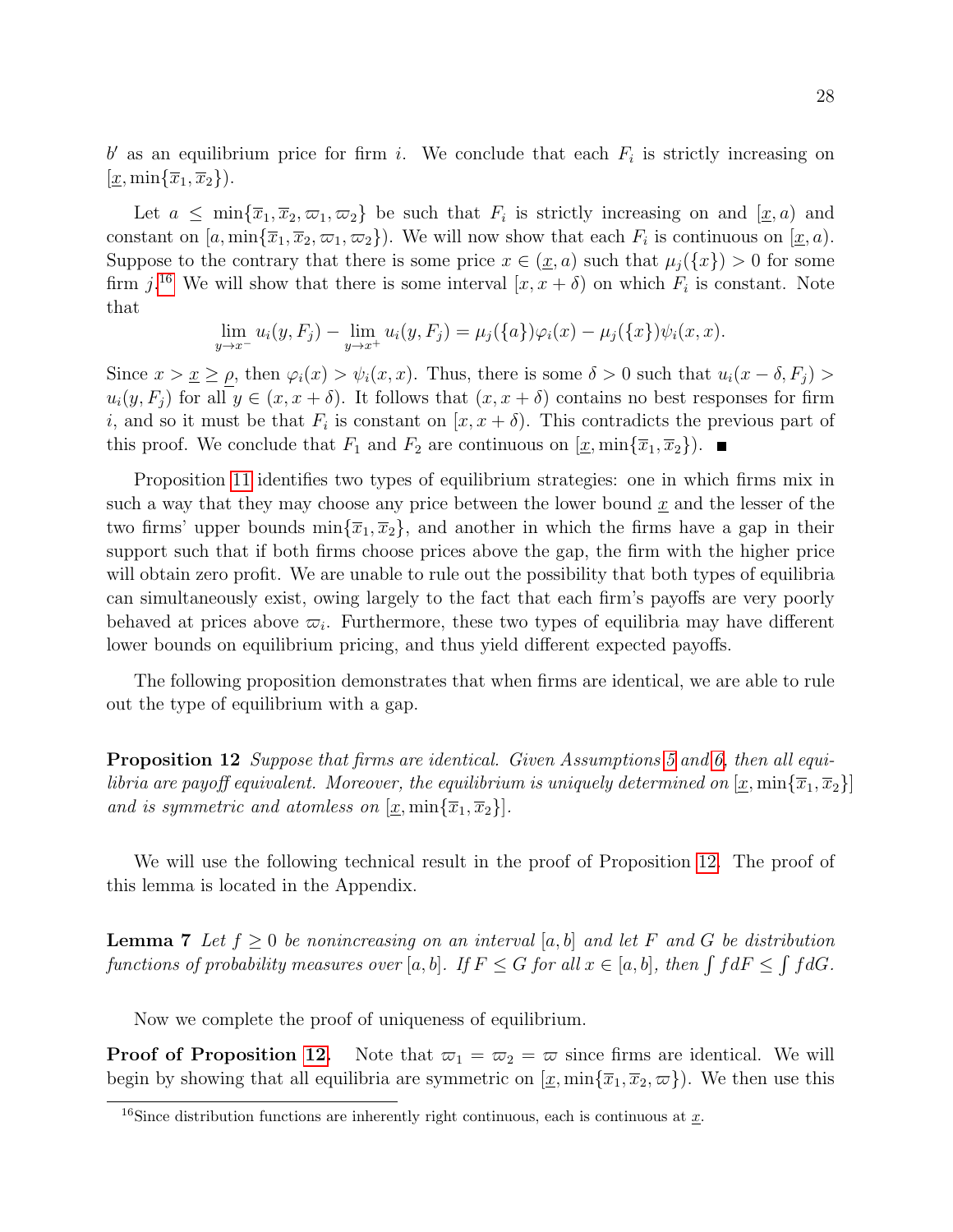$b'$ as an equilibrium price for firm $i$. We conclude that each $F_i$ is strictly increasing on $[\underline{x}, \min\{\overline{x}_1, \overline{x}_2\})$.

Let $a \leq \min\{\overline{x}_1, \overline{x}_2, \varpi_1, \varpi_2\}$ be such that $F_i$ is strictly increasing on and $[\underline{x}, a)$ and constant on $[a, \min\{\overline{x}_1, \overline{x}_2, \varpi_1, \varpi_2\})$. We will now show that each $F_i$ is continuous on $[\underline{x}, a)$. Suppose to the contrary that there is some price $x \in (\underline{x}, a)$ such that $\mu_j(\{x\}) > 0$ for some firm $j$.[16] We will show that there is some interval $[x, x+\delta)$ on which $F_i$ is constant. Note that

$$\lim_{y \to x^-} u_i(y, F_j) - \lim_{y \to x^+} u_i(y, F_j) = \mu_j(\{a\})\varphi_i(x) - \mu_j(\{x\})\psi_i(x, x).$$

Since $x > \underline{x} \geq \rho$, then $\varphi_i(x) > \psi_i(x, x)$. Thus, there is some $\delta > 0$ such that $u_i(x - \delta, F_j) > u_i(y, F_j)$ for all $y \in (x, x + \delta)$. It follows that $(x, x+\delta)$ contains no best responses for firm $i$, and so it must be that $F_i$ is constant on $[x, x+\delta)$. This contradicts the previous part of this proof. We conclude that $F_1$ and $F_2$ are continuous on $[\underline{x}, \min\{\overline{x}_1, \overline{x}_2\})$. ■

Proposition 11 identifies two types of equilibrium strategies: one in which firms mix in such a way that they may choose any price between the lower bound $\underline{x}$ and the lesser of the two firms' upper bounds $\min\{\overline{x}_1, \overline{x}_2\}$, and another in which the firms have a gap in their support such that if both firms choose prices above the gap, the firm with the higher price will obtain zero profit. We are unable to rule out the possibility that both types of equilibria can simultaneously exist, owing largely to the fact that each firm's payoffs are very poorly behaved at prices above $\varpi_i$. Furthermore, these two types of equilibria may have different lower bounds on equilibrium pricing, and thus yield different expected payoffs.

The following proposition demonstrates that when firms are identical, we are able to rule out the type of equilibrium with a gap.

**Proposition 12** *Suppose that firms are identical. Given Assumptions 5 and 6, then all equilibria are payoff equivalent. Moreover, the equilibrium is uniquely determined on $[\underline{x}, \min\{\overline{x}_1, \overline{x}_2\}]$ and is symmetric and atomless on $[\underline{x}, \min\{\overline{x}_1, \overline{x}_2\}]$.*

We will use the following technical result in the proof of Proposition 12. The proof of this lemma is located in the Appendix.

**Lemma 7** *Let $f \geq 0$ be nonincreasing on an interval $[a, b]$ and let $F$ and $G$ be distribution functions of probability measures over $[a, b]$. If $F \leq G$ for all $x \in [a, b]$, then $\int f dF \leq \int f dG$.*

Now we complete the proof of uniqueness of equilibrium.

**Proof of Proposition 12.** Note that $\varpi_1 = \varpi_2 = \varpi$ since firms are identical. We will begin by showing that all equilibria are symmetric on $[\underline{x}, \min\{\overline{x}_1, \overline{x}_2, \varpi\})$. We then use this

[16] Since distribution functions are inherently right continuous, each is continuous at $\underline{x}$.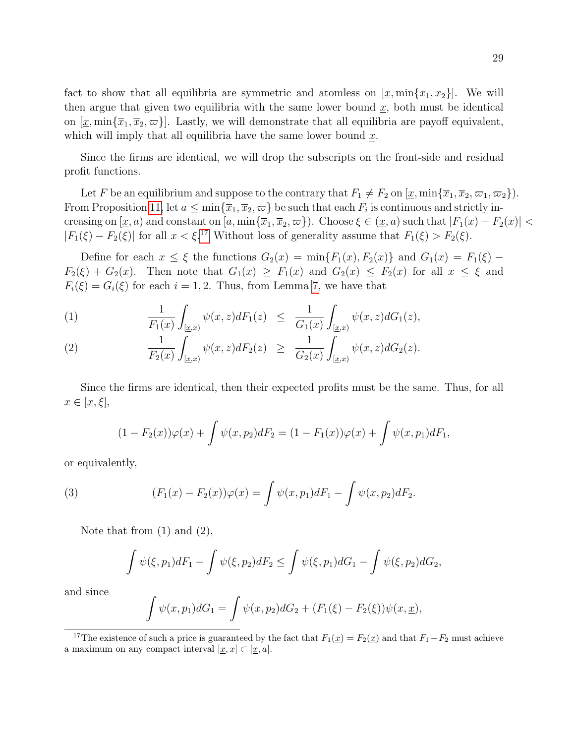fact to show that all equilibria are symmetric and atomless on $[\underline{x}, \min\{\overline{x}_1, \overline{x}_2\}]$. We will then argue that given two equilibria with the same lower bound $\underline{x}$, both must be identical on $[\underline{x}, \min\{\overline{x}_1, \overline{x}_2, \varpi\}]$. Lastly, we will demonstrate that all equilibria are payoff equivalent, which will imply that all equilibria have the same lower bound $\underline{x}$.

Since the firms are identical, we will drop the subscripts on the front-side and residual profit functions.

Let $F$ be an equilibrium and suppose to the contrary that $F_1 \neq F_2$ on $[\underline{x}, \min\{\overline{x}_1, \overline{x}_2, \varpi_1, \varpi_2\})$. From Proposition 11, let $a \leq \min\{\overline{x}_1, \overline{x}_2, \varpi\}$ be such that each $F_i$ is continuous and strictly increasing on $[\underline{x}, a)$ and constant on $[a, \min\{\overline{x}_1, \overline{x}_2, \varpi\})$. Choose $\xi \in (\underline{x}, a)$ such that $|F_1(x) - F_2(x)| < |F_1(\xi) - F_2(\xi)|$ for all $x < \xi$.[17] Without loss of generality assume that $F_1(\xi) > F_2(\xi)$.

Define for each $x \leq \xi$ the functions $G_2(x) = \min\{F_1(x), F_2(x)\}$ and $G_1(x) = F_1(\xi) - F_2(\xi) + G_2(x)$. Then note that $G_1(x) \geq F_1(x)$ and $G_2(x) \leq F_2(x)$ for all $x \leq \xi$ and $F_i(\xi) = G_i(\xi)$ for each $i = 1, 2$. Thus, from Lemma 7, we have that

$$
\begin{aligned}
(1) \qquad & \frac{1}{F_1(x)} \int_{[\underline{x},x)} \psi(x,z) dF_1(z) \;\leq\; \frac{1}{G_1(x)} \int_{[\underline{x},x)} \psi(x,z) dG_1(z), \\
(2) \qquad & \frac{1}{F_2(x)} \int_{[\underline{x},x)} \psi(x,z) dF_2(z) \;\geq\; \frac{1}{G_2(x)} \int_{[\underline{x},x)} \psi(x,z) dG_2(z).
\end{aligned}
$$

Since the firms are identical, then their expected profits must be the same. Thus, for all $x \in [\underline{x}, \xi]$,

$$
(1 - F_2(x))\varphi(x) + \int \psi(x, p_2) dF_2 = (1 - F_1(x))\varphi(x) + \int \psi(x, p_1) dF_1,
$$

or equivalently,

$$
(3) \qquad (F_1(x) - F_2(x))\varphi(x) = \int \psi(x, p_1) dF_1 - \int \psi(x, p_2) dF_2.
$$

Note that from (1) and (2),

$$
\int \psi(\xi, p_1) dF_1 - \int \psi(\xi, p_2) dF_2 \leq \int \psi(\xi, p_1) dG_1 - \int \psi(\xi, p_2) dG_2,
$$

and since

$$
\int \psi(x, p_1) dG_1 = \int \psi(x, p_2) dG_2 + (F_1(\xi) - F_2(\xi))\psi(x, \underline{x}),
$$

[17] The existence of such a price is guaranteed by the fact that $F_1(\underline{x}) = F_2(\underline{x})$ and that $F_1 - F_2$ must achieve a maximum on any compact interval $[\underline{x}, x] \subset [\underline{x}, a]$.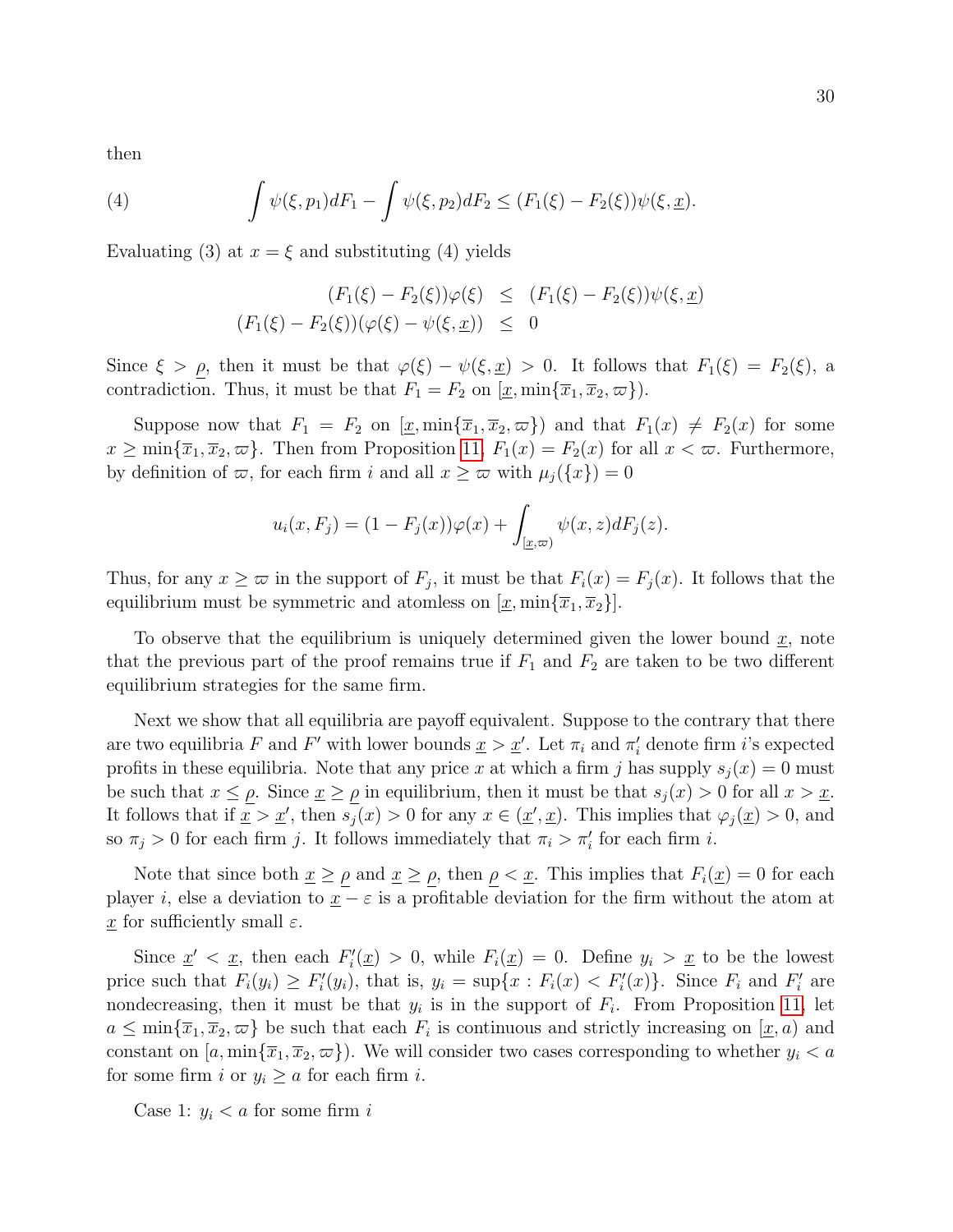then

$$\int \psi(\xi, p_1)dF_1 - \int \psi(\xi, p_2)dF_2 \leq (F_1(\xi) - F_2(\xi))\psi(\xi, \underline{x}). \tag{4}$$

Evaluating (3) at $x = \xi$ and substituting (4) yields

$$\begin{aligned} (F_1(\xi) - F_2(\xi))\varphi(\xi) &\leq (F_1(\xi) - F_2(\xi))\psi(\xi, \underline{x}) \\ (F_1(\xi) - F_2(\xi))(\varphi(\xi) - \psi(\xi, \underline{x})) &\leq 0 \end{aligned}$$

Since $\xi > \underline{\rho}$, then it must be that $\varphi(\xi) - \psi(\xi, \underline{x}) > 0$. It follows that $F_1(\xi) = F_2(\xi)$, a contradiction. Thus, it must be that $F_1 = F_2$ on $[\underline{x}, \min\{\overline{x}_1, \overline{x}_2, \varpi\})$.

Suppose now that $F_1 = F_2$ on $[\underline{x}, \min\{\overline{x}_1, \overline{x}_2, \varpi\})$ and that $F_1(x) \neq F_2(x)$ for some $x \geq \min\{\overline{x}_1, \overline{x}_2, \varpi\}$. Then from Proposition 11, $F_1(x) = F_2(x)$ for all $x < \varpi$. Furthermore, by definition of $\varpi$, for each firm $i$ and all $x \geq \varpi$ with $\mu_j(\{x\}) = 0$

$$u_i(x, F_j) = (1 - F_j(x))\varphi(x) + \int_{[\underline{x}, \varpi)} \psi(x, z)dF_j(z).$$

Thus, for any $x \geq \varpi$ in the support of $F_j$, it must be that $F_i(x) = F_j(x)$. It follows that the equilibrium must be symmetric and atomless on $[\underline{x}, \min\{\overline{x}_1, \overline{x}_2\}]$.

To observe that the equilibrium is uniquely determined given the lower bound $\underline{x}$, note that the previous part of the proof remains true if $F_1$ and $F_2$ are taken to be two different equilibrium strategies for the same firm.

Next we show that all equilibria are payoff equivalent. Suppose to the contrary that there are two equilibria $F$ and $F'$ with lower bounds $\underline{x} > \underline{x}'$. Let $\pi_i$ and $\pi_i'$ denote firm $i$'s expected profits in these equilibria. Note that any price $x$ at which a firm $j$ has supply $s_j(x) = 0$ must be such that $x \leq \underline{\rho}$. Since $\underline{x} \geq \underline{\rho}$ in equilibrium, then it must be that $s_j(x) > 0$ for all $x > \underline{x}$. It follows that if $\underline{x} > \underline{x}'$, then $s_j(x) > 0$ for any $x \in (\underline{x}', \underline{x})$. This implies that $\varphi_j(\underline{x}) > 0$, and so $\pi_j > 0$ for each firm $j$. It follows immediately that $\pi_i > \pi_i'$ for each firm $i$.

Note that since both $\underline{x} \geq \underline{\rho}$ and $\underline{x} \geq \underline{\rho}$, then $\underline{\rho} < \underline{x}$. This implies that $F_i(\underline{x}) = 0$ for each player $i$, else a deviation to $\underline{x} - \varepsilon$ is a profitable deviation for the firm without the atom at $\underline{x}$ for sufficiently small $\varepsilon$.

Since $\underline{x}' < \underline{x}$, then each $F_i'(\underline{x}) > 0$, while $F_i(\underline{x}) = 0$. Define $y_i > \underline{x}$ to be the lowest price such that $F_i(y_i) \geq F_i'(y_i)$, that is, $y_i = \sup\{x : F_i(x) < F_i'(x)\}$. Since $F_i$ and $F_i'$ are nondecreasing, then it must be that $y_i$ is in the support of $F_i$. From Proposition 11, let $a \leq \min\{\overline{x}_1, \overline{x}_2, \varpi\}$ be such that each $F_i$ is continuous and strictly increasing on $[\underline{x}, a)$ and constant on $[a, \min\{\overline{x}_1, \overline{x}_2, \varpi\})$. We will consider two cases corresponding to whether $y_i < a$ for some firm $i$ or $y_i \geq a$ for each firm $i$.

Case 1: $y_i < a$ for some firm $i$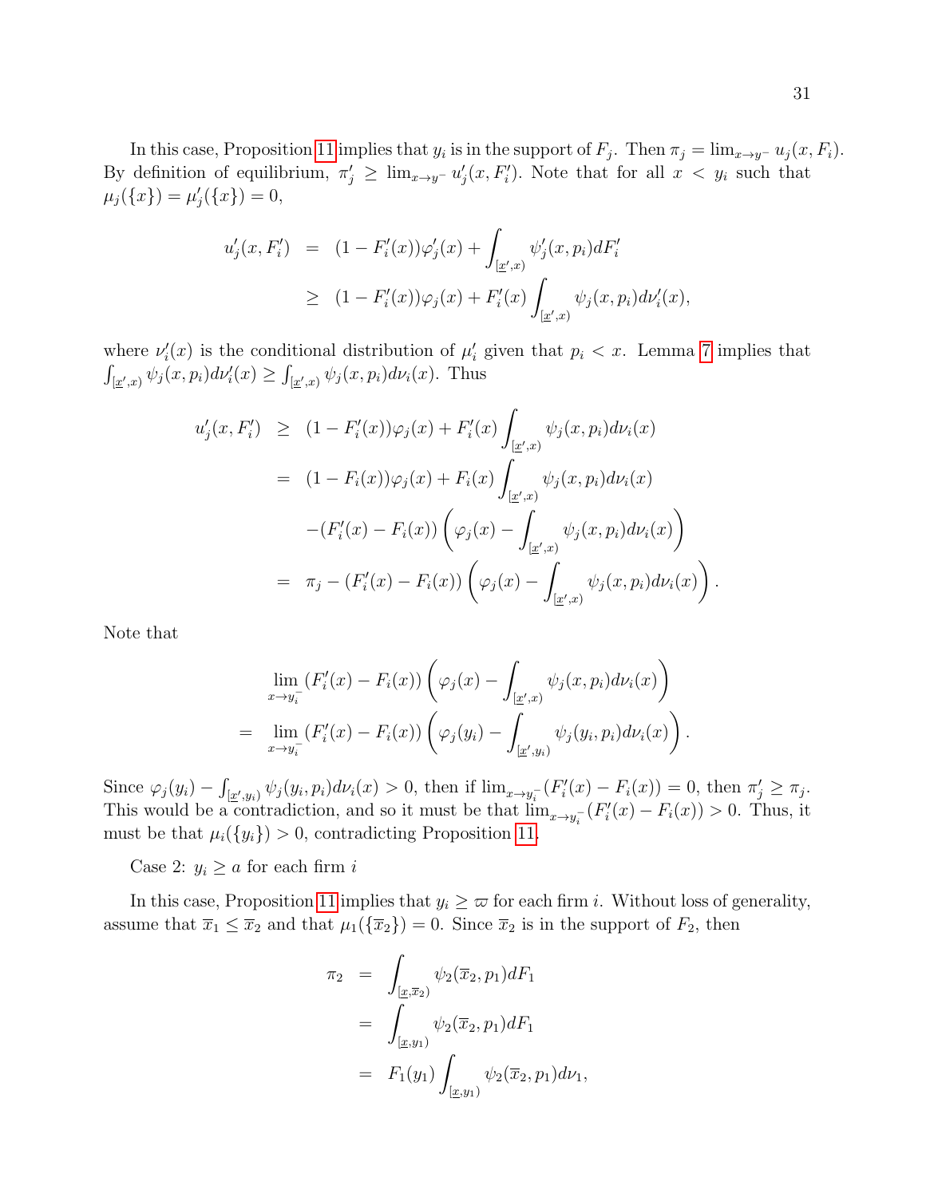In this case, Proposition 11 implies that $y_i$ is in the support of $F_j$. Then $\pi_j = \lim_{x \to y^-} u_j(x, F_i)$. By definition of equilibrium, $\pi_j' \geq \lim_{x \to y^-} u_j'(x, F_i')$. Note that for all $x < y_i$ such that $\mu_j(\{x\}) = \mu_j'(\{x\}) = 0$,

$$
\begin{aligned}
u_j'(x, F_i') &= (1 - F_i'(x))\varphi_j'(x) + \int_{[\underline{x}', x)} \psi_j'(x, p_i) dF_i' \\
&\geq (1 - F_i'(x))\varphi_j(x) + F_i'(x) \int_{[\underline{x}', x)} \psi_j(x, p_i) d\nu_i'(x),
\end{aligned}
$$

where $\nu_i'(x)$ is the conditional distribution of $\mu_i'$ given that $p_i < x$. Lemma 7 implies that $\int_{[\underline{x}', x)} \psi_j(x, p_i) d\nu_i'(x) \geq \int_{[\underline{x}', x)} \psi_j(x, p_i) d\nu_i(x)$. Thus

$$
\begin{aligned}
u_j'(x, F_i') &\geq (1 - F_i'(x))\varphi_j(x) + F_i'(x) \int_{[\underline{x}', x)} \psi_j(x, p_i) d\nu_i(x) \\
&= (1 - F_i(x))\varphi_j(x) + F_i(x) \int_{[\underline{x}', x)} \psi_j(x, p_i) d\nu_i(x) \\
&\quad - (F_i'(x) - F_i(x)) \left( \varphi_j(x) - \int_{[\underline{x}', x)} \psi_j(x, p_i) d\nu_i(x) \right) \\
&= \pi_j - (F_i'(x) - F_i(x)) \left( \varphi_j(x) - \int_{[\underline{x}', x)} \psi_j(x, p_i) d\nu_i(x) \right).
\end{aligned}
$$

Note that

$$
\begin{aligned}
&\lim_{x \to y_i^-} (F_i'(x) - F_i(x)) \left( \varphi_j(x) - \int_{[\underline{x}', x)} \psi_j(x, p_i) d\nu_i(x) \right) \\
= &\lim_{x \to y_i^-} (F_i'(x) - F_i(x)) \left( \varphi_j(y_i) - \int_{[\underline{x}', y_i)} \psi_j(y_i, p_i) d\nu_i(x) \right).
\end{aligned}
$$

Since $\varphi_j(y_i) - \int_{[\underline{x}', y_i)} \psi_j(y_i, p_i) d\nu_i(x) > 0$, then if $\lim_{x \to y_i^-} (F_i'(x) - F_i(x)) = 0$, then $\pi_j' \geq \pi_j$. This would be a contradiction, and so it must be that $\lim_{x \to y_i^-} (F_i'(x) - F_i(x)) > 0$. Thus, it must be that $\mu_i(\{y_i\}) > 0$, contradicting Proposition 11.

Case 2: $y_i \geq a$ for each firm $i$

In this case, Proposition 11 implies that $y_i \geq \varpi$ for each firm $i$. Without loss of generality, assume that $\overline{x}_1 \leq \overline{x}_2$ and that $\mu_1(\{\overline{x}_2\}) = 0$. Since $\overline{x}_2$ is in the support of $F_2$, then

$$
\begin{aligned}
\pi_2 &= \int_{[\underline{x}, \overline{x}_2)} \psi_2(\overline{x}_2, p_1) dF_1 \\
&= \int_{[\underline{x}, y_1)} \psi_2(\overline{x}_2, p_1) dF_1 \\
&= F_1(y_1) \int_{[\underline{x}, y_1)} \psi_2(\overline{x}_2, p_1) d\nu_1,
\end{aligned}
$$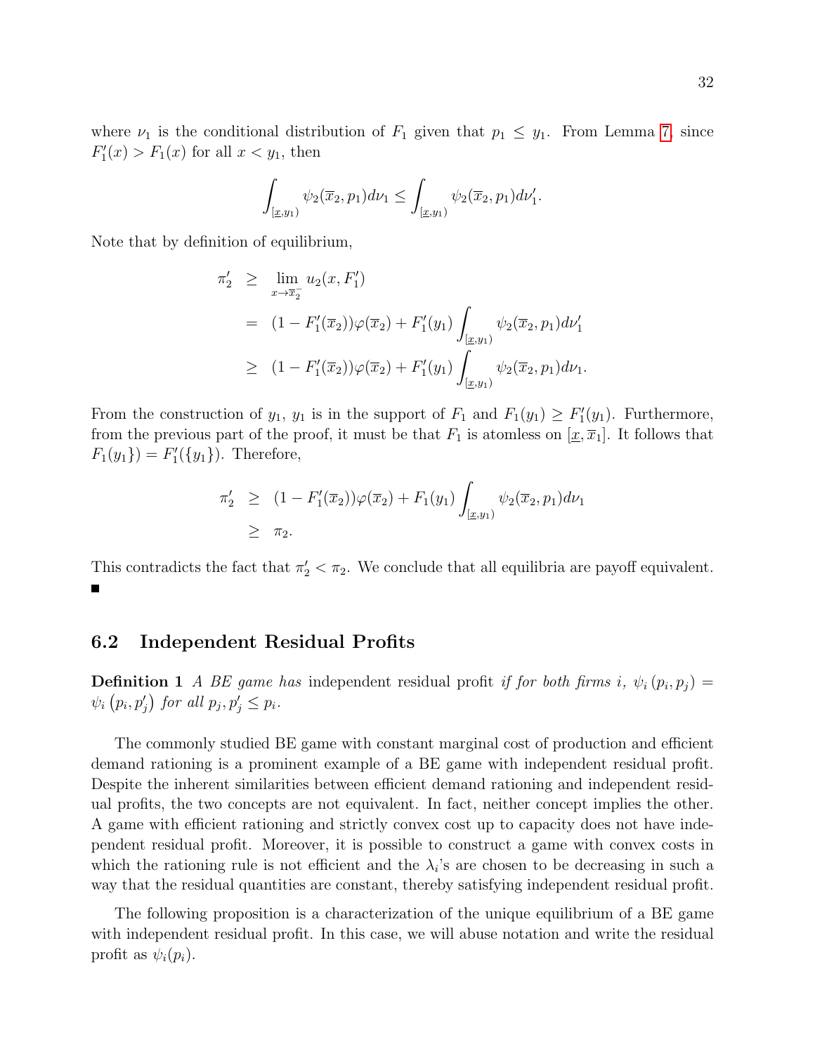where $\nu_1$ is the conditional distribution of $F_1$ given that $p_1 \leq y_1$. From Lemma 7, since $F_1'(x) > F_1(x)$ for all $x < y_1$, then

$$\int_{[\underline{x},y_1)} \psi_2(\overline{x}_2, p_1) d\nu_1 \leq \int_{[\underline{x},y_1)} \psi_2(\overline{x}_2, p_1) d\nu_1'.$$

Note that by definition of equilibrium,

$$\begin{aligned}
\pi_2' &\geq \lim_{x \to \overline{x}_2^-} u_2(x, F_1') \\
&= (1 - F_1'(\overline{x}_2))\varphi(\overline{x}_2) + F_1'(y_1) \int_{[\underline{x},y_1)} \psi_2(\overline{x}_2, p_1) d\nu_1' \\
&\geq (1 - F_1'(\overline{x}_2))\varphi(\overline{x}_2) + F_1'(y_1) \int_{[\underline{x},y_1)} \psi_2(\overline{x}_2, p_1) d\nu_1.
\end{aligned}$$

From the construction of $y_1$, $y_1$ is in the support of $F_1$ and $F_1(y_1) \geq F_1'(y_1)$. Furthermore, from the previous part of the proof, it must be that $F_1$ is atomless on $[\underline{x}, \overline{x}_1]$. It follows that $F_1(y_1\}) = F_1'(\{y_1\})$. Therefore,

$$\begin{aligned}
\pi_2' &\geq (1 - F_1'(\overline{x}_2))\varphi(\overline{x}_2) + F_1(y_1) \int_{[\underline{x},y_1)} \psi_2(\overline{x}_2, p_1) d\nu_1 \\
&\geq \pi_2.
\end{aligned}$$

This contradicts the fact that $\pi_2' < \pi_2$. We conclude that all equilibria are payoff equivalent. ∎

## 6.2 Independent Residual Profits

**Definition 1** *A BE game has* independent residual profit *if for both firms $i$, $\psi_i(p_i, p_j) = \psi_i(p_i, p_j')$ for all $p_j, p_j' \leq p_i$.*

The commonly studied BE game with constant marginal cost of production and efficient demand rationing is a prominent example of a BE game with independent residual profit. Despite the inherent similarities between efficient demand rationing and independent residual profits, the two concepts are not equivalent. In fact, neither concept implies the other. A game with efficient rationing and strictly convex cost up to capacity does not have independent residual profit. Moreover, it is possible to construct a game with convex costs in which the rationing rule is not efficient and the $\lambda_i$'s are chosen to be decreasing in such a way that the residual quantities are constant, thereby satisfying independent residual profit.

The following proposition is a characterization of the unique equilibrium of a BE game with independent residual profit. In this case, we will abuse notation and write the residual profit as $\psi_i(p_i)$.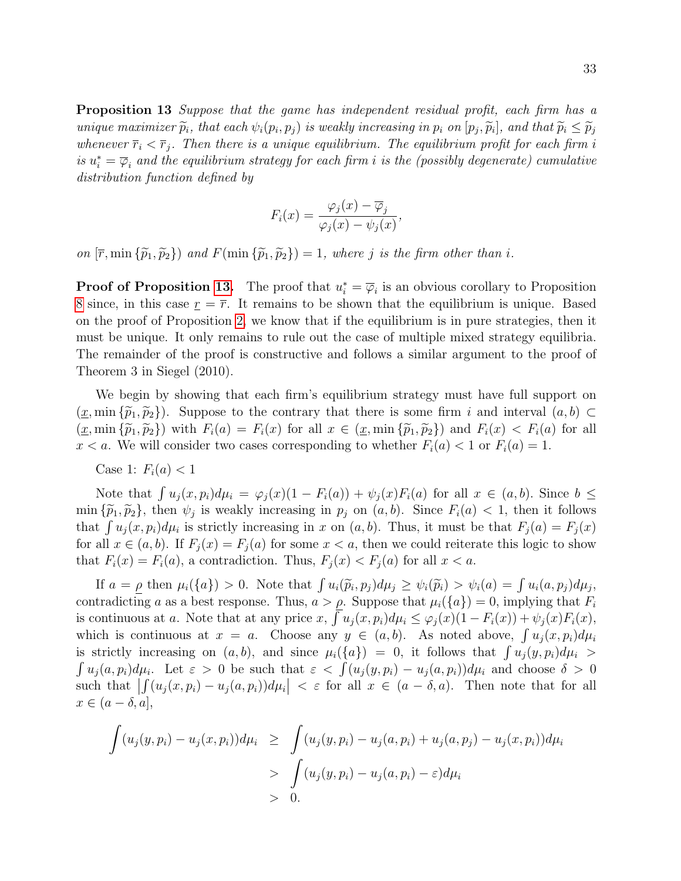**Proposition 13** *Suppose that the game has independent residual profit, each firm has a unique maximizer $\widetilde{p}_i$, that each $\psi_i(p_i, p_j)$ is weakly increasing in $p_i$ on $[p_j, \widetilde{p}_i]$, and that $\widetilde{p}_i \leq \widetilde{p}_j$ whenever $\overline{r}_i < \overline{r}_j$. Then there is a unique equilibrium. The equilibrium profit for each firm $i$ is $u_i^* = \overline{\varphi}_i$ and the equilibrium strategy for each firm $i$ is the (possibly degenerate) cumulative distribution function defined by*

$$F_i(x) = \frac{\varphi_j(x) - \overline{\varphi}_j}{\varphi_j(x) - \psi_j(x)},$$

*on $[\overline{r}, \min\{\widetilde{p}_1, \widetilde{p}_2\})$ and $F(\min\{\widetilde{p}_1, \widetilde{p}_2\}) = 1$, where $j$ is the firm other than $i$.*

**Proof of Proposition 13.** The proof that $u_i^* = \overline{\varphi}_i$ is an obvious corollary to Proposition 8 since, in this case $\underline{r} = \overline{r}$. It remains to be shown that the equilibrium is unique. Based on the proof of Proposition 2, we know that if the equilibrium is in pure strategies, then it must be unique. It only remains to rule out the case of multiple mixed strategy equilibria. The remainder of the proof is constructive and follows a similar argument to the proof of Theorem 3 in Siegel (2010).

We begin by showing that each firm's equilibrium strategy must have full support on $(\underline{x}, \min\{\widetilde{p}_1, \widetilde{p}_2\})$. Suppose to the contrary that there is some firm $i$ and interval $(a, b) \subset (\underline{x}, \min\{\widetilde{p}_1, \widetilde{p}_2\})$ with $F_i(a) = F_i(x)$ for all $x \in (\underline{x}, \min\{\widetilde{p}_1, \widetilde{p}_2\})$ and $F_i(x) < F_i(a)$ for all $x < a$. We will consider two cases corresponding to whether $F_i(a) < 1$ or $F_i(a) = 1$.

Case 1: $F_i(a) < 1$

Note that $\int u_j(x, p_i) d\mu_i = \varphi_j(x)(1 - F_i(a)) + \psi_j(x) F_i(a)$ for all $x \in (a, b)$. Since $b \leq \min\{\widetilde{p}_1, \widetilde{p}_2\}$, then $\psi_j$ is weakly increasing in $p_j$ on $(a, b)$. Since $F_i(a) < 1$, then it follows that $\int u_j(x, p_i) d\mu_i$ is strictly increasing in $x$ on $(a, b)$. Thus, it must be that $F_j(a) = F_j(x)$ for all $x \in (a, b)$. If $F_j(x) = F_j(a)$ for some $x < a$, then we could reiterate this logic to show that $F_i(x) = F_i(a)$, a contradiction. Thus, $F_j(x) < F_j(a)$ for all $x < a$.

If $a = \underline{\rho}$ then $\mu_i(\{a\}) > 0$. Note that $\int u_i(\widetilde{p}_i, p_j) d\mu_j \geq \psi_i(\widetilde{p}_i) > \psi_i(a) = \int u_i(a, p_j) d\mu_j$, contradicting $a$ as a best response. Thus, $a > \underline{\rho}$. Suppose that $\mu_i(\{a\}) = 0$, implying that $F_i$ is continuous at $a$. Note that at any price $x$, $\int u_j(x, p_i) d\mu_i \leq \varphi_j(x)(1 - F_i(x)) + \psi_j(x) F_i(x)$, which is continuous at $x = a$. Choose any $y \in (a, b)$. As noted above, $\int u_j(x, p_i) d\mu_i$ is strictly increasing on $(a, b)$, and since $\mu_i(\{a\}) = 0$, it follows that $\int u_j(y, p_i) d\mu_i > \int u_j(a, p_i) d\mu_i$. Let $\varepsilon > 0$ be such that $\varepsilon < \int (u_j(y, p_i) - u_j(a, p_i)) d\mu_i$ and choose $\delta > 0$ such that $\left| \int (u_j(x, p_i) - u_j(a, p_i)) d\mu_i \right| < \varepsilon$ for all $x \in (a - \delta, a)$. Then note that for all $x \in (a - \delta, a]$,

$$\begin{aligned}
\int (u_j(y, p_i) - u_j(x, p_i)) d\mu_i &\geq \int (u_j(y, p_i) - u_j(a, p_i) + u_j(a, p_j) - u_j(x, p_i)) d\mu_i \\
&> \int (u_j(y, p_i) - u_j(a, p_i) - \varepsilon) d\mu_i \\
&> 0.
\end{aligned}$$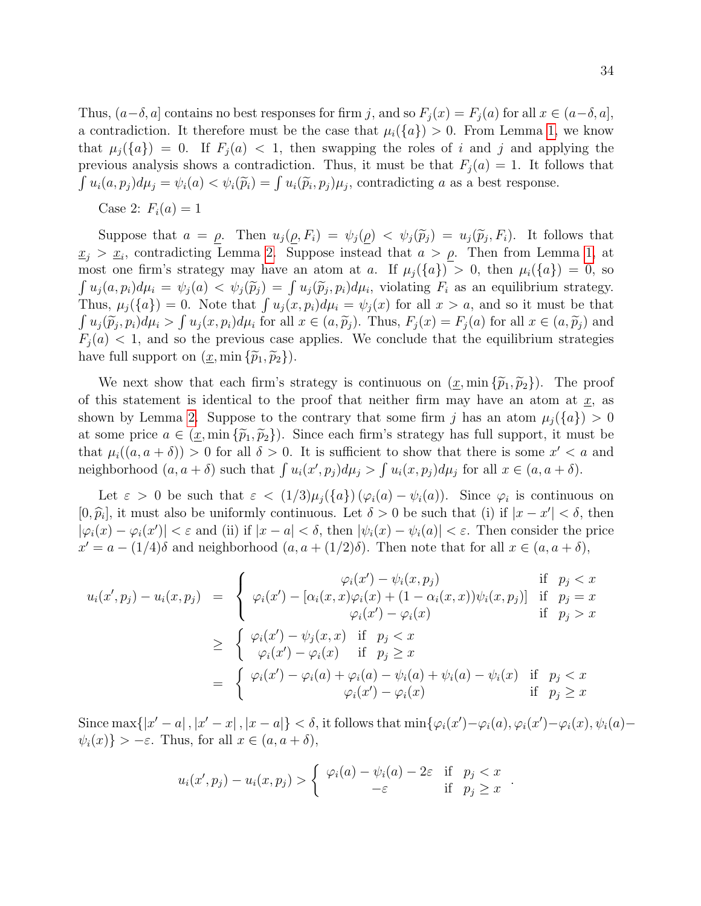Thus, $(a-\delta, a]$ contains no best responses for firm $j$, and so $F_j(x) = F_j(a)$ for all $x \in (a-\delta, a]$, a contradiction. It therefore must be the case that $\mu_i(\{a\}) > 0$. From Lemma 1, we know that $\mu_j(\{a\}) = 0$. If $F_j(a) < 1$, then swapping the roles of $i$ and $j$ and applying the previous analysis shows a contradiction. Thus, it must be that $F_j(a) = 1$. It follows that $\int u_i(a, p_j) d\mu_j = \psi_i(a) < \psi_i(\widetilde{p}_i) = \int u_i(\widetilde{p}_i, p_j)\mu_j$, contradicting $a$ as a best response.

Case 2: $F_i(a) = 1$

Suppose that $a = \underline{\rho}$. Then $u_j(\underline{\rho}, F_i) = \psi_j(\underline{\rho}) < \psi_j(\widetilde{p}_j) = u_j(\widetilde{p}_j, F_i)$. It follows that $\underline{x}_j > \underline{x}_i$, contradicting Lemma 2. Suppose instead that $a > \underline{\rho}$. Then from Lemma 1, at most one firm's strategy may have an atom at $a$. If $\mu_j(\{a\}) > 0$, then $\mu_i(\{a\}) = 0$, so $\int u_j(a, p_i) d\mu_i = \psi_j(a) < \psi_j(\widetilde{p}_j) = \int u_j(\widetilde{p}_j, p_i) d\mu_i$, violating $F_i$ as an equilibrium strategy. Thus, $\mu_j(\{a\}) = 0$. Note that $\int u_j(x, p_i) d\mu_i = \psi_j(x)$ for all $x > a$, and so it must be that $\int u_j(\widetilde{p}_j, p_i) d\mu_i > \int u_j(x, p_i) d\mu_i$ for all $x \in (a, \widetilde{p}_j)$. Thus, $F_j(x) = F_j(a)$ for all $x \in (a, \widetilde{p}_j)$ and $F_j(a) < 1$, and so the previous case applies. We conclude that the equilibrium strategies have full support on $(\underline{x}, \min\{\widetilde{p}_1, \widetilde{p}_2\})$.

We next show that each firm's strategy is continuous on $(\underline{x}, \min\{\widetilde{p}_1, \widetilde{p}_2\})$. The proof of this statement is identical to the proof that neither firm may have an atom at $\underline{x}$, as shown by Lemma 2. Suppose to the contrary that some firm $j$ has an atom $\mu_j(\{a\}) > 0$ at some price $a \in (\underline{x}, \min\{\widetilde{p}_1, \widetilde{p}_2\})$. Since each firm's strategy has full support, it must be that $\mu_i((a, a+\delta)) > 0$ for all $\delta > 0$. It is sufficient to show that there is some $x' < a$ and neighborhood $(a, a+\delta)$ such that $\int u_i(x', p_j) d\mu_j > \int u_i(x, p_j) d\mu_j$ for all $x \in (a, a+\delta)$.

Let $\varepsilon > 0$ be such that $\varepsilon < (1/3)\mu_j(\{a\})(\varphi_i(a) - \psi_i(a))$. Since $\varphi_i$ is continuous on $[0, \widehat{p}_i]$, it must also be uniformly continuous. Let $\delta > 0$ be such that (i) if $|x - x'| < \delta$, then $|\varphi_i(x) - \varphi_i(x')| < \varepsilon$ and (ii) if $|x - a| < \delta$, then $|\psi_i(x) - \psi_i(a)| < \varepsilon$. Then consider the price $x' = a - (1/4)\delta$ and neighborhood $(a, a + (1/2)\delta)$. Then note that for all $x \in (a, a+\delta)$,

$$
\begin{aligned}
u_i(x', p_j) - u_i(x, p_j) &= \begin{cases} \varphi_i(x') - \psi_i(x, p_j) & \text{if} \quad p_j < x \\ \varphi_i(x') - [\alpha_i(x,x)\varphi_i(x) + (1-\alpha_i(x,x))\psi_i(x, p_j)] & \text{if} \quad p_j = x \\ \varphi_i(x') - \varphi_i(x) & \text{if} \quad p_j > x \end{cases} \\
&\geq \begin{cases} \varphi_i(x') - \psi_j(x, x) & \text{if} \quad p_j < x \\ \varphi_i(x') - \varphi_i(x) & \text{if} \quad p_j \geq x \end{cases} \\
&= \begin{cases} \varphi_i(x') - \varphi_i(a) + \varphi_i(a) - \psi_i(a) + \psi_i(a) - \psi_i(x) & \text{if} \quad p_j < x \\ \varphi_i(x') - \varphi_i(x) & \text{if} \quad p_j \geq x \end{cases}
\end{aligned}
$$

Since $\max\{|x' - a|, |x' - x|, |x - a|\} < \delta$, it follows that $\min\{\varphi_i(x') - \varphi_i(a), \varphi_i(x') - \varphi_i(x), \psi_i(a) - \psi_i(x)\} > -\varepsilon$. Thus, for all $x \in (a, a+\delta)$,

$$
u_i(x', p_j) - u_i(x, p_j) > \begin{cases} \varphi_i(a) - \psi_i(a) - 2\varepsilon & \text{if} \quad p_j < x \\ -\varepsilon & \text{if} \quad p_j \geq x \end{cases}.
$$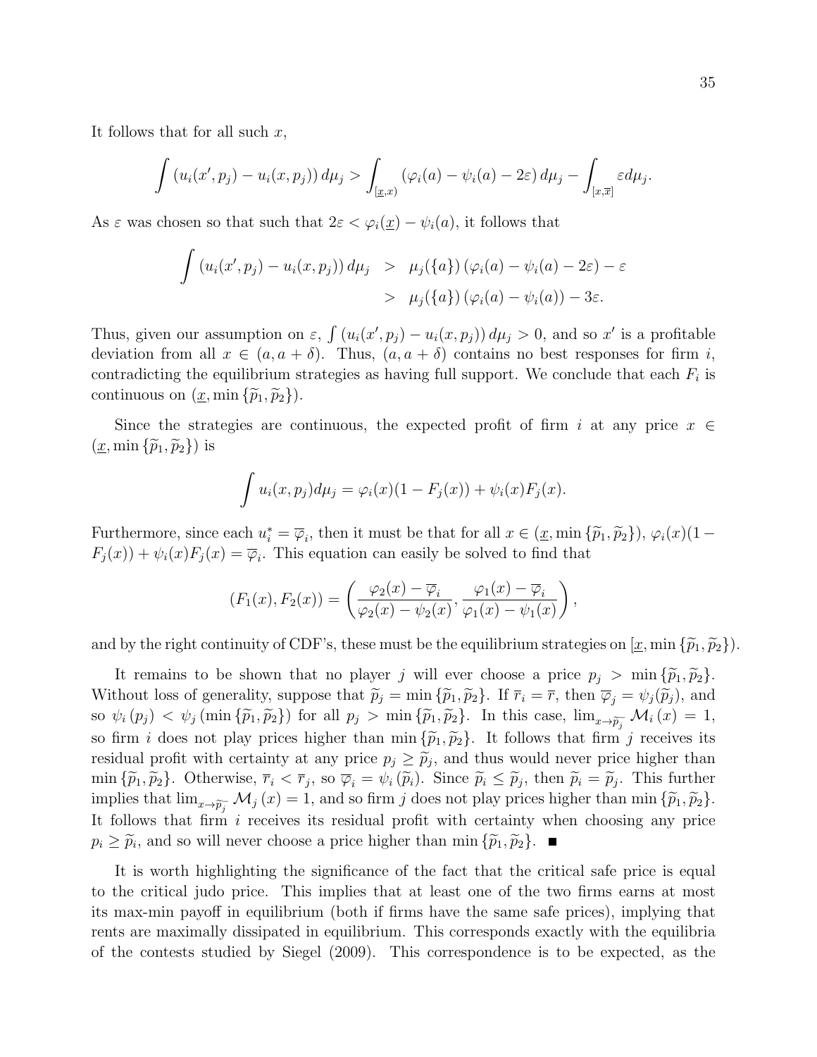It follows that for all such $x$,

$$\int (u_i(x', p_j) - u_i(x, p_j))\, d\mu_j > \int_{[\underline{x}, x)} (\varphi_i(a) - \psi_i(a) - 2\varepsilon)\, d\mu_j - \int_{[x, \overline{x}]} \varepsilon d\mu_j.$$

As $\varepsilon$ was chosen so that such that $2\varepsilon < \varphi_i(\underline{x}) - \psi_i(a)$, it follows that

$$\begin{aligned}
\int (u_i(x', p_j) - u_i(x, p_j))\, d\mu_j &> \mu_j(\{a\}) (\varphi_i(a) - \psi_i(a) - 2\varepsilon) - \varepsilon \\
&> \mu_j(\{a\}) (\varphi_i(a) - \psi_i(a)) - 3\varepsilon.
\end{aligned}$$

Thus, given our assumption on $\varepsilon$, $\int (u_i(x', p_j) - u_i(x, p_j))\, d\mu_j > 0$, and so $x'$ is a profitable deviation from all $x \in (a, a + \delta)$. Thus, $(a, a + \delta)$ contains no best responses for firm $i$, contradicting the equilibrium strategies as having full support. We conclude that each $F_i$ is continuous on $(\underline{x}, \min\{\widetilde{p}_1, \widetilde{p}_2\})$.

Since the strategies are continuous, the expected profit of firm $i$ at any price $x \in (\underline{x}, \min\{\widetilde{p}_1, \widetilde{p}_2\})$ is

$$\int u_i(x, p_j) d\mu_j = \varphi_i(x)(1 - F_j(x)) + \psi_i(x) F_j(x).$$

Furthermore, since each $u_i^* = \overline{\varphi}_i$, then it must be that for all $x \in (\underline{x}, \min\{\widetilde{p}_1, \widetilde{p}_2\})$, $\varphi_i(x)(1 - F_j(x)) + \psi_i(x) F_j(x) = \overline{\varphi}_i$. This equation can easily be solved to find that

$$(F_1(x), F_2(x)) = \left( \frac{\varphi_2(x) - \overline{\varphi}_i}{\varphi_2(x) - \psi_2(x)}, \frac{\varphi_1(x) - \overline{\varphi}_i}{\varphi_1(x) - \psi_1(x)} \right),$$

and by the right continuity of CDF's, these must be the equilibrium strategies on $[\underline{x}, \min\{\widetilde{p}_1, \widetilde{p}_2\})$.

It remains to be shown that no player $j$ will ever choose a price $p_j > \min\{\widetilde{p}_1, \widetilde{p}_2\}$. Without loss of generality, suppose that $\widetilde{p}_j = \min\{\widetilde{p}_1, \widetilde{p}_2\}$. If $\overline{r}_i = \overline{r}$, then $\overline{\varphi}_j = \psi_j(\widetilde{p}_j)$, and so $\psi_i(p_j) < \psi_j(\min\{\widetilde{p}_1, \widetilde{p}_2\})$ for all $p_j > \min\{\widetilde{p}_1, \widetilde{p}_2\}$. In this case, $\lim_{x \to \widetilde{p}_j^-} \mathcal{M}_i(x) = 1$, so firm $i$ does not play prices higher than $\min\{\widetilde{p}_1, \widetilde{p}_2\}$. It follows that firm $j$ receives its residual profit with certainty at any price $p_j \geq \widetilde{p}_j$, and thus would never price higher than $\min\{\widetilde{p}_1, \widetilde{p}_2\}$. Otherwise, $\overline{r}_i < \overline{r}_j$, so $\overline{\varphi}_i = \psi_i(\widetilde{p}_i)$. Since $\widetilde{p}_i \leq \widetilde{p}_j$, then $\widetilde{p}_i = \widetilde{p}_j$. This further implies that $\lim_{x \to \widetilde{p}_j^-} \mathcal{M}_j(x) = 1$, and so firm $j$ does not play prices higher than $\min\{\widetilde{p}_1, \widetilde{p}_2\}$. It follows that firm $i$ receives its residual profit with certainty when choosing any price $p_i \geq \widetilde{p}_i$, and so will never choose a price higher than $\min\{\widetilde{p}_1, \widetilde{p}_2\}$. ■

It is worth highlighting the significance of the fact that the critical safe price is equal to the critical judo price. This implies that at least one of the two firms earns at most its max-min payoff in equilibrium (both if firms have the same safe prices), implying that rents are maximally dissipated in equilibrium. This corresponds exactly with the equilibria of the contests studied by Siegel (2009). This correspondence is to be expected, as the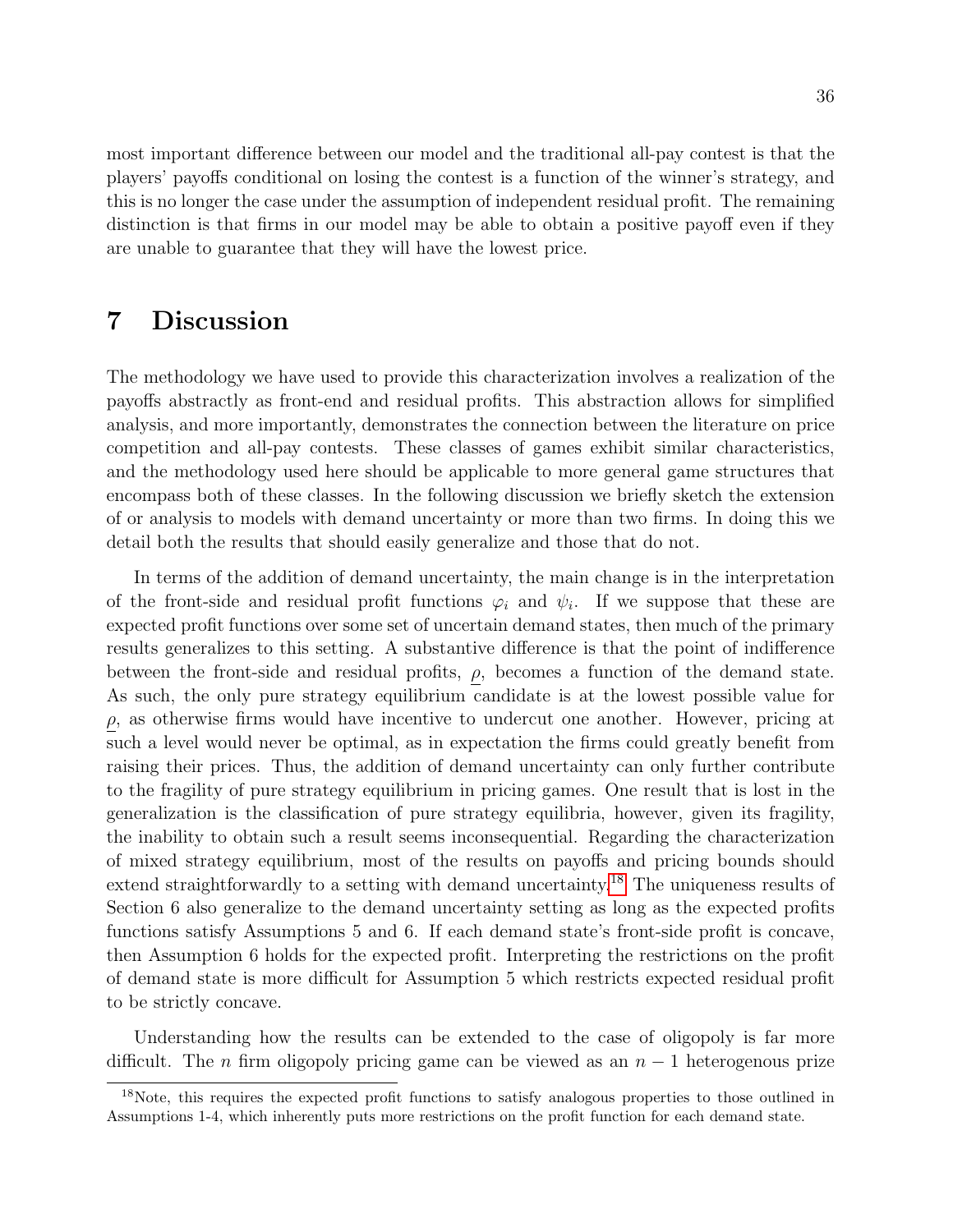most important difference between our model and the traditional all-pay contest is that the players' payoffs conditional on losing the contest is a function of the winner's strategy, and this is no longer the case under the assumption of independent residual profit. The remaining distinction is that firms in our model may be able to obtain a positive payoff even if they are unable to guarantee that they will have the lowest price.

# 7 Discussion

The methodology we have used to provide this characterization involves a realization of the payoffs abstractly as front-end and residual profits. This abstraction allows for simplified analysis, and more importantly, demonstrates the connection between the literature on price competition and all-pay contests. These classes of games exhibit similar characteristics, and the methodology used here should be applicable to more general game structures that encompass both of these classes. In the following discussion we briefly sketch the extension of or analysis to models with demand uncertainty or more than two firms. In doing this we detail both the results that should easily generalize and those that do not.

In terms of the addition of demand uncertainty, the main change is in the interpretation of the front-side and residual profit functions $\varphi_i$ and $\psi_i$. If we suppose that these are expected profit functions over some set of uncertain demand states, then much of the primary results generalizes to this setting. A substantive difference is that the point of indifference between the front-side and residual profits, $\underline{\rho}$, becomes a function of the demand state. As such, the only pure strategy equilibrium candidate is at the lowest possible value for $\underline{\rho}$, as otherwise firms would have incentive to undercut one another. However, pricing at such a level would never be optimal, as in expectation the firms could greatly benefit from raising their prices. Thus, the addition of demand uncertainty can only further contribute to the fragility of pure strategy equilibrium in pricing games. One result that is lost in the generalization is the classification of pure strategy equilibria, however, given its fragility, the inability to obtain such a result seems inconsequential. Regarding the characterization of mixed strategy equilibrium, most of the results on payoffs and pricing bounds should extend straightforwardly to a setting with demand uncertainty.[18] The uniqueness results of Section 6 also generalize to the demand uncertainty setting as long as the expected profits functions satisfy Assumptions 5 and 6. If each demand state's front-side profit is concave, then Assumption 6 holds for the expected profit. Interpreting the restrictions on the profit of demand state is more difficult for Assumption 5 which restricts expected residual profit to be strictly concave.

Understanding how the results can be extended to the case of oligopoly is far more difficult. The $n$ firm oligopoly pricing game can be viewed as an $n-1$ heterogenous prize

[18] Note, this requires the expected profit functions to satisfy analogous properties to those outlined in Assumptions 1-4, which inherently puts more restrictions on the profit function for each demand state.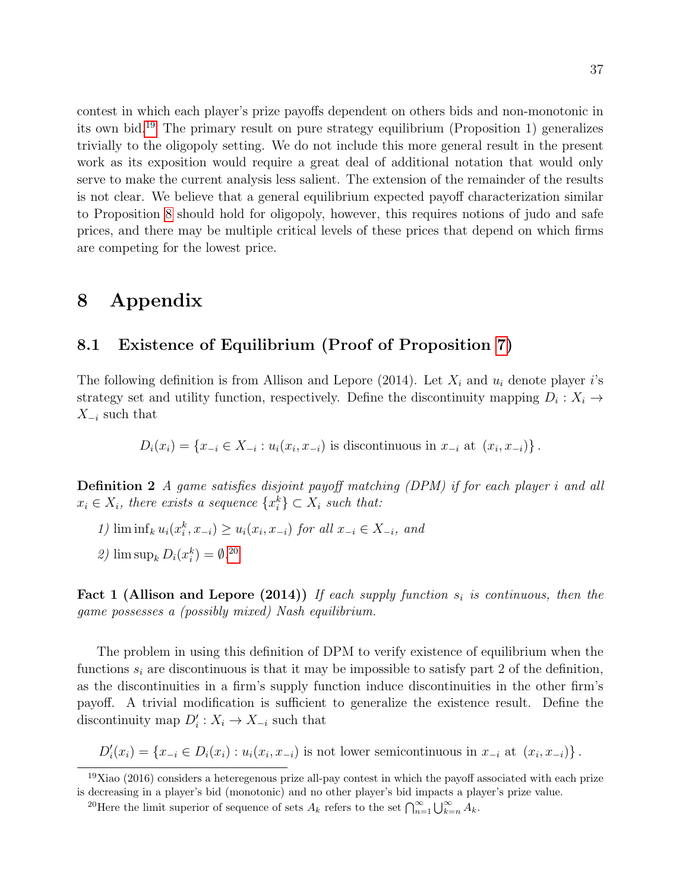contest in which each player's prize payoffs dependent on others bids and non-monotonic in its own bid.[19] The primary result on pure strategy equilibrium (Proposition 1) generalizes trivially to the oligopoly setting. We do not include this more general result in the present work as its exposition would require a great deal of additional notation that would only serve to make the current analysis less salient. The extension of the remainder of the results is not clear. We believe that a general equilibrium expected payoff characterization similar to Proposition 8 should hold for oligopoly, however, this requires notions of judo and safe prices, and there may be multiple critical levels of these prices that depend on which firms are competing for the lowest price.

# 8 Appendix

## 8.1 Existence of Equilibrium (Proof of Proposition 7)

The following definition is from Allison and Lepore (2014). Let $X_i$ and $u_i$ denote player $i$'s strategy set and utility function, respectively. Define the discontinuity mapping $D_i : X_i \to X_{-i}$ such that

$$D_i(x_i) = \{x_{-i} \in X_{-i} : u_i(x_i, x_{-i}) \text{ is discontinuous in } x_{-i} \text{ at } (x_i, x_{-i})\}.$$

**Definition 2** *A game satisfies disjoint payoff matching (DPM) if for each player $i$ and all $x_i \in X_i$, there exists a sequence $\{x_i^k\} \subset X_i$ such that:*

*1) $\liminf_k u_i(x_i^k, x_{-i}) \geq u_i(x_i, x_{-i})$ for all $x_{-i} \in X_{-i}$, and*

*2) $\limsup_k D_i(x_i^k) = \emptyset$.*[20]

**Fact 1 (Allison and Lepore (2014))** *If each supply function $s_i$ is continuous, then the game possesses a (possibly mixed) Nash equilibrium.*

The problem in using this definition of DPM to verify existence of equilibrium when the functions $s_i$ are discontinuous is that it may be impossible to satisfy part 2 of the definition, as the discontinuities in a firm's supply function induce discontinuities in the other firm's payoff. A trivial modification is sufficient to generalize the existence result. Define the discontinuity map $D_i' : X_i \to X_{-i}$ such that

$$D_i'(x_i) = \{x_{-i} \in D_i(x_i) : u_i(x_i, x_{-i}) \text{ is not lower semicontinuous in } x_{-i} \text{ at } (x_i, x_{-i})\}.$$

---

[19] Xiao (2016) considers a heteregenous prize all-pay contest in which the payoff associated with each prize is decreasing in a player's bid (monotonic) and no other player's bid impacts a player's prize value.

[20] Here the limit superior of sequence of sets $A_k$ refers to the set $\bigcap_{n=1}^{\infty} \bigcup_{k=n}^{\infty} A_k$.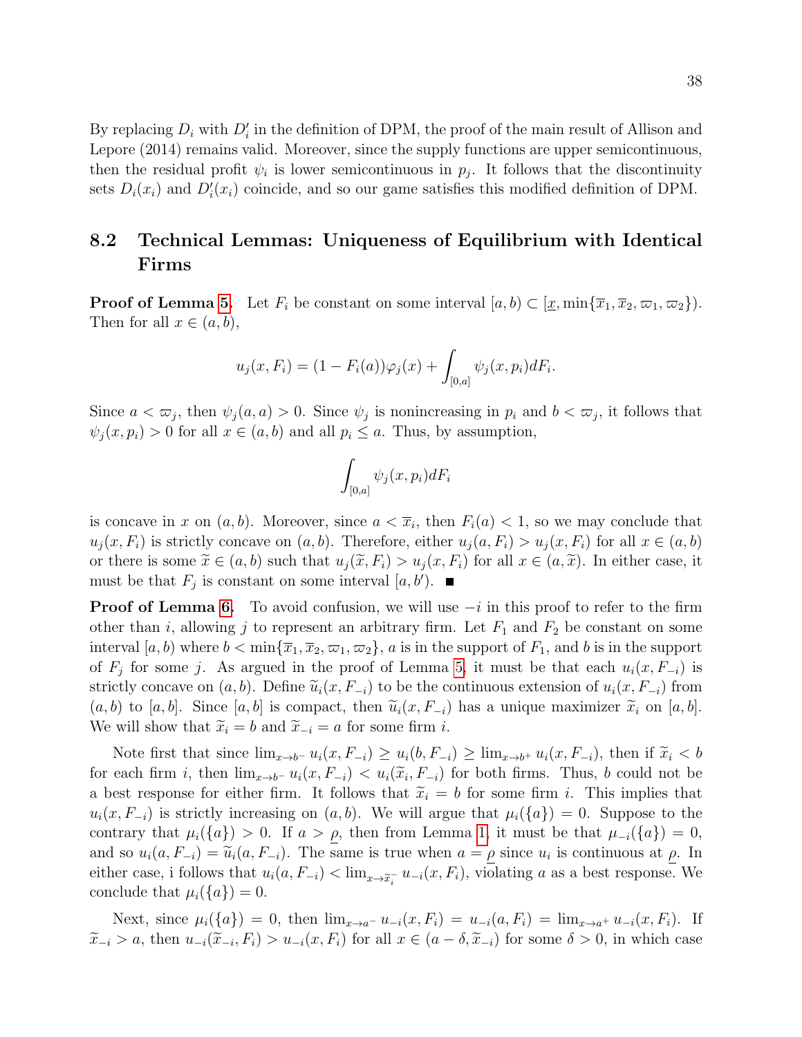By replacing $D_i$ with $D_i'$ in the definition of DPM, the proof of the main result of Allison and Lepore (2014) remains valid. Moreover, since the supply functions are upper semicontinuous, then the residual profit $\psi_i$ is lower semicontinuous in $p_j$. It follows that the discontinuity sets $D_i(x_i)$ and $D_i'(x_i)$ coincide, and so our game satisfies this modified definition of DPM.

## 8.2 Technical Lemmas: Uniqueness of Equilibrium with Identical Firms

**Proof of Lemma 5.** Let $F_i$ be constant on some interval $[a, b) \subset [\underline{x}, \min\{\overline{x}_1, \overline{x}_2, \varpi_1, \varpi_2\})$. Then for all $x \in (a, b)$,

$$u_j(x, F_i) = (1 - F_i(a))\varphi_j(x) + \int_{[0,a]} \psi_j(x, p_i) dF_i.$$

Since $a < \varpi_j$, then $\psi_j(a, a) > 0$. Since $\psi_j$ is nonincreasing in $p_i$ and $b < \varpi_j$, it follows that $\psi_j(x, p_i) > 0$ for all $x \in (a, b)$ and all $p_i \leq a$. Thus, by assumption,

$$\int_{[0,a]} \psi_j(x, p_i) dF_i$$

is concave in $x$ on $(a, b)$. Moreover, since $a < \overline{x}_i$, then $F_i(a) < 1$, so we may conclude that $u_j(x, F_i)$ is strictly concave on $(a, b)$. Therefore, either $u_j(a, F_i) > u_j(x, F_i)$ for all $x \in (a, b)$ or there is some $\widetilde{x} \in (a, b)$ such that $u_j(\widetilde{x}, F_i) > u_j(x, F_i)$ for all $x \in (a, \widetilde{x})$. In either case, it must be that $F_j$ is constant on some interval $[a, b')$. ■

**Proof of Lemma 6.** To avoid confusion, we will use $-i$ in this proof to refer to the firm other than $i$, allowing $j$ to represent an arbitrary firm. Let $F_1$ and $F_2$ be constant on some interval $[a, b)$ where $b < \min\{\overline{x}_1, \overline{x}_2, \varpi_1, \varpi_2\}$, $a$ is in the support of $F_1$, and $b$ is in the support of $F_j$ for some $j$. As argued in the proof of Lemma 5, it must be that each $u_i(x, F_{-i})$ is strictly concave on $(a, b)$. Define $\widetilde{u}_i(x, F_{-i})$ to be the continuous extension of $u_i(x, F_{-i})$ from $(a, b)$ to $[a, b]$. Since $[a, b]$ is compact, then $\widetilde{u}_i(x, F_{-i})$ has a unique maximizer $\widetilde{x}_i$ on $[a, b]$. We will show that $\widetilde{x}_i = b$ and $\widetilde{x}_{-i} = a$ for some firm $i$.

Note first that since $\lim_{x \to b^-} u_i(x, F_{-i}) \geq u_i(b, F_{-i}) \geq \lim_{x \to b^+} u_i(x, F_{-i})$, then if $\widetilde{x}_i < b$ for each firm $i$, then $\lim_{x \to b^-} u_i(x, F_{-i}) < u_i(\widetilde{x}_i, F_{-i})$ for both firms. Thus, $b$ could not be a best response for either firm. It follows that $\widetilde{x}_i = b$ for some firm $i$. This implies that $u_i(x, F_{-i})$ is strictly increasing on $(a, b)$. We will argue that $\mu_i(\{a\}) = 0$. Suppose to the contrary that $\mu_i(\{a\}) > 0$. If $a > \underline{\rho}$, then from Lemma 1, it must be that $\mu_{-i}(\{a\}) = 0$, and so $u_i(a, F_{-i}) = \widetilde{u}_i(a, F_{-i})$. The same is true when $a = \underline{\rho}$ since $u_i$ is continuous at $\underline{\rho}$. In either case, i follows that $u_i(a, F_{-i}) < \lim_{x \to \widetilde{x}_i^-} u_{-i}(x, F_i)$, violating $a$ as a best response. We conclude that $\mu_i(\{a\}) = 0$.

Next, since $\mu_i(\{a\}) = 0$, then $\lim_{x \to a^-} u_{-i}(x, F_i) = u_{-i}(a, F_i) = \lim_{x \to a^+} u_{-i}(x, F_i)$. If $\widetilde{x}_{-i} > a$, then $u_{-i}(\widetilde{x}_{-i}, F_i) > u_{-i}(x, F_i)$ for all $x \in (a - \delta, \widetilde{x}_{-i})$ for some $\delta > 0$, in which case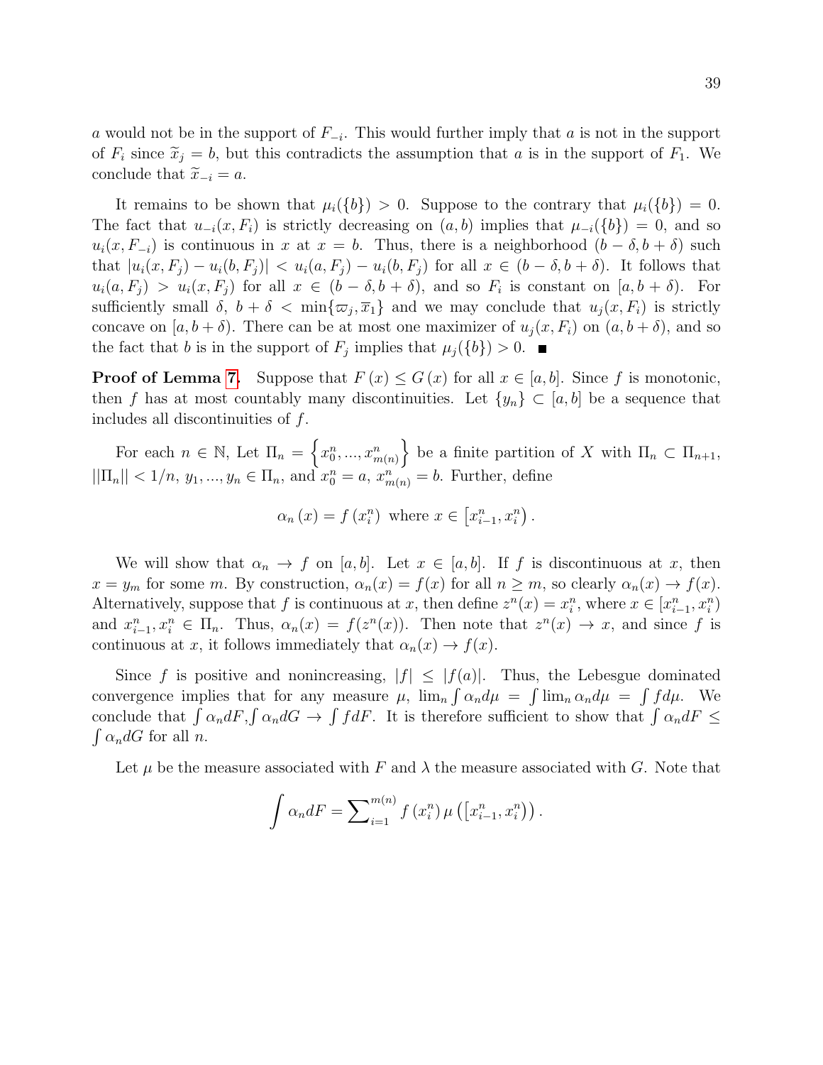$a$ would not be in the support of $F_{-i}$. This would further imply that $a$ is not in the support of $F_i$ since $\widetilde{x}_j = b$, but this contradicts the assumption that $a$ is in the support of $F_1$. We conclude that $\widetilde{x}_{-i} = a$.

It remains to be shown that $\mu_i(\{b\}) > 0$. Suppose to the contrary that $\mu_i(\{b\}) = 0$. The fact that $u_{-i}(x, F_i)$ is strictly decreasing on $(a, b)$ implies that $\mu_{-i}(\{b\}) = 0$, and so $u_i(x, F_{-i})$ is continuous in $x$ at $x = b$. Thus, there is a neighborhood $(b - \delta, b + \delta)$ such that $|u_i(x, F_j) - u_i(b, F_j)| < u_i(a, F_j) - u_i(b, F_j)$ for all $x \in (b - \delta, b + \delta)$. It follows that $u_i(a, F_j) > u_i(x, F_j)$ for all $x \in (b - \delta, b + \delta)$, and so $F_i$ is constant on $[a, b + \delta)$. For sufficiently small $\delta$, $b + \delta < \min\{\varpi_j, \overline{x}_1\}$ and we may conclude that $u_j(x, F_i)$ is strictly concave on $[a, b + \delta)$. There can be at most one maximizer of $u_j(x, F_i)$ on $(a, b + \delta)$, and so the fact that $b$ is in the support of $F_j$ implies that $\mu_j(\{b\}) > 0$. ■

**Proof of Lemma 7.** Suppose that $F(x) \leq G(x)$ for all $x \in [a, b]$. Since $f$ is monotonic, then $f$ has at most countably many discontinuities. Let $\{y_n\} \subset [a, b]$ be a sequence that includes all discontinuities of $f$.

For each $n \in \mathbb{N}$, Let $\Pi_n = \left\{x_0^n, ..., x_{m(n)}^n\right\}$ be a finite partition of $X$ with $\Pi_n \subset \Pi_{n+1}$, $||\Pi_n|| < 1/n$, $y_1, ..., y_n \in \Pi_n$, and $x_0^n = a$, $x_{m(n)}^n = b$. Further, define

$$\alpha_n(x) = f(x_i^n) \text{ where } x \in \left[x_{i-1}^n, x_i^n\right).$$

We will show that $\alpha_n \to f$ on $[a, b]$. Let $x \in [a, b]$. If $f$ is discontinuous at $x$, then $x = y_m$ for some $m$. By construction, $\alpha_n(x) = f(x)$ for all $n \geq m$, so clearly $\alpha_n(x) \to f(x)$. Alternatively, suppose that $f$ is continuous at $x$, then define $z^n(x) = x_i^n$, where $x \in [x_{i-1}^n, x_i^n)$ and $x_{i-1}^n, x_i^n \in \Pi_n$. Thus, $\alpha_n(x) = f(z^n(x))$. Then note that $z^n(x) \to x$, and since $f$ is continuous at $x$, it follows immediately that $\alpha_n(x) \to f(x)$.

Since $f$ is positive and nonincreasing, $|f| \leq |f(a)|$. Thus, the Lebesgue dominated convergence implies that for any measure $\mu$, $\lim_n \int \alpha_n d\mu = \int \lim_n \alpha_n d\mu = \int f d\mu$. We conclude that $\int \alpha_n dF, \int \alpha_n dG \to \int f dF$. It is therefore sufficient to show that $\int \alpha_n dF \leq \int \alpha_n dG$ for all $n$.

Let $\mu$ be the measure associated with $F$ and $\lambda$ the measure associated with $G$. Note that

$$\int \alpha_n dF = \sum\nolimits_{i=1}^{m(n)} f(x_i^n) \mu\left(\left[x_{i-1}^n, x_i^n\right)\right).$$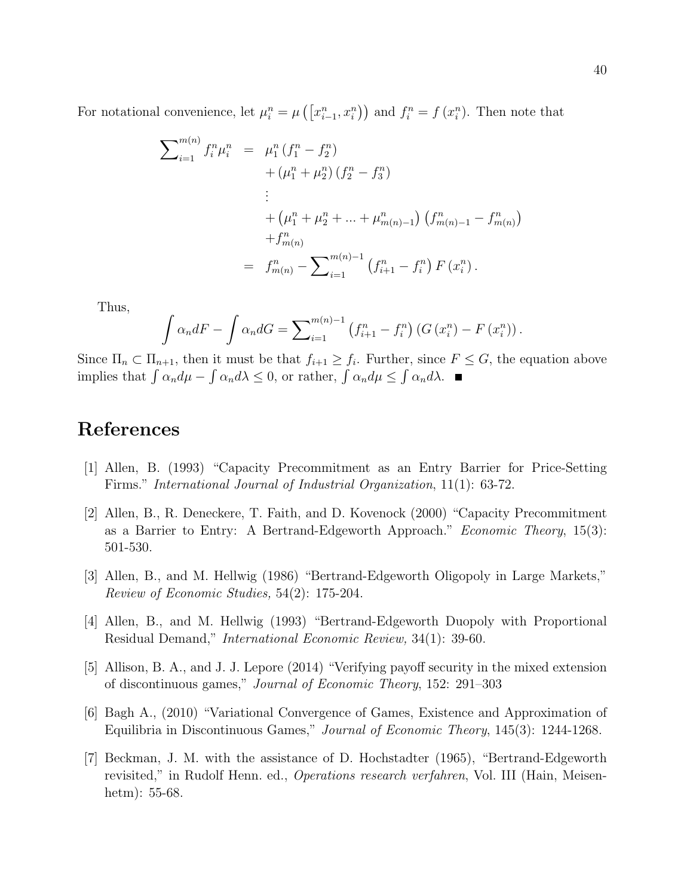For notational convenience, let $\mu_i^n = \mu\left(\left[x_{i-1}^n, x_i^n\right)\right)$ and $f_i^n = f\left(x_i^n\right)$. Then note that

$$
\begin{aligned}
\sum_{i=1}^{m(n)} f_i^n \mu_i^n &= \mu_1^n \left(f_1^n - f_2^n\right) \\
&\quad + \left(\mu_1^n + \mu_2^n\right)\left(f_2^n - f_3^n\right) \\
&\quad \vdots \\
&\quad + \left(\mu_1^n + \mu_2^n + \ldots + \mu_{m(n)-1}^n\right)\left(f_{m(n)-1}^n - f_{m(n)}^n\right) \\
&\quad + f_{m(n)}^n \\
&= f_{m(n)}^n - \sum_{i=1}^{m(n)-1} \left(f_{i+1}^n - f_i^n\right) F\left(x_i^n\right).
\end{aligned}
$$

Thus,

$$
\int \alpha_n dF - \int \alpha_n dG = \sum_{i=1}^{m(n)-1} \left(f_{i+1}^n - f_i^n\right)\left(G\left(x_i^n\right) - F\left(x_i^n\right)\right).
$$

Since $\Pi_n \subset \Pi_{n+1}$, then it must be that $f_{i+1} \geq f_i$. Further, since $F \leq G$, the equation above implies that $\int \alpha_n d\mu - \int \alpha_n d\lambda \leq 0$, or rather, $\int \alpha_n d\mu \leq \int \alpha_n d\lambda$. ■

# References

[1] Allen, B. (1993) "Capacity Precommitment as an Entry Barrier for Price-Setting Firms." *International Journal of Industrial Organization*, 11(1): 63-72.

[2] Allen, B., R. Deneckere, T. Faith, and D. Kovenock (2000) "Capacity Precommitment as a Barrier to Entry: A Bertrand-Edgeworth Approach." *Economic Theory*, 15(3): 501-530.

[3] Allen, B., and M. Hellwig (1986) "Bertrand-Edgeworth Oligopoly in Large Markets," *Review of Economic Studies,* 54(2): 175-204.

[4] Allen, B., and M. Hellwig (1993) "Bertrand-Edgeworth Duopoly with Proportional Residual Demand," *International Economic Review,* 34(1): 39-60.

[5] Allison, B. A., and J. J. Lepore (2014) "Verifying payoff security in the mixed extension of discontinuous games," *Journal of Economic Theory*, 152: 291–303

[6] Bagh A., (2010) "Variational Convergence of Games, Existence and Approximation of Equilibria in Discontinuous Games," *Journal of Economic Theory*, 145(3): 1244-1268.

[7] Beckman, J. M. with the assistance of D. Hochstadter (1965), "Bertrand-Edgeworth revisited," in Rudolf Henn. ed., *Operations research verfahren*, Vol. III (Hain, Meisenhetm): 55-68.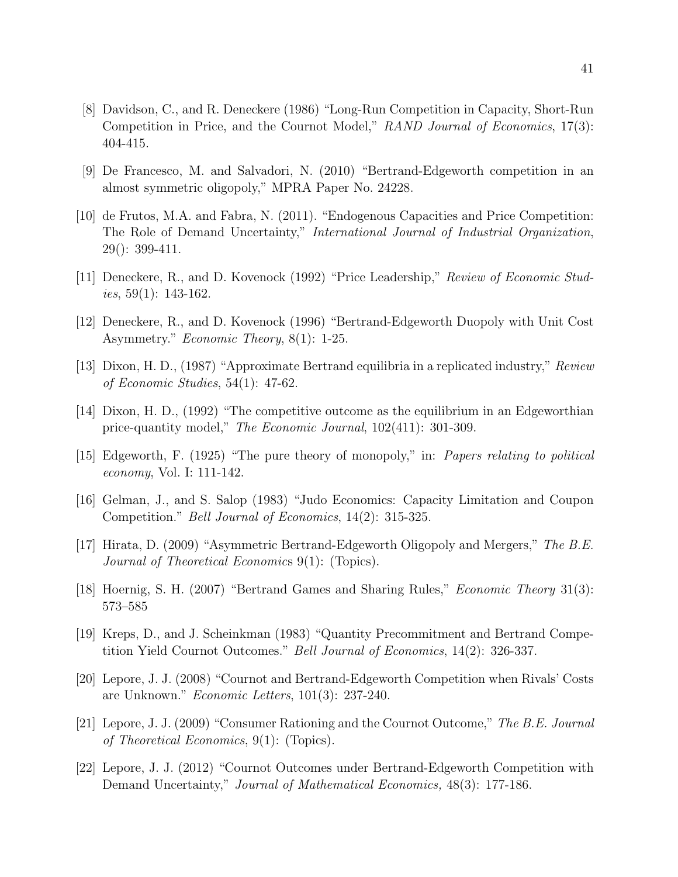[8] Davidson, C., and R. Deneckere (1986) "Long-Run Competition in Capacity, Short-Run Competition in Price, and the Cournot Model," *RAND Journal of Economics*, 17(3): 404-415.

[9] De Francesco, M. and Salvadori, N. (2010) "Bertrand-Edgeworth competition in an almost symmetric oligopoly," MPRA Paper No. 24228.

[10] de Frutos, M.A. and Fabra, N. (2011). "Endogenous Capacities and Price Competition: The Role of Demand Uncertainty," *International Journal of Industrial Organization*, 29(): 399-411.

[11] Deneckere, R., and D. Kovenock (1992) "Price Leadership," *Review of Economic Studies*, 59(1): 143-162.

[12] Deneckere, R., and D. Kovenock (1996) "Bertrand-Edgeworth Duopoly with Unit Cost Asymmetry." *Economic Theory*, 8(1): 1-25.

[13] Dixon, H. D., (1987) "Approximate Bertrand equilibria in a replicated industry," *Review of Economic Studies*, 54(1): 47-62.

[14] Dixon, H. D., (1992) "The competitive outcome as the equilibrium in an Edgeworthian price-quantity model," *The Economic Journal*, 102(411): 301-309.

[15] Edgeworth, F. (1925) "The pure theory of monopoly," in: *Papers relating to political economy*, Vol. I: 111-142.

[16] Gelman, J., and S. Salop (1983) "Judo Economics: Capacity Limitation and Coupon Competition." *Bell Journal of Economics*, 14(2): 315-325.

[17] Hirata, D. (2009) "Asymmetric Bertrand-Edgeworth Oligopoly and Mergers," *The B.E. Journal of Theoretical Economics* 9(1): (Topics).

[18] Hoernig, S. H. (2007) "Bertrand Games and Sharing Rules," *Economic Theory* 31(3): 573–585

[19] Kreps, D., and J. Scheinkman (1983) "Quantity Precommitment and Bertrand Competition Yield Cournot Outcomes." *Bell Journal of Economics*, 14(2): 326-337.

[20] Lepore, J. J. (2008) "Cournot and Bertrand-Edgeworth Competition when Rivals' Costs are Unknown." *Economic Letters*, 101(3): 237-240.

[21] Lepore, J. J. (2009) "Consumer Rationing and the Cournot Outcome," *The B.E. Journal of Theoretical Economics*, 9(1): (Topics).

[22] Lepore, J. J. (2012) "Cournot Outcomes under Bertrand-Edgeworth Competition with Demand Uncertainty," *Journal of Mathematical Economics,* 48(3): 177-186.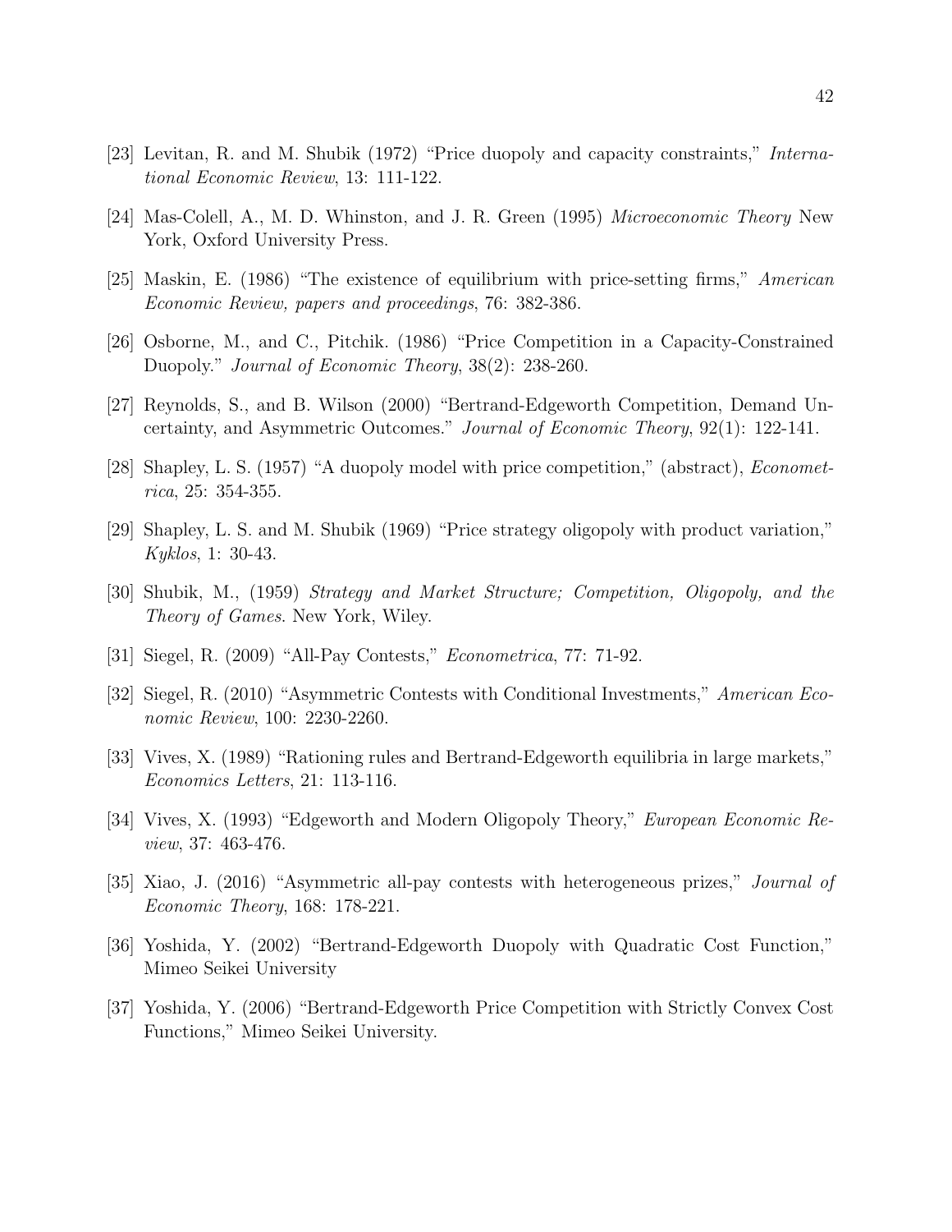[23] Levitan, R. and M. Shubik (1972) "Price duopoly and capacity constraints," *International Economic Review*, 13: 111-122.

[24] Mas-Colell, A., M. D. Whinston, and J. R. Green (1995) *Microeconomic Theory* New York, Oxford University Press.

[25] Maskin, E. (1986) "The existence of equilibrium with price-setting firms," *American Economic Review, papers and proceedings*, 76: 382-386.

[26] Osborne, M., and C., Pitchik. (1986) "Price Competition in a Capacity-Constrained Duopoly." *Journal of Economic Theory*, 38(2): 238-260.

[27] Reynolds, S., and B. Wilson (2000) "Bertrand-Edgeworth Competition, Demand Uncertainty, and Asymmetric Outcomes." *Journal of Economic Theory*, 92(1): 122-141.

[28] Shapley, L. S. (1957) "A duopoly model with price competition," (abstract), *Econometrica*, 25: 354-355.

[29] Shapley, L. S. and M. Shubik (1969) "Price strategy oligopoly with product variation," *Kyklos*, 1: 30-43.

[30] Shubik, M., (1959) *Strategy and Market Structure; Competition, Oligopoly, and the Theory of Games*. New York, Wiley.

[31] Siegel, R. (2009) "All-Pay Contests," *Econometrica*, 77: 71-92.

[32] Siegel, R. (2010) "Asymmetric Contests with Conditional Investments," *American Economic Review*, 100: 2230-2260.

[33] Vives, X. (1989) "Rationing rules and Bertrand-Edgeworth equilibria in large markets," *Economics Letters*, 21: 113-116.

[34] Vives, X. (1993) "Edgeworth and Modern Oligopoly Theory," *European Economic Review*, 37: 463-476.

[35] Xiao, J. (2016) "Asymmetric all-pay contests with heterogeneous prizes," *Journal of Economic Theory*, 168: 178-221.

[36] Yoshida, Y. (2002) "Bertrand-Edgeworth Duopoly with Quadratic Cost Function," Mimeo Seikei University

[37] Yoshida, Y. (2006) "Bertrand-Edgeworth Price Competition with Strictly Convex Cost Functions," Mimeo Seikei University.